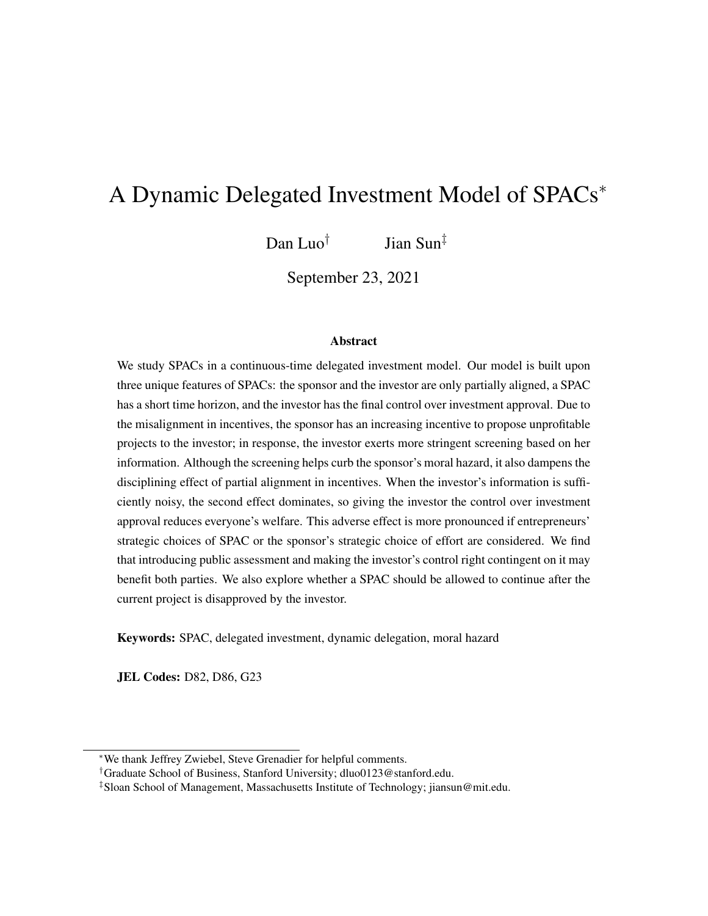# A Dynamic Delegated Investment Model of SPACs*

Dan Luo[†] Jian Sun[‡]

September 23, 2021

## Abstract

We study SPACs in a continuous-time delegated investment model. Our model is built upon three unique features of SPACs: the sponsor and the investor are only partially aligned, a SPAC has a short time horizon, and the investor has the final control over investment approval. Due to the misalignment in incentives, the sponsor has an increasing incentive to propose unprofitable projects to the investor; in response, the investor exerts more stringent screening based on her information. Although the screening helps curb the sponsor's moral hazard, it also dampens the disciplining effect of partial alignment in incentives. When the investor's information is sufficiently noisy, the second effect dominates, so giving the investor the control over investment approval reduces everyone's welfare. This adverse effect is more pronounced if entrepreneurs' strategic choices of SPAC or the sponsor's strategic choice of effort are considered. We find that introducing public assessment and making the investor's control right contingent on it may benefit both parties. We also explore whether a SPAC should be allowed to continue after the current project is disapproved by the investor.

**Keywords:** SPAC, delegated investment, dynamic delegation, moral hazard

**JEL Codes:** D82, D86, G23

*We thank Jeffrey Zwiebel, Steve Grenadier for helpful comments.

[†]Graduate School of Business, Stanford University; dluo0123@stanford.edu.

[‡]Sloan School of Management, Massachusetts Institute of Technology; jiansun@mit.edu.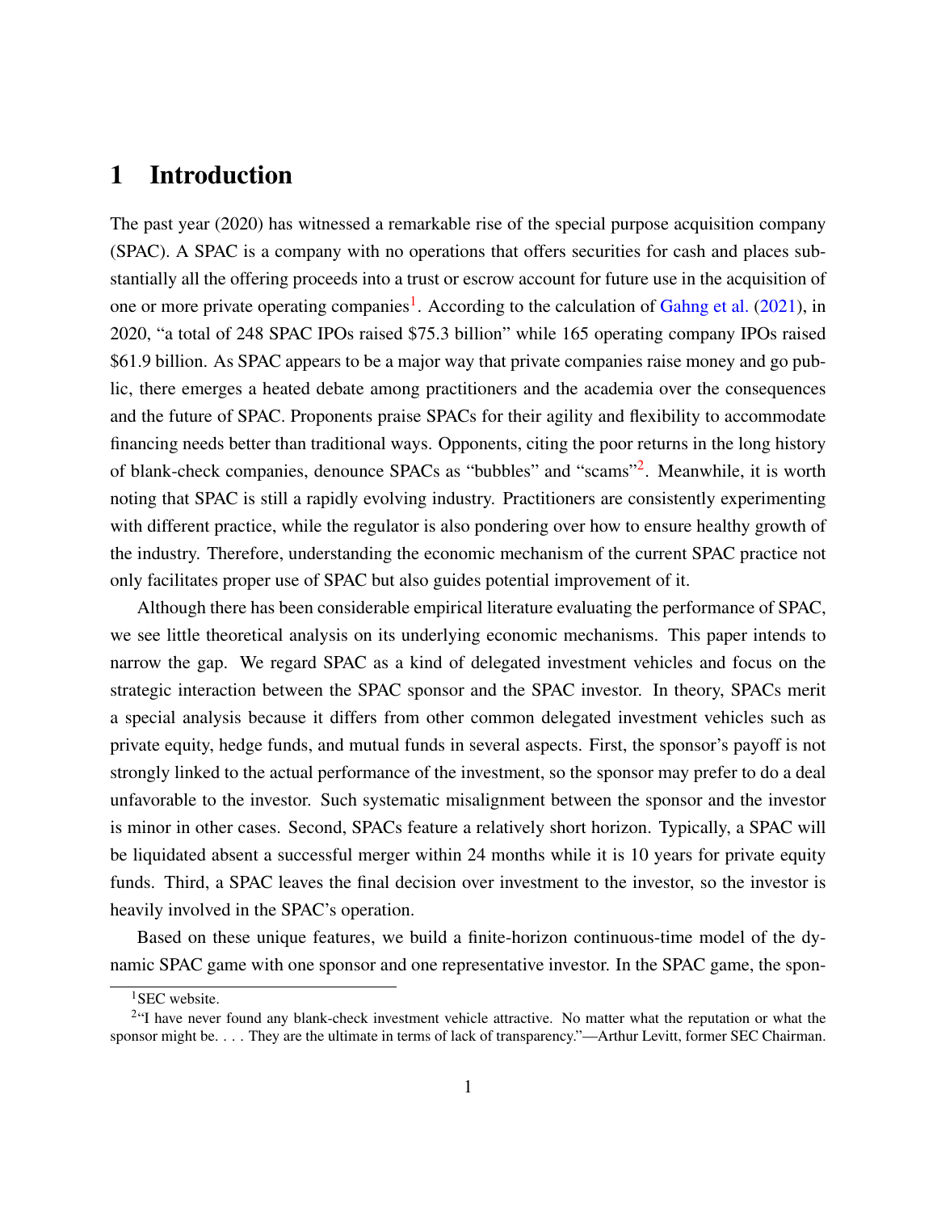# 1 Introduction

The past year (2020) has witnessed a remarkable rise of the special purpose acquisition company (SPAC). A SPAC is a company with no operations that offers securities for cash and places substantially all the offering proceeds into a trust or escrow account for future use in the acquisition of one or more private operating companies[1]. According to the calculation of Gahng et al. (2021), in 2020, "a total of 248 SPAC IPOs raised $75.3 billion" while 165 operating company IPOs raised $61.9 billion. As SPAC appears to be a major way that private companies raise money and go public, there emerges a heated debate among practitioners and the academia over the consequences and the future of SPAC. Proponents praise SPACs for their agility and flexibility to accommodate financing needs better than traditional ways. Opponents, citing the poor returns in the long history of blank-check companies, denounce SPACs as "bubbles" and "scams"[2]. Meanwhile, it is worth noting that SPAC is still a rapidly evolving industry. Practitioners are consistently experimenting with different practice, while the regulator is also pondering over how to ensure healthy growth of the industry. Therefore, understanding the economic mechanism of the current SPAC practice not only facilitates proper use of SPAC but also guides potential improvement of it.

Although there has been considerable empirical literature evaluating the performance of SPAC, we see little theoretical analysis on its underlying economic mechanisms. This paper intends to narrow the gap. We regard SPAC as a kind of delegated investment vehicles and focus on the strategic interaction between the SPAC sponsor and the SPAC investor. In theory, SPACs merit a special analysis because it differs from other common delegated investment vehicles such as private equity, hedge funds, and mutual funds in several aspects. First, the sponsor's payoff is not strongly linked to the actual performance of the investment, so the sponsor may prefer to do a deal unfavorable to the investor. Such systematic misalignment between the sponsor and the investor is minor in other cases. Second, SPACs feature a relatively short horizon. Typically, a SPAC will be liquidated absent a successful merger within 24 months while it is 10 years for private equity funds. Third, a SPAC leaves the final decision over investment to the investor, so the investor is heavily involved in the SPAC's operation.

Based on these unique features, we build a finite-horizon continuous-time model of the dynamic SPAC game with one sponsor and one representative investor. In the SPAC game, the spon-

[1] SEC website.

[2] "I have never found any blank-check investment vehicle attractive. No matter what the reputation or what the sponsor might be. . . . They are the ultimate in terms of lack of transparency."—Arthur Levitt, former SEC Chairman.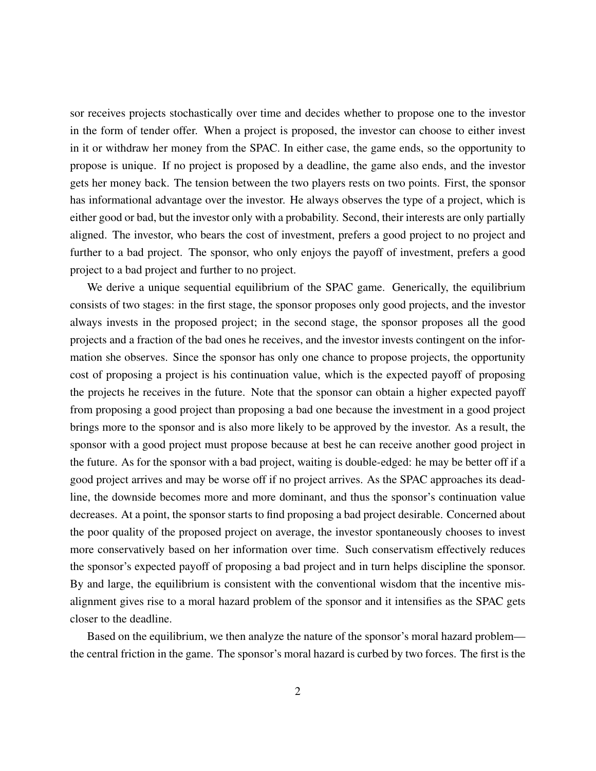sor receives projects stochastically over time and decides whether to propose one to the investor in the form of tender offer. When a project is proposed, the investor can choose to either invest in it or withdraw her money from the SPAC. In either case, the game ends, so the opportunity to propose is unique. If no project is proposed by a deadline, the game also ends, and the investor gets her money back. The tension between the two players rests on two points. First, the sponsor has informational advantage over the investor. He always observes the type of a project, which is either good or bad, but the investor only with a probability. Second, their interests are only partially aligned. The investor, who bears the cost of investment, prefers a good project to no project and further to a bad project. The sponsor, who only enjoys the payoff of investment, prefers a good project to a bad project and further to no project.

We derive a unique sequential equilibrium of the SPAC game. Generically, the equilibrium consists of two stages: in the first stage, the sponsor proposes only good projects, and the investor always invests in the proposed project; in the second stage, the sponsor proposes all the good projects and a fraction of the bad ones he receives, and the investor invests contingent on the information she observes. Since the sponsor has only one chance to propose projects, the opportunity cost of proposing a project is his continuation value, which is the expected payoff of proposing the projects he receives in the future. Note that the sponsor can obtain a higher expected payoff from proposing a good project than proposing a bad one because the investment in a good project brings more to the sponsor and is also more likely to be approved by the investor. As a result, the sponsor with a good project must propose because at best he can receive another good project in the future. As for the sponsor with a bad project, waiting is double-edged: he may be better off if a good project arrives and may be worse off if no project arrives. As the SPAC approaches its deadline, the downside becomes more and more dominant, and thus the sponsor's continuation value decreases. At a point, the sponsor starts to find proposing a bad project desirable. Concerned about the poor quality of the proposed project on average, the investor spontaneously chooses to invest more conservatively based on her information over time. Such conservatism effectively reduces the sponsor's expected payoff of proposing a bad project and in turn helps discipline the sponsor. By and large, the equilibrium is consistent with the conventional wisdom that the incentive misalignment gives rise to a moral hazard problem of the sponsor and it intensifies as the SPAC gets closer to the deadline.

Based on the equilibrium, we then analyze the nature of the sponsor's moral hazard problem—the central friction in the game. The sponsor's moral hazard is curbed by two forces. The first is the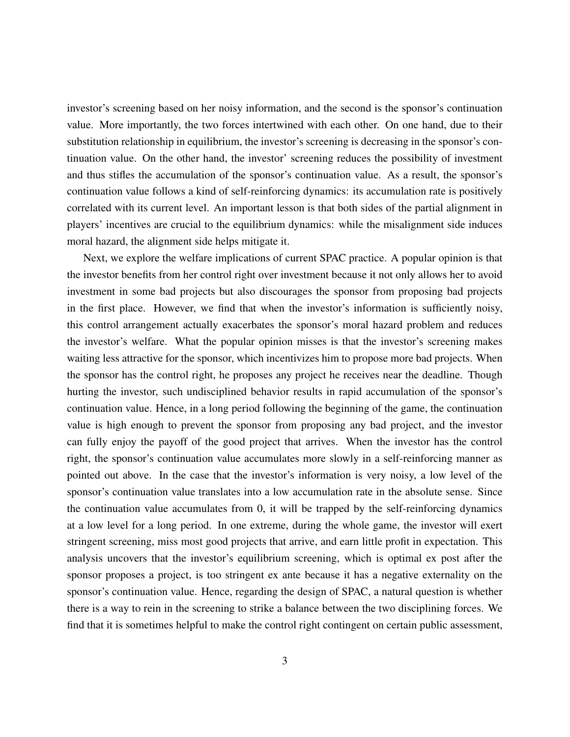investor's screening based on her noisy information, and the second is the sponsor's continuation value. More importantly, the two forces intertwined with each other. On one hand, due to their substitution relationship in equilibrium, the investor's screening is decreasing in the sponsor's continuation value. On the other hand, the investor' screening reduces the possibility of investment and thus stifles the accumulation of the sponsor's continuation value. As a result, the sponsor's continuation value follows a kind of self-reinforcing dynamics: its accumulation rate is positively correlated with its current level. An important lesson is that both sides of the partial alignment in players' incentives are crucial to the equilibrium dynamics: while the misalignment side induces moral hazard, the alignment side helps mitigate it.

Next, we explore the welfare implications of current SPAC practice. A popular opinion is that the investor benefits from her control right over investment because it not only allows her to avoid investment in some bad projects but also discourages the sponsor from proposing bad projects in the first place. However, we find that when the investor's information is sufficiently noisy, this control arrangement actually exacerbates the sponsor's moral hazard problem and reduces the investor's welfare. What the popular opinion misses is that the investor's screening makes waiting less attractive for the sponsor, which incentivizes him to propose more bad projects. When the sponsor has the control right, he proposes any project he receives near the deadline. Though hurting the investor, such undisciplined behavior results in rapid accumulation of the sponsor's continuation value. Hence, in a long period following the beginning of the game, the continuation value is high enough to prevent the sponsor from proposing any bad project, and the investor can fully enjoy the payoff of the good project that arrives. When the investor has the control right, the sponsor's continuation value accumulates more slowly in a self-reinforcing manner as pointed out above. In the case that the investor's information is very noisy, a low level of the sponsor's continuation value translates into a low accumulation rate in the absolute sense. Since the continuation value accumulates from 0, it will be trapped by the self-reinforcing dynamics at a low level for a long period. In one extreme, during the whole game, the investor will exert stringent screening, miss most good projects that arrive, and earn little profit in expectation. This analysis uncovers that the investor's equilibrium screening, which is optimal ex post after the sponsor proposes a project, is too stringent ex ante because it has a negative externality on the sponsor's continuation value. Hence, regarding the design of SPAC, a natural question is whether there is a way to rein in the screening to strike a balance between the two disciplining forces. We find that it is sometimes helpful to make the control right contingent on certain public assessment,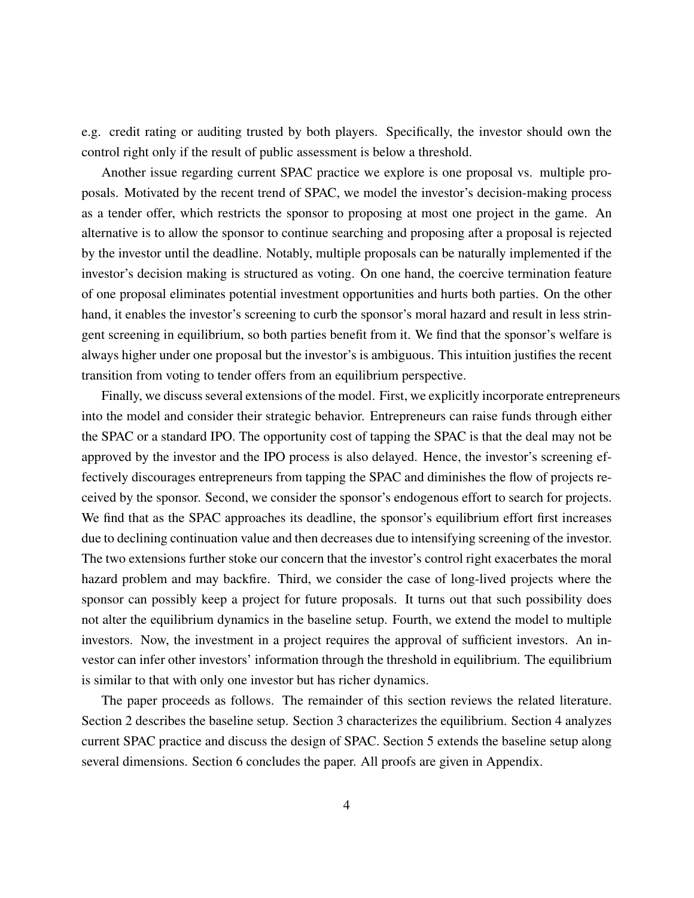e.g. credit rating or auditing trusted by both players. Specifically, the investor should own the control right only if the result of public assessment is below a threshold.

Another issue regarding current SPAC practice we explore is one proposal vs. multiple proposals. Motivated by the recent trend of SPAC, we model the investor's decision-making process as a tender offer, which restricts the sponsor to proposing at most one project in the game. An alternative is to allow the sponsor to continue searching and proposing after a proposal is rejected by the investor until the deadline. Notably, multiple proposals can be naturally implemented if the investor's decision making is structured as voting. On one hand, the coercive termination feature of one proposal eliminates potential investment opportunities and hurts both parties. On the other hand, it enables the investor's screening to curb the sponsor's moral hazard and result in less stringent screening in equilibrium, so both parties benefit from it. We find that the sponsor's welfare is always higher under one proposal but the investor's is ambiguous. This intuition justifies the recent transition from voting to tender offers from an equilibrium perspective.

Finally, we discuss several extensions of the model. First, we explicitly incorporate entrepreneurs into the model and consider their strategic behavior. Entrepreneurs can raise funds through either the SPAC or a standard IPO. The opportunity cost of tapping the SPAC is that the deal may not be approved by the investor and the IPO process is also delayed. Hence, the investor's screening effectively discourages entrepreneurs from tapping the SPAC and diminishes the flow of projects received by the sponsor. Second, we consider the sponsor's endogenous effort to search for projects. We find that as the SPAC approaches its deadline, the sponsor's equilibrium effort first increases due to declining continuation value and then decreases due to intensifying screening of the investor. The two extensions further stoke our concern that the investor's control right exacerbates the moral hazard problem and may backfire. Third, we consider the case of long-lived projects where the sponsor can possibly keep a project for future proposals. It turns out that such possibility does not alter the equilibrium dynamics in the baseline setup. Fourth, we extend the model to multiple investors. Now, the investment in a project requires the approval of sufficient investors. An investor can infer other investors' information through the threshold in equilibrium. The equilibrium is similar to that with only one investor but has richer dynamics.

The paper proceeds as follows. The remainder of this section reviews the related literature. Section 2 describes the baseline setup. Section 3 characterizes the equilibrium. Section 4 analyzes current SPAC practice and discuss the design of SPAC. Section 5 extends the baseline setup along several dimensions. Section 6 concludes the paper. All proofs are given in Appendix.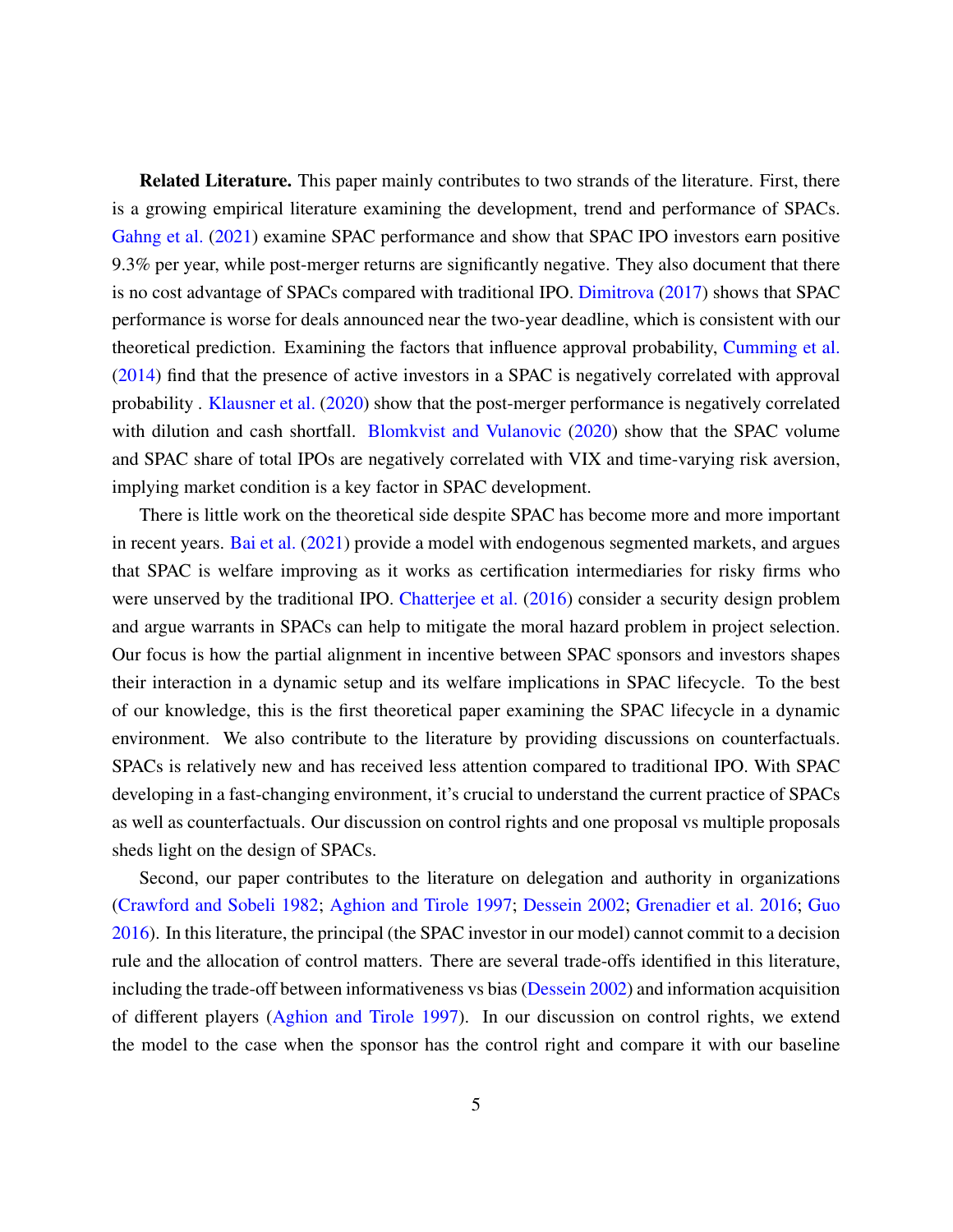**Related Literature.** This paper mainly contributes to two strands of the literature. First, there is a growing empirical literature examining the development, trend and performance of SPACs. Gahng et al. (2021) examine SPAC performance and show that SPAC IPO investors earn positive 9.3% per year, while post-merger returns are significantly negative. They also document that there is no cost advantage of SPACs compared with traditional IPO. Dimitrova (2017) shows that SPAC performance is worse for deals announced near the two-year deadline, which is consistent with our theoretical prediction. Examining the factors that influence approval probability, Cumming et al. (2014) find that the presence of active investors in a SPAC is negatively correlated with approval probability . Klausner et al. (2020) show that the post-merger performance is negatively correlated with dilution and cash shortfall. Blomkvist and Vulanovic (2020) show that the SPAC volume and SPAC share of total IPOs are negatively correlated with VIX and time-varying risk aversion, implying market condition is a key factor in SPAC development.

There is little work on the theoretical side despite SPAC has become more and more important in recent years. Bai et al. (2021) provide a model with endogenous segmented markets, and argues that SPAC is welfare improving as it works as certification intermediaries for risky firms who were unserved by the traditional IPO. Chatterjee et al. (2016) consider a security design problem and argue warrants in SPACs can help to mitigate the moral hazard problem in project selection. Our focus is how the partial alignment in incentive between SPAC sponsors and investors shapes their interaction in a dynamic setup and its welfare implications in SPAC lifecycle. To the best of our knowledge, this is the first theoretical paper examining the SPAC lifecycle in a dynamic environment. We also contribute to the literature by providing discussions on counterfactuals. SPACs is relatively new and has received less attention compared to traditional IPO. With SPAC developing in a fast-changing environment, it's crucial to understand the current practice of SPACs as well as counterfactuals. Our discussion on control rights and one proposal vs multiple proposals sheds light on the design of SPACs.

Second, our paper contributes to the literature on delegation and authority in organizations (Crawford and Sobeli 1982; Aghion and Tirole 1997; Dessein 2002; Grenadier et al. 2016; Guo 2016). In this literature, the principal (the SPAC investor in our model) cannot commit to a decision rule and the allocation of control matters. There are several trade-offs identified in this literature, including the trade-off between informativeness vs bias (Dessein 2002) and information acquisition of different players (Aghion and Tirole 1997). In our discussion on control rights, we extend the model to the case when the sponsor has the control right and compare it with our baseline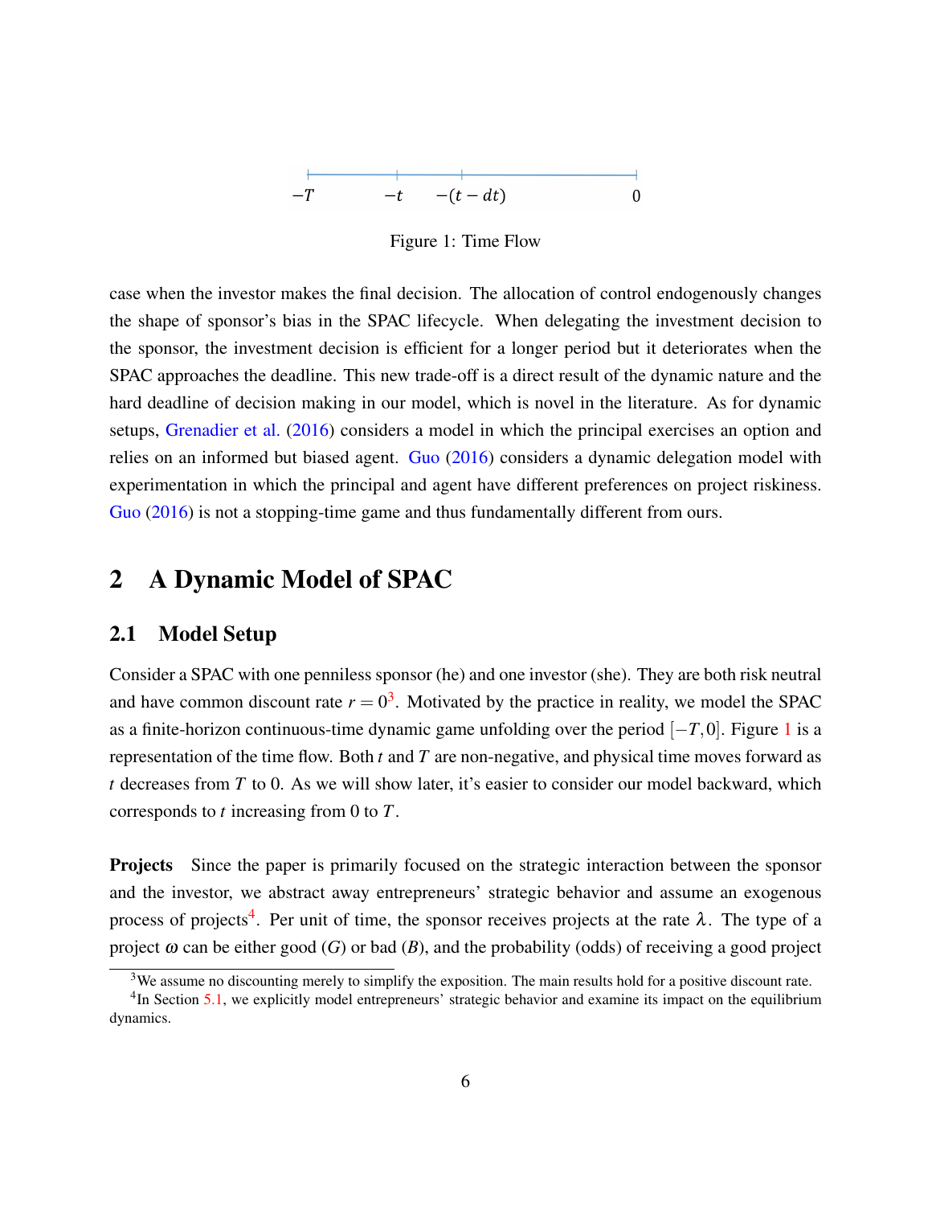$-T \quad -t \quad -(t-dt) \quad 0$

Figure 1: Time Flow

case when the investor makes the final decision. The allocation of control endogenously changes the shape of sponsor's bias in the SPAC lifecycle. When delegating the investment decision to the sponsor, the investment decision is efficient for a longer period but it deteriorates when the SPAC approaches the deadline. This new trade-off is a direct result of the dynamic nature and the hard deadline of decision making in our model, which is novel in the literature. As for dynamic setups, Grenadier et al. (2016) considers a model in which the principal exercises an option and relies on an informed but biased agent. Guo (2016) considers a dynamic delegation model with experimentation in which the principal and agent have different preferences on project riskiness. Guo (2016) is not a stopping-time game and thus fundamentally different from ours.

## 2 A Dynamic Model of SPAC

### 2.1 Model Setup

Consider a SPAC with one penniless sponsor (he) and one investor (she). They are both risk neutral and have common discount rate $r = 0$[3]. Motivated by the practice in reality, we model the SPAC as a finite-horizon continuous-time dynamic game unfolding over the period $[-T, 0]$. Figure 1 is a representation of the time flow. Both $t$ and $T$ are non-negative, and physical time moves forward as $t$ decreases from $T$ to 0. As we will show later, it's easier to consider our model backward, which corresponds to $t$ increasing from 0 to $T$.

**Projects** Since the paper is primarily focused on the strategic interaction between the sponsor and the investor, we abstract away entrepreneurs' strategic behavior and assume an exogenous process of projects[4]. Per unit of time, the sponsor receives projects at the rate $\lambda$. The type of a project $\omega$ can be either good ($G$) or bad ($B$), and the probability (odds) of receiving a good project

[3] We assume no discounting merely to simplify the exposition. The main results hold for a positive discount rate.

[4] In Section 5.1, we explicitly model entrepreneurs' strategic behavior and examine its impact on the equilibrium dynamics.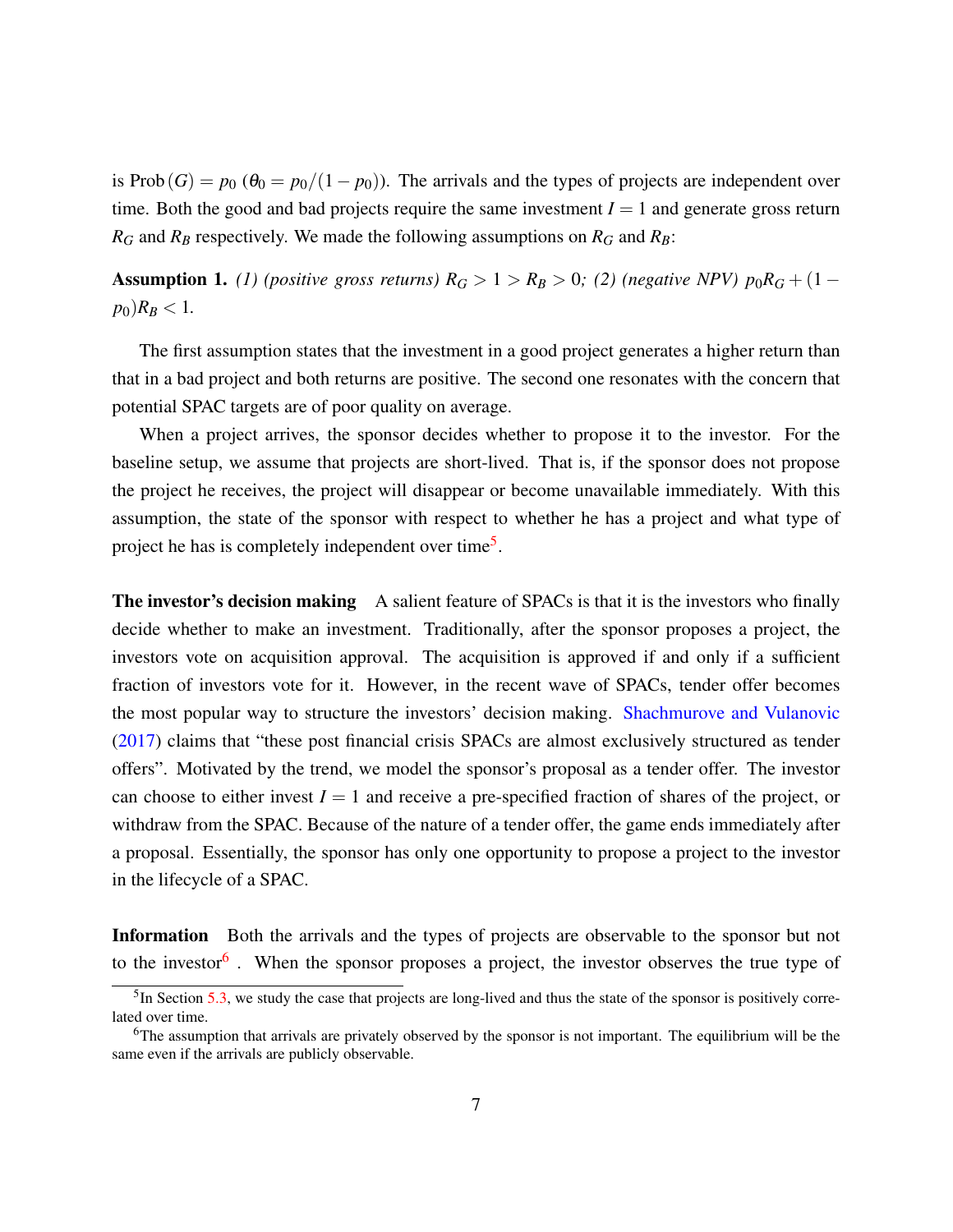is $\text{Prob}(G) = p_0$ ($\theta_0 = p_0/(1-p_0)$). The arrivals and the types of projects are independent over time. Both the good and bad projects require the same investment $I = 1$ and generate gross return $R_G$ and $R_B$ respectively. We made the following assumptions on $R_G$ and $R_B$:

**Assumption 1.** *(1) (positive gross returns)* $R_G > 1 > R_B > 0$*; (2) (negative NPV)* $p_0 R_G + (1 - p_0) R_B < 1$.

The first assumption states that the investment in a good project generates a higher return than that in a bad project and both returns are positive. The second one resonates with the concern that potential SPAC targets are of poor quality on average.

When a project arrives, the sponsor decides whether to propose it to the investor. For the baseline setup, we assume that projects are short-lived. That is, if the sponsor does not propose the project he receives, the project will disappear or become unavailable immediately. With this assumption, the state of the sponsor with respect to whether he has a project and what type of project he has is completely independent over time[5].

**The investor's decision making** A salient feature of SPACs is that it is the investors who finally decide whether to make an investment. Traditionally, after the sponsor proposes a project, the investors vote on acquisition approval. The acquisition is approved if and only if a sufficient fraction of investors vote for it. However, in the recent wave of SPACs, tender offer becomes the most popular way to structure the investors' decision making. Shachmurove and Vulanovic (2017) claims that "these post financial crisis SPACs are almost exclusively structured as tender offers". Motivated by the trend, we model the sponsor's proposal as a tender offer. The investor can choose to either invest $I = 1$ and receive a pre-specified fraction of shares of the project, or withdraw from the SPAC. Because of the nature of a tender offer, the game ends immediately after a proposal. Essentially, the sponsor has only one opportunity to propose a project to the investor in the lifecycle of a SPAC.

**Information** Both the arrivals and the types of projects are observable to the sponsor but not to the investor[6]. When the sponsor proposes a project, the investor observes the true type of

[5] In Section 5.3, we study the case that projects are long-lived and thus the state of the sponsor is positively correlated over time.

[6] The assumption that arrivals are privately observed by the sponsor is not important. The equilibrium will be the same even if the arrivals are publicly observable.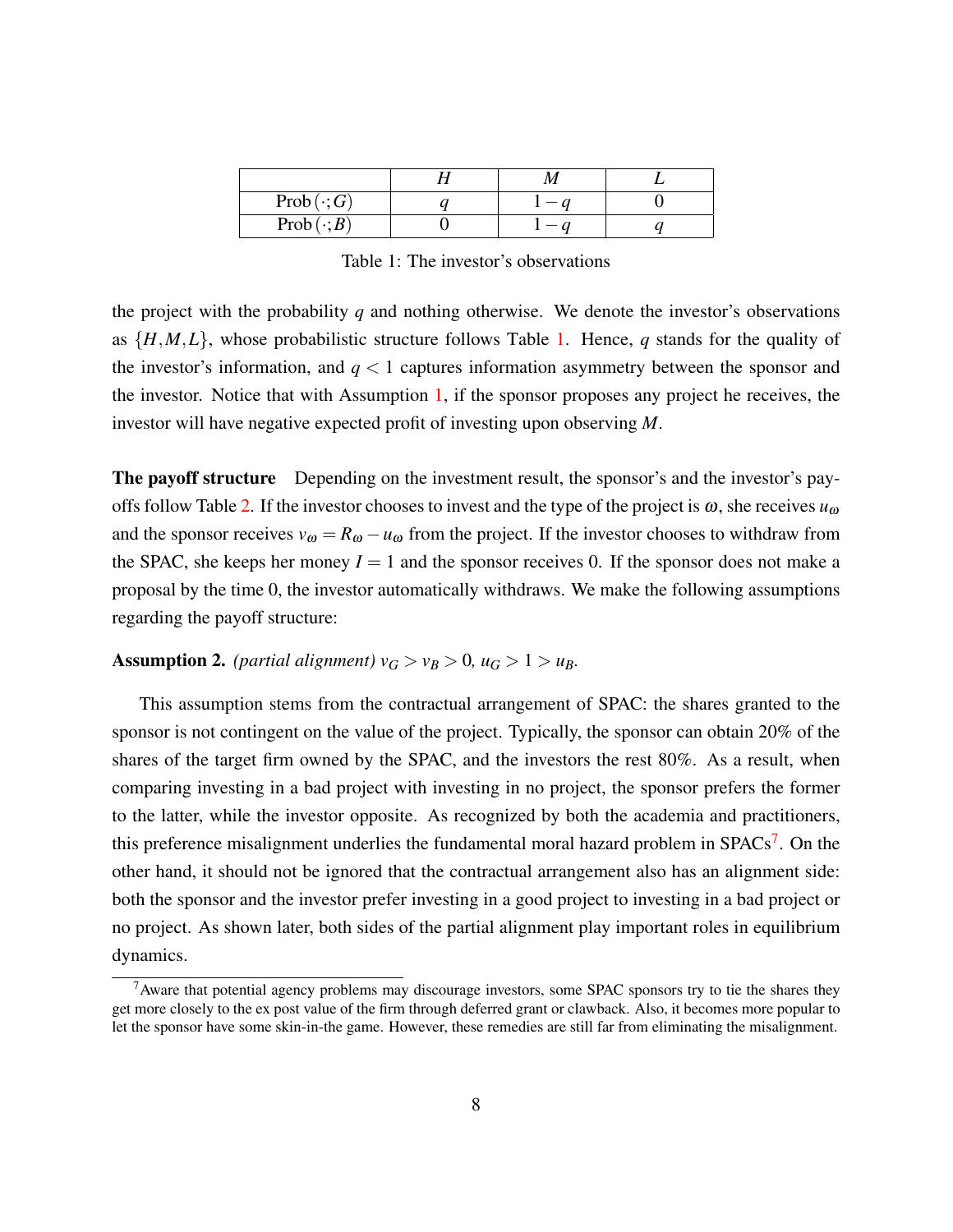| | $H$ | $M$ | $L$ |
|---|---|---|---|
| $\text{Prob}(\cdot;G)$ | $q$ | $1-q$ | $0$ |
| $\text{Prob}(\cdot;B)$ | $0$ | $1-q$ | $q$ |

Table 1: The investor's observations

the project with the probability $q$ and nothing otherwise. We denote the investor's observations as $\{H, M, L\}$, whose probabilistic structure follows Table 1. Hence, $q$ stands for the quality of the investor's information, and $q < 1$ captures information asymmetry between the sponsor and the investor. Notice that with Assumption 1, if the sponsor proposes any project he receives, the investor will have negative expected profit of investing upon observing $M$.

**The payoff structure** Depending on the investment result, the sponsor's and the investor's payoffs follow Table 2. If the investor chooses to invest and the type of the project is $\omega$, she receives $u_\omega$ and the sponsor receives $v_\omega = R_\omega - u_\omega$ from the project. If the investor chooses to withdraw from the SPAC, she keeps her money $I = 1$ and the sponsor receives 0. If the sponsor does not make a proposal by the time 0, the investor automatically withdraws. We make the following assumptions regarding the payoff structure:

**Assumption 2.** *(partial alignment)* $v_G > v_B > 0$, $u_G > 1 > u_B$.

This assumption stems from the contractual arrangement of SPAC: the shares granted to the sponsor is not contingent on the value of the project. Typically, the sponsor can obtain 20% of the shares of the target firm owned by the SPAC, and the investors the rest 80%. As a result, when comparing investing in a bad project with investing in no project, the sponsor prefers the former to the latter, while the investor opposite. As recognized by both the academia and practitioners, this preference misalignment underlies the fundamental moral hazard problem in SPACs[7]. On the other hand, it should not be ignored that the contractual arrangement also has an alignment side: both the sponsor and the investor prefer investing in a good project to investing in a bad project or no project. As shown later, both sides of the partial alignment play important roles in equilibrium dynamics.

[7] Aware that potential agency problems may discourage investors, some SPAC sponsors try to tie the shares they get more closely to the ex post value of the firm through deferred grant or clawback. Also, it becomes more popular to let the sponsor have some skin-in-the game. However, these remedies are still far from eliminating the misalignment.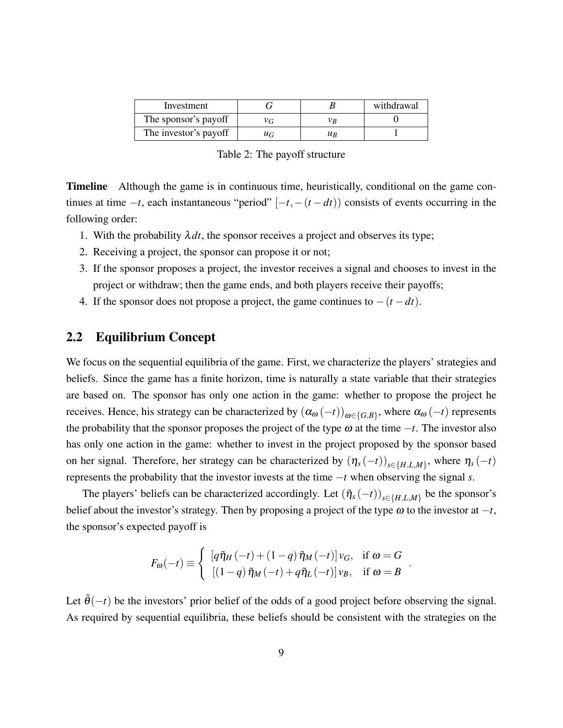| Investment | $G$ | $B$ | withdrawal |
|---|---|---|---|
| The sponsor's payoff | $v_G$ | $v_B$ | 0 |
| The investor's payoff | $u_G$ | $u_B$ | 1 |

Table 2: The payoff structure

**Timeline** Although the game is in continuous time, heuristically, conditional on the game continues at time $-t$, each instantaneous "period" $[-t, -(t-dt))$ consists of events occurring in the following order:

1. With the probability $\lambda dt$, the sponsor receives a project and observes its type;
2. Receiving a project, the sponsor can propose it or not;
3. If the sponsor proposes a project, the investor receives a signal and chooses to invest in the project or withdraw; then the game ends, and both players receive their payoffs;
4. If the sponsor does not propose a project, the game continues to $-(t-dt)$.

## 2.2 Equilibrium Concept

We focus on the sequential equilibria of the game. First, we characterize the players' strategies and beliefs. Since the game has a finite horizon, time is naturally a state variable that their strategies are based on. The sponsor has only one action in the game: whether to propose the project he receives. Hence, his strategy can be characterized by $(\alpha_\omega(-t))_{\omega\in\{G,B\}}$, where $\alpha_\omega(-t)$ represents the probability that the sponsor proposes the project of the type $\omega$ at the time $-t$. The investor also has only one action in the game: whether to invest in the project proposed by the sponsor based on her signal. Therefore, her strategy can be characterized by $(\eta_s(-t))_{s\in\{H,L,M\}}$, where $\eta_s(-t)$ represents the probability that the investor invests at the time $-t$ when observing the signal $s$.

The players' beliefs can be characterized accordingly. Let $(\tilde{\eta}_s(-t))_{s\in\{H,L,M\}}$ be the sponsor's belief about the investor's strategy. Then by proposing a project of the type $\omega$ to the investor at $-t$, the sponsor's expected payoff is

$$F_\omega(-t) \equiv \begin{cases} [q\tilde{\eta}_H(-t) + (1-q)\tilde{\eta}_M(-t)]\, v_G, & \text{if } \omega = G \\ [(1-q)\tilde{\eta}_M(-t) + q\tilde{\eta}_L(-t)]\, v_B, & \text{if } \omega = B \end{cases}.$$

Let $\tilde{\theta}(-t)$ be the investors' prior belief of the odds of a good project before observing the signal. As required by sequential equilibria, these beliefs should be consistent with the strategies on the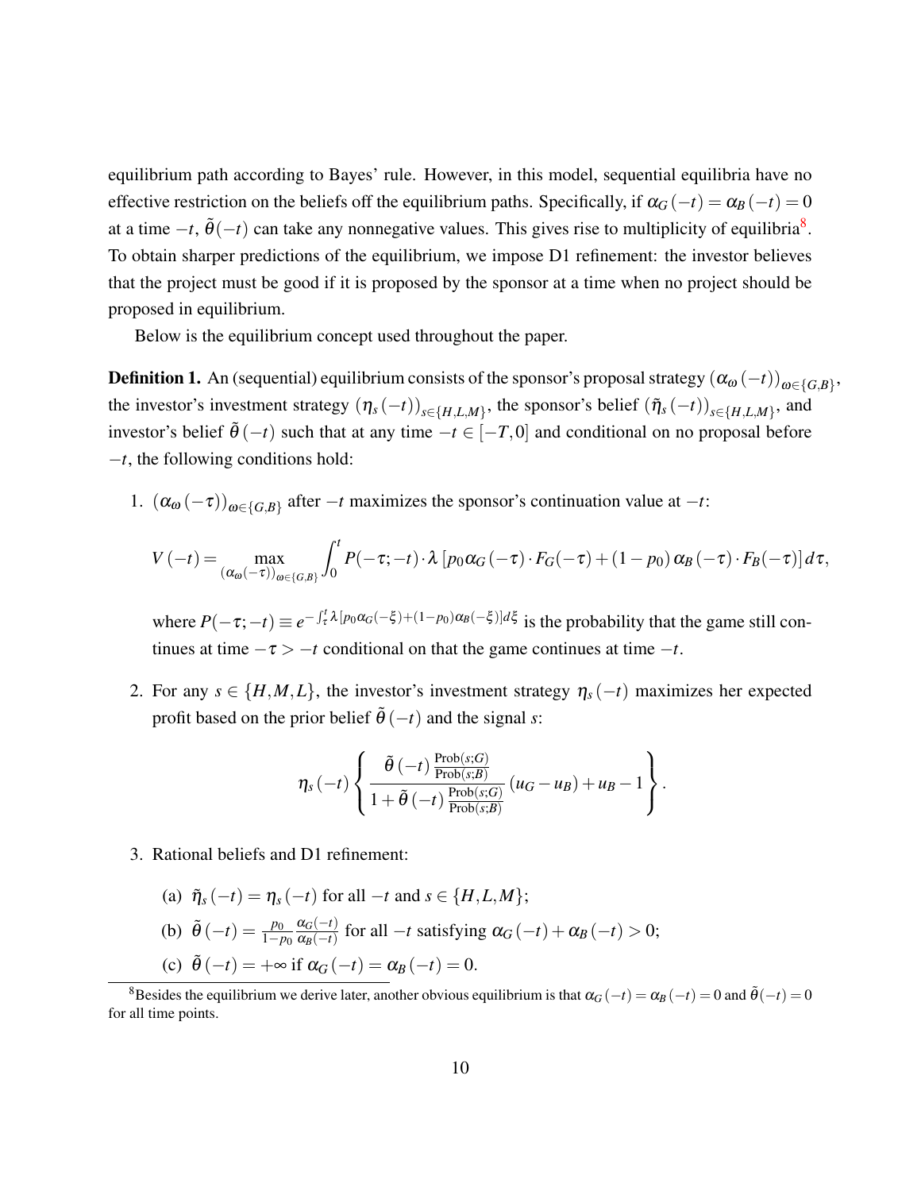equilibrium path according to Bayes' rule. However, in this model, sequential equilibria have no effective restriction on the beliefs off the equilibrium paths. Specifically, if $\alpha_G(-t) = \alpha_B(-t) = 0$ at a time $-t$, $\tilde{\theta}(-t)$ can take any nonnegative values. This gives rise to multiplicity of equilibria[8]. To obtain sharper predictions of the equilibrium, we impose D1 refinement: the investor believes that the project must be good if it is proposed by the sponsor at a time when no project should be proposed in equilibrium.

Below is the equilibrium concept used throughout the paper.

**Definition 1.** An (sequential) equilibrium consists of the sponsor's proposal strategy $(\alpha_\omega(-t))_{\omega\in\{G,B\}}$, the investor's investment strategy $(\eta_s(-t))_{s\in\{H,L,M\}}$, the sponsor's belief $(\tilde{\eta}_s(-t))_{s\in\{H,L,M\}}$, and investor's belief $\tilde{\theta}(-t)$ such that at any time $-t \in [-T, 0]$ and conditional on no proposal before $-t$, the following conditions hold:

1. $(\alpha_\omega(-\tau))_{\omega\in\{G,B\}}$ after $-t$ maximizes the sponsor's continuation value at $-t$:

$$V(-t) = \max_{(\alpha_\omega(-\tau))_{\omega\in\{G,B\}}} \int_0^t P(-\tau;-t)\cdot\lambda\left[p_0\alpha_G(-\tau)\cdot F_G(-\tau) + (1-p_0)\,\alpha_B(-\tau)\cdot F_B(-\tau)\right]d\tau,$$

   where $P(-\tau;-t) \equiv e^{-\int_\tau^t \lambda[p_0\alpha_G(-\xi)+(1-p_0)\alpha_B(-\xi)]d\xi}$ is the probability that the game still continues at time $-\tau > -t$ conditional on that the game continues at time $-t$.

2. For any $s \in \{H,M,L\}$, the investor's investment strategy $\eta_s(-t)$ maximizes her expected profit based on the prior belief $\tilde{\theta}(-t)$ and the signal $s$:

$$\eta_s(-t)\left\{\frac{\tilde{\theta}(-t)\frac{\text{Prob}(s;G)}{\text{Prob}(s;B)}}{1+\tilde{\theta}(-t)\frac{\text{Prob}(s;G)}{\text{Prob}(s;B)}}(u_G - u_B) + u_B - 1\right\}.$$

3. Rational beliefs and D1 refinement:

   (a) $\tilde{\eta}_s(-t) = \eta_s(-t)$ for all $-t$ and $s \in \{H,L,M\}$;

   (b) $\tilde{\theta}(-t) = \frac{p_0}{1-p_0}\frac{\alpha_G(-t)}{\alpha_B(-t)}$ for all $-t$ satisfying $\alpha_G(-t) + \alpha_B(-t) > 0$;

   (c) $\tilde{\theta}(-t) = +\infty$ if $\alpha_G(-t) = \alpha_B(-t) = 0$.

---

[8] Besides the equilibrium we derive later, another obvious equilibrium is that $\alpha_G(-t) = \alpha_B(-t) = 0$ and $\tilde{\theta}(-t) = 0$ for all time points.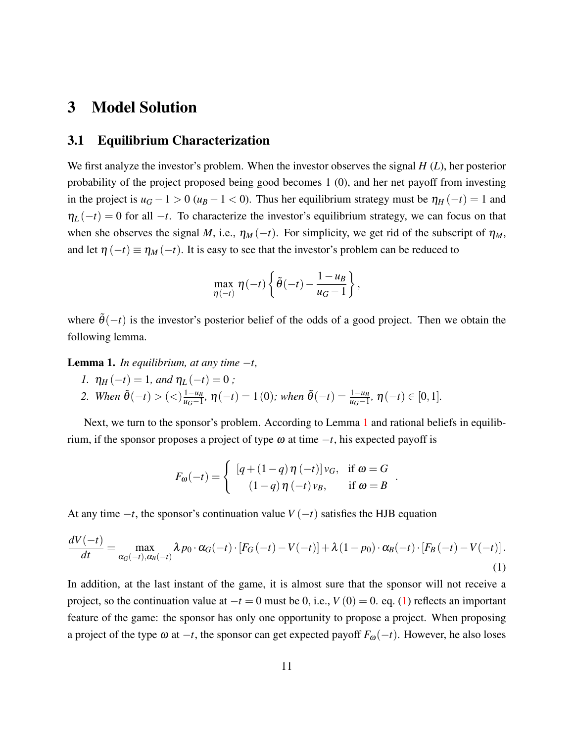# 3 Model Solution

## 3.1 Equilibrium Characterization

We first analyze the investor's problem. When the investor observes the signal $H$ ($L$), her posterior probability of the project proposed being good becomes 1 (0), and her net payoff from investing in the project is $u_G - 1 > 0$ ($u_B - 1 < 0$). Thus her equilibrium strategy must be $\eta_H(-t) = 1$ and $\eta_L(-t) = 0$ for all $-t$. To characterize the investor's equilibrium strategy, we can focus on that when she observes the signal $M$, i.e., $\eta_M(-t)$. For simplicity, we get rid of the subscript of $\eta_M$, and let $\eta(-t) \equiv \eta_M(-t)$. It is easy to see that the investor's problem can be reduced to

$$\max_{\eta(-t)} \eta(-t) \left\{ \tilde{\theta}(-t) - \frac{1-u_B}{u_G-1} \right\},$$

where $\tilde{\theta}(-t)$ is the investor's posterior belief of the odds of a good project. Then we obtain the following lemma.

**Lemma 1.** *In equilibrium, at any time $-t$,*

1. *$\eta_H(-t) = 1$, and $\eta_L(-t) = 0$ ;*
2. *When $\tilde{\theta}(-t) > (<) \frac{1-u_B}{u_G-1}$, $\eta(-t) = 1\,(0)$; when $\tilde{\theta}(-t) = \frac{1-u_B}{u_G-1}$, $\eta(-t) \in [0,1]$.*

Next, we turn to the sponsor's problem. According to Lemma 1 and rational beliefs in equilibrium, if the sponsor proposes a project of type $\omega$ at time $-t$, his expected payoff is

$$F_\omega(-t) = \begin{cases} [q + (1-q)\,\eta(-t)]\, v_G, & \text{if } \omega = G \\ (1-q)\,\eta(-t)\, v_B, & \text{if } \omega = B \end{cases}.$$

At any time $-t$, the sponsor's continuation value $V(-t)$ satisfies the HJB equation

$$\frac{dV(-t)}{dt} = \max_{\alpha_G(-t), \alpha_B(-t)} \lambda p_0 \cdot \alpha_G(-t) \cdot [F_G(-t) - V(-t)] + \lambda(1-p_0) \cdot \alpha_B(-t) \cdot [F_B(-t) - V(-t)]. \tag{1}$$

In addition, at the last instant of the game, it is almost sure that the sponsor will not receive a project, so the continuation value at $-t = 0$ must be 0, i.e., $V(0) = 0$. eq. (1) reflects an important feature of the game: the sponsor has only one opportunity to propose a project. When proposing a project of the type $\omega$ at $-t$, the sponsor can get expected payoff $F_\omega(-t)$. However, he also loses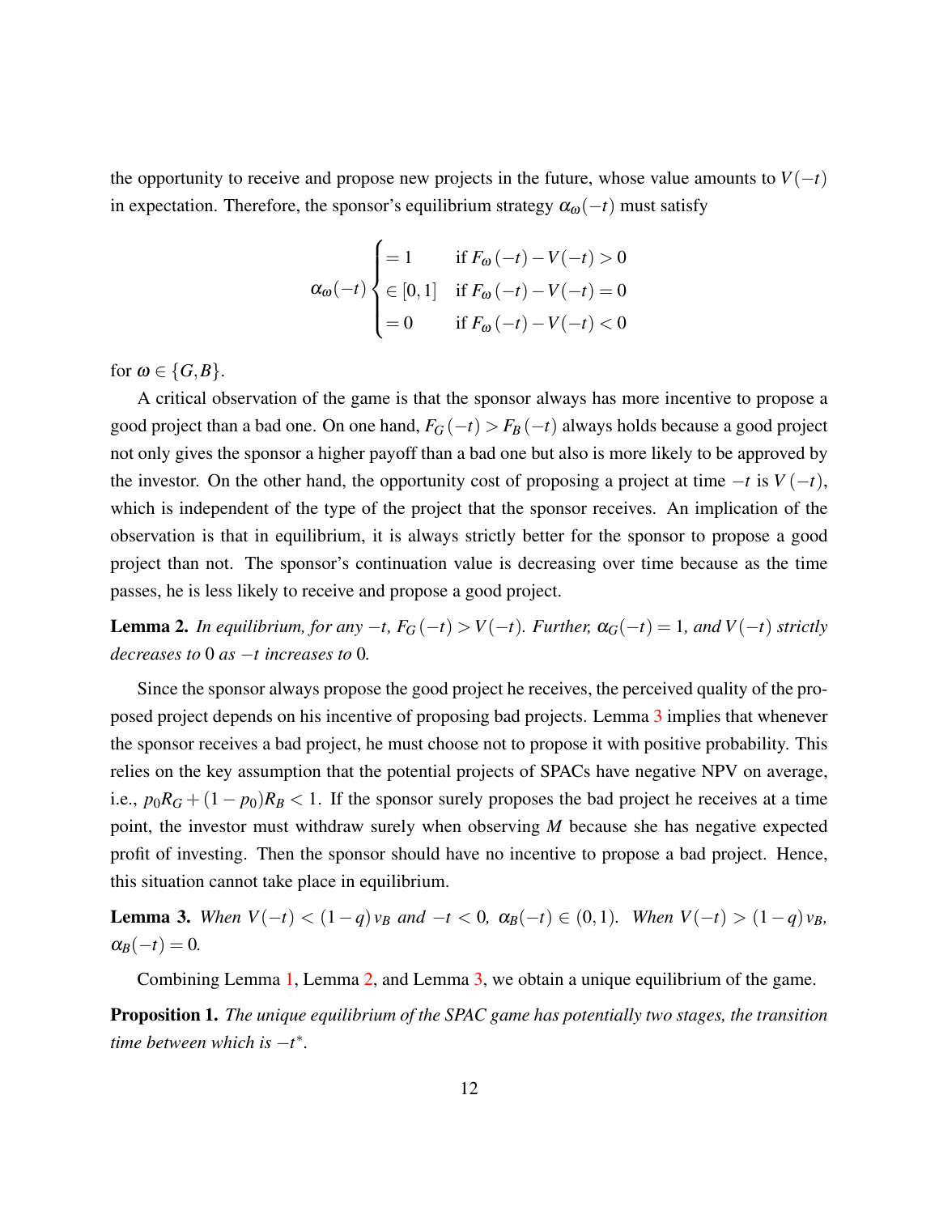the opportunity to receive and propose new projects in the future, whose value amounts to $V(-t)$ in expectation. Therefore, the sponsor's equilibrium strategy $\alpha_\omega(-t)$ must satisfy

$$\alpha_\omega(-t) \begin{cases} = 1 & \text{if } F_\omega(-t) - V(-t) > 0 \\ \in [0,1] & \text{if } F_\omega(-t) - V(-t) = 0 \\ = 0 & \text{if } F_\omega(-t) - V(-t) < 0 \end{cases}$$

for $\omega \in \{G, B\}$.

A critical observation of the game is that the sponsor always has more incentive to propose a good project than a bad one. On one hand, $F_G(-t) > F_B(-t)$ always holds because a good project not only gives the sponsor a higher payoff than a bad one but also is more likely to be approved by the investor. On the other hand, the opportunity cost of proposing a project at time $-t$ is $V(-t)$, which is independent of the type of the project that the sponsor receives. An implication of the observation is that in equilibrium, it is always strictly better for the sponsor to propose a good project than not. The sponsor's continuation value is decreasing over time because as the time passes, he is less likely to receive and propose a good project.

**Lemma 2.** *In equilibrium, for any $-t$, $F_G(-t) > V(-t)$. Further, $\alpha_G(-t) = 1$, and $V(-t)$ strictly decreases to $0$ as $-t$ increases to $0$.*

Since the sponsor always propose the good project he receives, the perceived quality of the proposed project depends on his incentive of proposing bad projects. Lemma 3 implies that whenever the sponsor receives a bad project, he must choose not to propose it with positive probability. This relies on the key assumption that the potential projects of SPACs have negative NPV on average, i.e., $p_0 R_G + (1 - p_0) R_B < 1$. If the sponsor surely proposes the bad project he receives at a time point, the investor must withdraw surely when observing $M$ because she has negative expected profit of investing. Then the sponsor should have no incentive to propose a bad project. Hence, this situation cannot take place in equilibrium.

**Lemma 3.** *When $V(-t) < (1-q)v_B$ and $-t < 0$, $\alpha_B(-t) \in (0,1)$. When $V(-t) > (1-q)v_B$, $\alpha_B(-t) = 0$.*

Combining Lemma 1, Lemma 2, and Lemma 3, we obtain a unique equilibrium of the game.

**Proposition 1.** *The unique equilibrium of the SPAC game has potentially two stages, the transition time between which is $-t^*$.*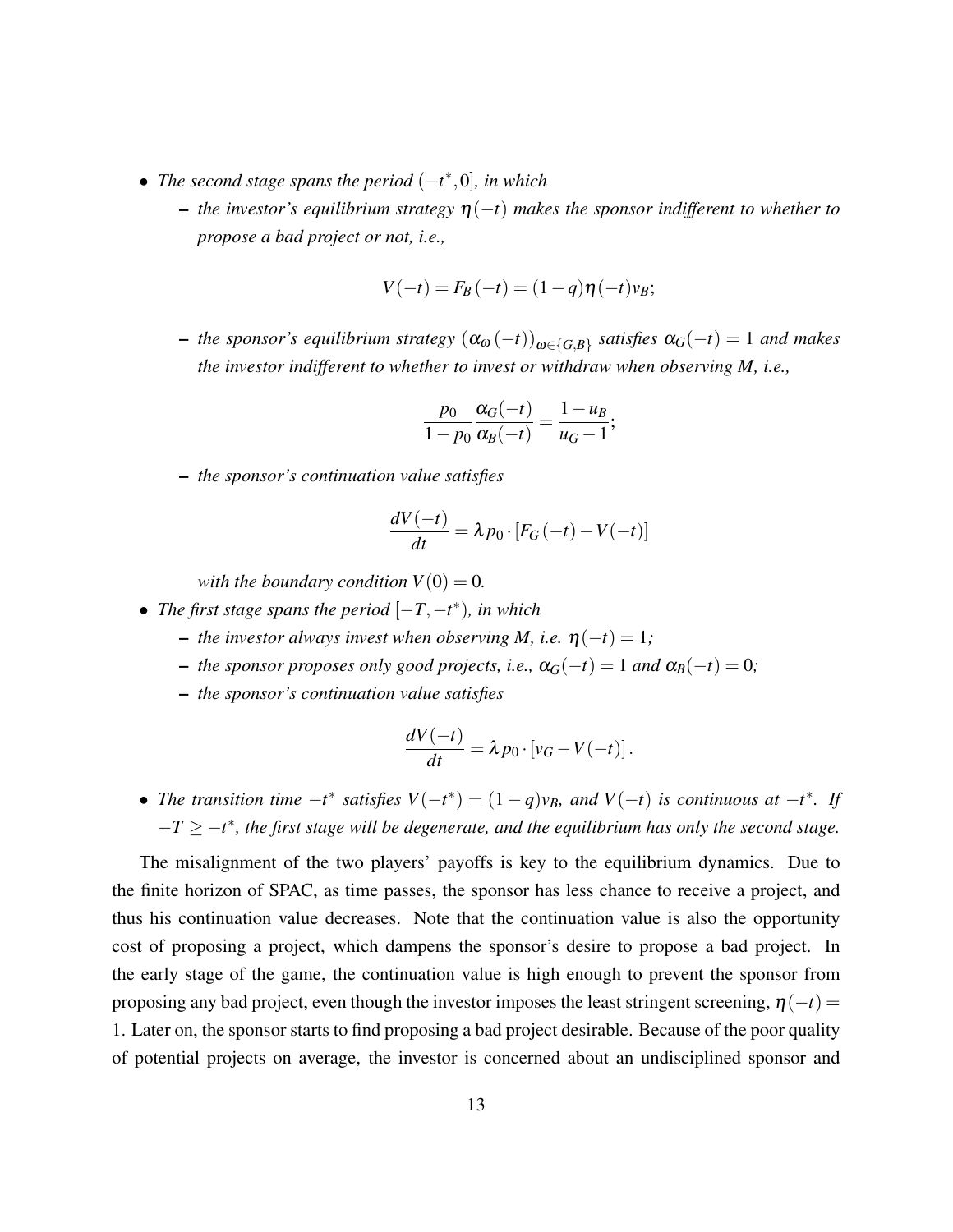- *The second stage spans the period $(-t^*, 0]$, in which*
  - *the investor's equilibrium strategy $\eta(-t)$ makes the sponsor indifferent to whether to propose a bad project or not, i.e.,*

$$V(-t) = F_B(-t) = (1-q)\eta(-t)v_B;$$

  - *the sponsor's equilibrium strategy $(\alpha_\omega(-t))_{\omega \in \{G,B\}}$ satisfies $\alpha_G(-t) = 1$ and makes the investor indifferent to whether to invest or withdraw when observing M, i.e.,*

$$\frac{p_0}{1-p_0}\frac{\alpha_G(-t)}{\alpha_B(-t)} = \frac{1-u_B}{u_G-1};$$

  - *the sponsor's continuation value satisfies*

$$\frac{dV(-t)}{dt} = \lambda p_0 \cdot [F_G(-t) - V(-t)]$$

    *with the boundary condition $V(0) = 0$.*

- *The first stage spans the period $[-T, -t^*)$, in which*
  - *the investor always invest when observing M, i.e. $\eta(-t) = 1$;*
  - *the sponsor proposes only good projects, i.e., $\alpha_G(-t) = 1$ and $\alpha_B(-t) = 0$;*
  - *the sponsor's continuation value satisfies*

$$\frac{dV(-t)}{dt} = \lambda p_0 \cdot [v_G - V(-t)].$$

- *The transition time $-t^*$ satisfies $V(-t^*) = (1-q)v_B$, and $V(-t)$ is continuous at $-t^*$. If $-T \geq -t^*$, the first stage will be degenerate, and the equilibrium has only the second stage.*

The misalignment of the two players' payoffs is key to the equilibrium dynamics. Due to the finite horizon of SPAC, as time passes, the sponsor has less chance to receive a project, and thus his continuation value decreases. Note that the continuation value is also the opportunity cost of proposing a project, which dampens the sponsor's desire to propose a bad project. In the early stage of the game, the continuation value is high enough to prevent the sponsor from proposing any bad project, even though the investor imposes the least stringent screening, $\eta(-t) = 1$. Later on, the sponsor starts to find proposing a bad project desirable. Because of the poor quality of potential projects on average, the investor is concerned about an undisciplined sponsor and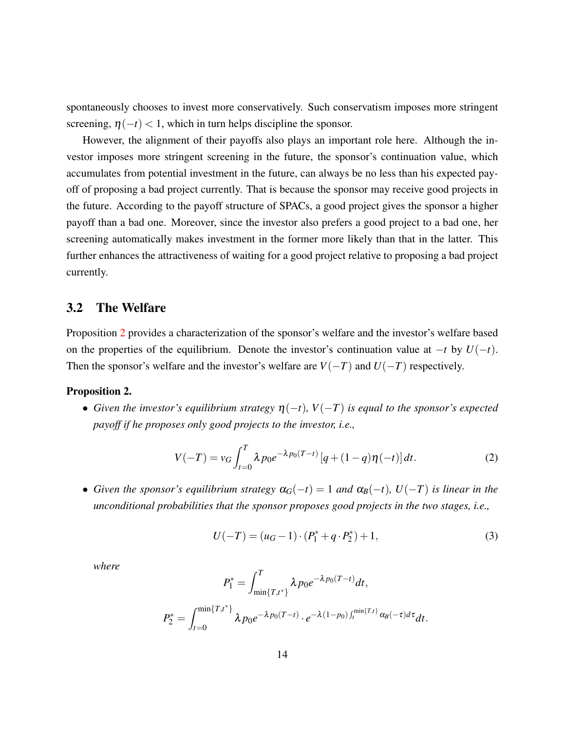spontaneously chooses to invest more conservatively. Such conservatism imposes more stringent screening, $\eta(-t) < 1$, which in turn helps discipline the sponsor.

However, the alignment of their payoffs also plays an important role here. Although the investor imposes more stringent screening in the future, the sponsor's continuation value, which accumulates from potential investment in the future, can always be no less than his expected payoff of proposing a bad project currently. That is because the sponsor may receive good projects in the future. According to the payoff structure of SPACs, a good project gives the sponsor a higher payoff than a bad one. Moreover, since the investor also prefers a good project to a bad one, her screening automatically makes investment in the former more likely than that in the latter. This further enhances the attractiveness of waiting for a good project relative to proposing a bad project currently.

## 3.2 The Welfare

Proposition 2 provides a characterization of the sponsor's welfare and the investor's welfare based on the properties of the equilibrium. Denote the investor's continuation value at $-t$ by $U(-t)$. Then the sponsor's welfare and the investor's welfare are $V(-T)$ and $U(-T)$ respectively.

**Proposition 2.**

- *Given the investor's equilibrium strategy $\eta(-t)$, $V(-T)$ is equal to the sponsor's expected payoff if he proposes only good projects to the investor, i.e.,*

$$V(-T) = v_G \int_{t=0}^{T} \lambda p_0 e^{-\lambda p_0 (T-t)} \left[q + (1-q)\eta(-t)\right] dt. \tag{2}$$

- *Given the sponsor's equilibrium strategy $\alpha_G(-t) = 1$ and $\alpha_B(-t)$, $U(-T)$ is linear in the unconditional probabilities that the sponsor proposes good projects in the two stages, i.e.,*

$$U(-T) = (u_G - 1) \cdot (P_1^* + q \cdot P_2^*) + 1, \tag{3}$$

*where*

$$P_1^* = \int_{\min\{T,t^*\}}^{T} \lambda p_0 e^{-\lambda p_0 (T-t)} dt,$$

$$P_2^* = \int_{t=0}^{\min\{T,t^*\}} \lambda p_0 e^{-\lambda p_0 (T-t)} \cdot e^{-\lambda (1-p_0) \int_t^{\min\{T,t\}} \alpha_B(-\tau) d\tau} dt.$$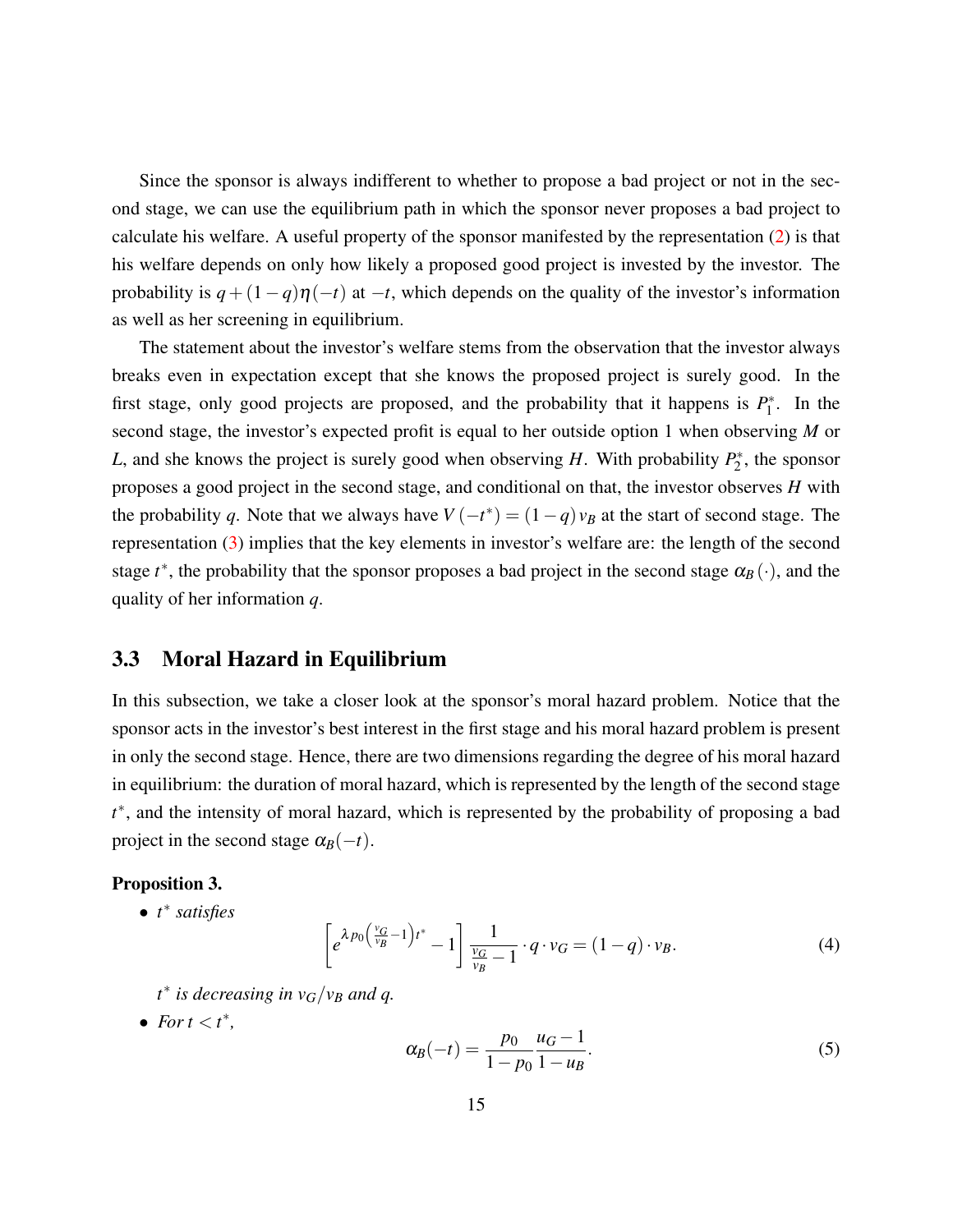Since the sponsor is always indifferent to whether to propose a bad project or not in the second stage, we can use the equilibrium path in which the sponsor never proposes a bad project to calculate his welfare. A useful property of the sponsor manifested by the representation (2) is that his welfare depends on only how likely a proposed good project is invested by the investor. The probability is $q+(1-q)\eta(-t)$ at $-t$, which depends on the quality of the investor's information as well as her screening in equilibrium.

The statement about the investor's welfare stems from the observation that the investor always breaks even in expectation except that she knows the proposed project is surely good. In the first stage, only good projects are proposed, and the probability that it happens is $P_1^*$. In the second stage, the investor's expected profit is equal to her outside option 1 when observing $M$ or $L$, and she knows the project is surely good when observing $H$. With probability $P_2^*$, the sponsor proposes a good project in the second stage, and conditional on that, the investor observes $H$ with the probability $q$. Note that we always have $V(-t^*) = (1-q)\,v_B$ at the start of second stage. The representation (3) implies that the key elements in investor's welfare are: the length of the second stage $t^*$, the probability that the sponsor proposes a bad project in the second stage $\alpha_B(\cdot)$, and the quality of her information $q$.

## 3.3 Moral Hazard in Equilibrium

In this subsection, we take a closer look at the sponsor's moral hazard problem. Notice that the sponsor acts in the investor's best interest in the first stage and his moral hazard problem is present in only the second stage. Hence, there are two dimensions regarding the degree of his moral hazard in equilibrium: the duration of moral hazard, which is represented by the length of the second stage $t^*$, and the intensity of moral hazard, which is represented by the probability of proposing a bad project in the second stage $\alpha_B(-t)$.

**Proposition 3.**

- *$t^*$ satisfies*

$$\left[e^{\lambda p_0\left(\frac{v_G}{v_B}-1\right)t^*}-1\right]\frac{1}{\frac{v_G}{v_B}-1}\cdot q\cdot v_G = (1-q)\cdot v_B. \tag{4}$$

  *$t^*$ is decreasing in $v_G/v_B$ and $q$.*

- *For $t<t^*$,*

$$\alpha_B(-t) = \frac{p_0}{1-p_0}\frac{u_G-1}{1-u_B}. \tag{5}$$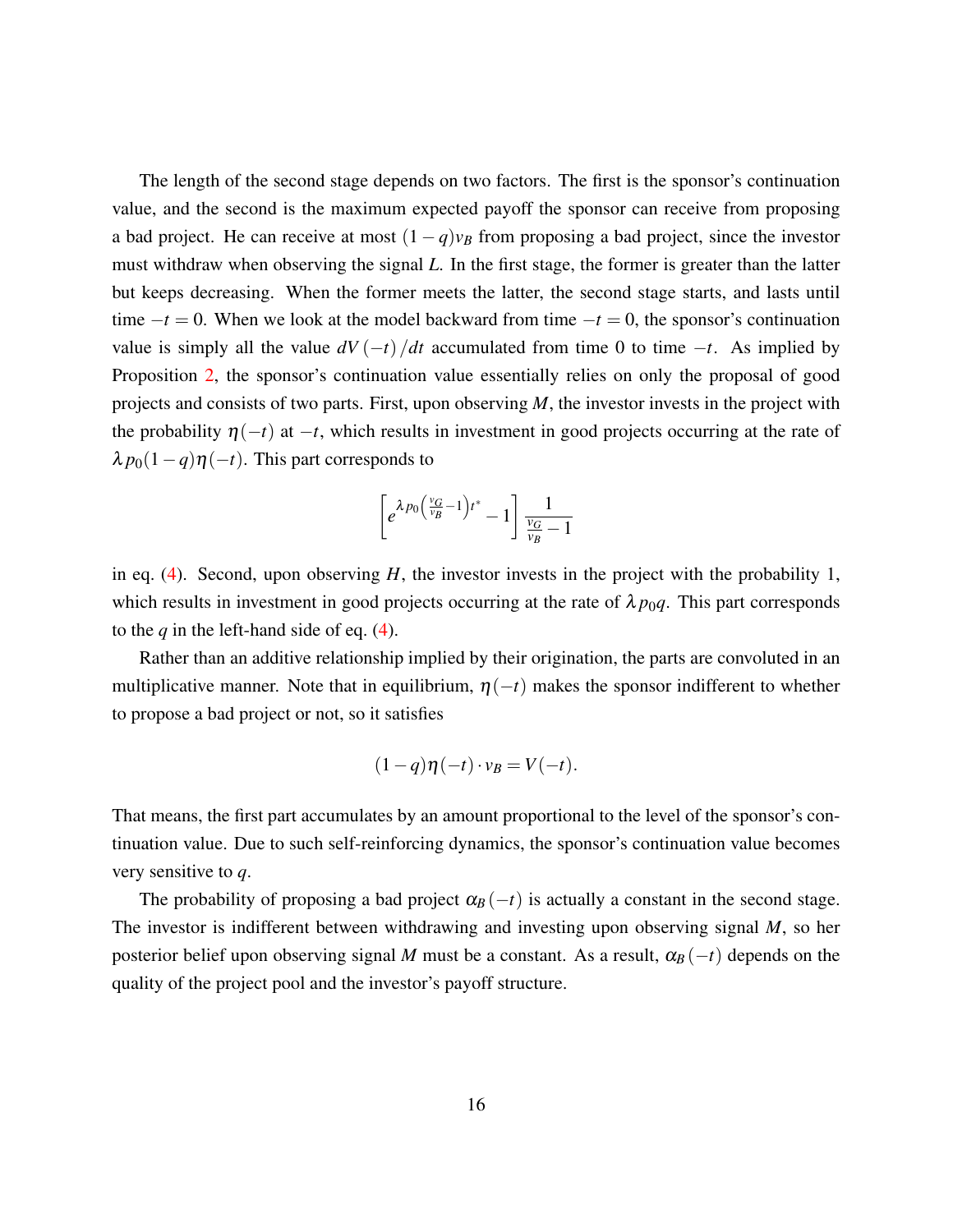The length of the second stage depends on two factors. The first is the sponsor's continuation value, and the second is the maximum expected payoff the sponsor can receive from proposing a bad project. He can receive at most $(1-q)v_B$ from proposing a bad project, since the investor must withdraw when observing the signal $L$. In the first stage, the former is greater than the latter but keeps decreasing. When the former meets the latter, the second stage starts, and lasts until time $-t = 0$. When we look at the model backward from time $-t = 0$, the sponsor's continuation value is simply all the value $dV(-t)/dt$ accumulated from time 0 to time $-t$. As implied by Proposition 2, the sponsor's continuation value essentially relies on only the proposal of good projects and consists of two parts. First, upon observing $M$, the investor invests in the project with the probability $\eta(-t)$ at $-t$, which results in investment in good projects occurring at the rate of $\lambda p_0(1-q)\eta(-t)$. This part corresponds to

$$\left[e^{\lambda p_0\left(\frac{v_G}{v_B}-1\right)t^*}-1\right]\frac{1}{\frac{v_G}{v_B}-1}$$

in eq. (4). Second, upon observing $H$, the investor invests in the project with the probability 1, which results in investment in good projects occurring at the rate of $\lambda p_0 q$. This part corresponds to the $q$ in the left-hand side of eq. (4).

Rather than an additive relationship implied by their origination, the parts are convoluted in an multiplicative manner. Note that in equilibrium, $\eta(-t)$ makes the sponsor indifferent to whether to propose a bad project or not, so it satisfies

$$(1-q)\eta(-t)\cdot v_B = V(-t).$$

That means, the first part accumulates by an amount proportional to the level of the sponsor's continuation value. Due to such self-reinforcing dynamics, the sponsor's continuation value becomes very sensitive to $q$.

The probability of proposing a bad project $\alpha_B(-t)$ is actually a constant in the second stage. The investor is indifferent between withdrawing and investing upon observing signal $M$, so her posterior belief upon observing signal $M$ must be a constant. As a result, $\alpha_B(-t)$ depends on the quality of the project pool and the investor's payoff structure.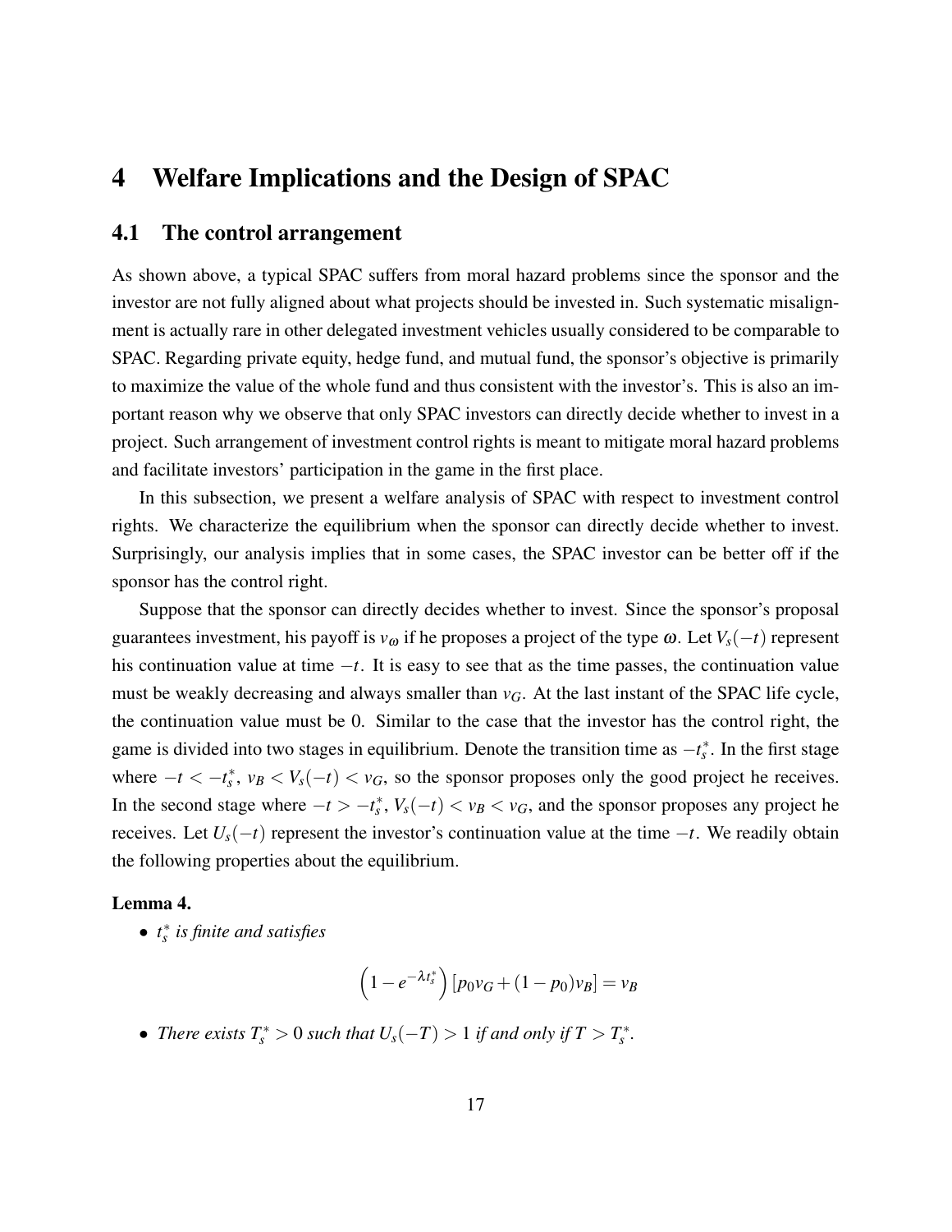# 4 Welfare Implications and the Design of SPAC

## 4.1 The control arrangement

As shown above, a typical SPAC suffers from moral hazard problems since the sponsor and the investor are not fully aligned about what projects should be invested in. Such systematic misalignment is actually rare in other delegated investment vehicles usually considered to be comparable to SPAC. Regarding private equity, hedge fund, and mutual fund, the sponsor's objective is primarily to maximize the value of the whole fund and thus consistent with the investor's. This is also an important reason why we observe that only SPAC investors can directly decide whether to invest in a project. Such arrangement of investment control rights is meant to mitigate moral hazard problems and facilitate investors' participation in the game in the first place.

In this subsection, we present a welfare analysis of SPAC with respect to investment control rights. We characterize the equilibrium when the sponsor can directly decide whether to invest. Surprisingly, our analysis implies that in some cases, the SPAC investor can be better off if the sponsor has the control right.

Suppose that the sponsor can directly decides whether to invest. Since the sponsor's proposal guarantees investment, his payoff is $v_\omega$ if he proposes a project of the type $\omega$. Let $V_s(-t)$ represent his continuation value at time $-t$. It is easy to see that as the time passes, the continuation value must be weakly decreasing and always smaller than $v_G$. At the last instant of the SPAC life cycle, the continuation value must be 0. Similar to the case that the investor has the control right, the game is divided into two stages in equilibrium. Denote the transition time as $-t_s^*$. In the first stage where $-t < -t_s^*$, $v_B < V_s(-t) < v_G$, so the sponsor proposes only the good project he receives. In the second stage where $-t > -t_s^*$, $V_s(-t) < v_B < v_G$, and the sponsor proposes any project he receives. Let $U_s(-t)$ represent the investor's continuation value at the time $-t$. We readily obtain the following properties about the equilibrium.

**Lemma 4.**

- *$t_s^*$ is finite and satisfies*

$$\left(1 - e^{-\lambda t_s^*}\right)[p_0 v_G + (1 - p_0) v_B] = v_B$$

- *There exists $T_s^* > 0$ such that $U_s(-T) > 1$ if and only if $T > T_s^*$.*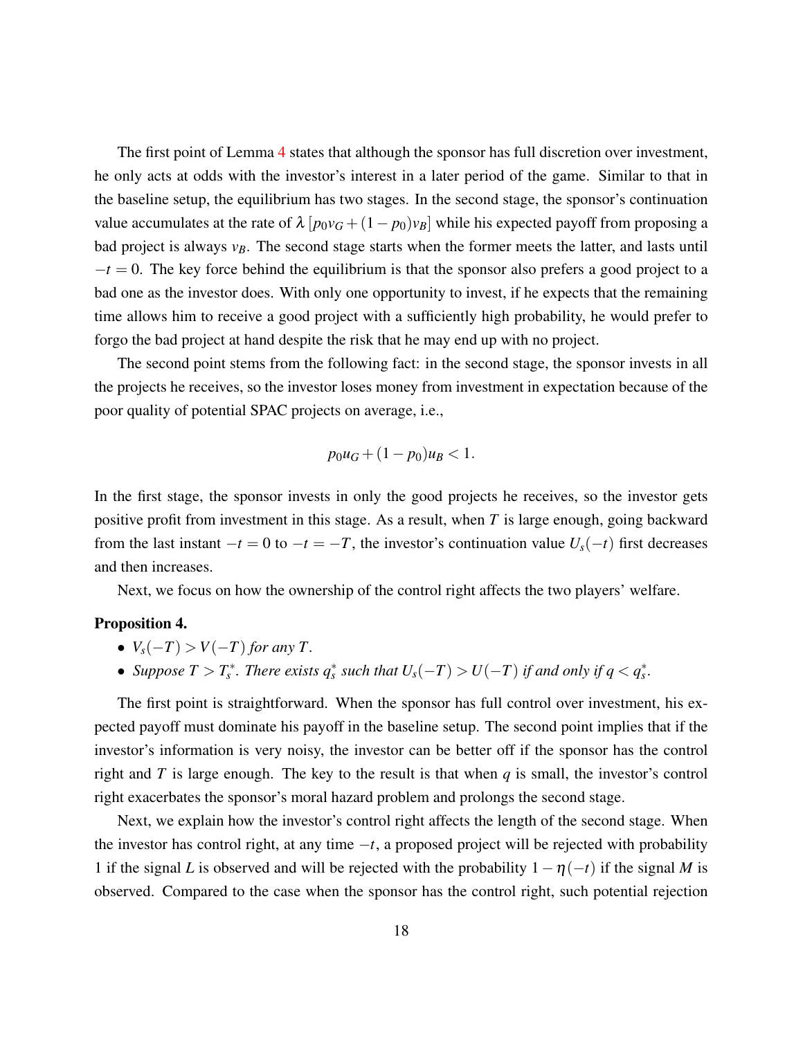The first point of Lemma 4 states that although the sponsor has full discretion over investment, he only acts at odds with the investor's interest in a later period of the game. Similar to that in the baseline setup, the equilibrium has two stages. In the second stage, the sponsor's continuation value accumulates at the rate of $\lambda\left[p_0 v_G + (1-p_0)v_B\right]$ while his expected payoff from proposing a bad project is always $v_B$. The second stage starts when the former meets the latter, and lasts until $-t = 0$. The key force behind the equilibrium is that the sponsor also prefers a good project to a bad one as the investor does. With only one opportunity to invest, if he expects that the remaining time allows him to receive a good project with a sufficiently high probability, he would prefer to forgo the bad project at hand despite the risk that he may end up with no project.

The second point stems from the following fact: in the second stage, the sponsor invests in all the projects he receives, so the investor loses money from investment in expectation because of the poor quality of potential SPAC projects on average, i.e.,

$$p_0 u_G + (1-p_0)u_B < 1.$$

In the first stage, the sponsor invests in only the good projects he receives, so the investor gets positive profit from investment in this stage. As a result, when $T$ is large enough, going backward from the last instant $-t = 0$ to $-t = -T$, the investor's continuation value $U_s(-t)$ first decreases and then increases.

Next, we focus on how the ownership of the control right affects the two players' welfare.

**Proposition 4.**

- *$V_s(-T) > V(-T)$ for any $T$.*
- *Suppose $T > T_s^*$. There exists $q_s^*$ such that $U_s(-T) > U(-T)$ if and only if $q < q_s^*$.*

The first point is straightforward. When the sponsor has full control over investment, his expected payoff must dominate his payoff in the baseline setup. The second point implies that if the investor's information is very noisy, the investor can be better off if the sponsor has the control right and $T$ is large enough. The key to the result is that when $q$ is small, the investor's control right exacerbates the sponsor's moral hazard problem and prolongs the second stage.

Next, we explain how the investor's control right affects the length of the second stage. When the investor has control right, at any time $-t$, a proposed project will be rejected with probability 1 if the signal $L$ is observed and will be rejected with the probability $1-\eta(-t)$ if the signal $M$ is observed. Compared to the case when the sponsor has the control right, such potential rejection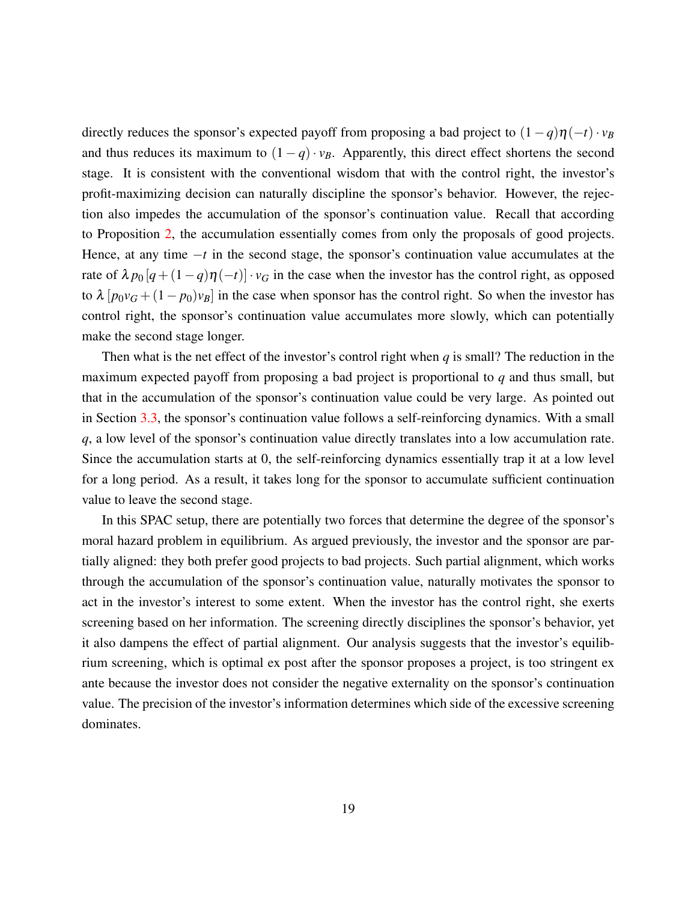directly reduces the sponsor's expected payoff from proposing a bad project to $(1-q)\eta(-t) \cdot v_B$ and thus reduces its maximum to $(1-q) \cdot v_B$. Apparently, this direct effect shortens the second stage. It is consistent with the conventional wisdom that with the control right, the investor's profit-maximizing decision can naturally discipline the sponsor's behavior. However, the rejection also impedes the accumulation of the sponsor's continuation value. Recall that according to Proposition 2, the accumulation essentially comes from only the proposals of good projects. Hence, at any time $-t$ in the second stage, the sponsor's continuation value accumulates at the rate of $\lambda p_0 [q + (1-q)\eta(-t)] \cdot v_G$ in the case when the investor has the control right, as opposed to $\lambda [p_0 v_G + (1-p_0) v_B]$ in the case when sponsor has the control right. So when the investor has control right, the sponsor's continuation value accumulates more slowly, which can potentially make the second stage longer.

Then what is the net effect of the investor's control right when $q$ is small? The reduction in the maximum expected payoff from proposing a bad project is proportional to $q$ and thus small, but that in the accumulation of the sponsor's continuation value could be very large. As pointed out in Section 3.3, the sponsor's continuation value follows a self-reinforcing dynamics. With a small $q$, a low level of the sponsor's continuation value directly translates into a low accumulation rate. Since the accumulation starts at 0, the self-reinforcing dynamics essentially trap it at a low level for a long period. As a result, it takes long for the sponsor to accumulate sufficient continuation value to leave the second stage.

In this SPAC setup, there are potentially two forces that determine the degree of the sponsor's moral hazard problem in equilibrium. As argued previously, the investor and the sponsor are partially aligned: they both prefer good projects to bad projects. Such partial alignment, which works through the accumulation of the sponsor's continuation value, naturally motivates the sponsor to act in the investor's interest to some extent. When the investor has the control right, she exerts screening based on her information. The screening directly disciplines the sponsor's behavior, yet it also dampens the effect of partial alignment. Our analysis suggests that the investor's equilibrium screening, which is optimal ex post after the sponsor proposes a project, is too stringent ex ante because the investor does not consider the negative externality on the sponsor's continuation value. The precision of the investor's information determines which side of the excessive screening dominates.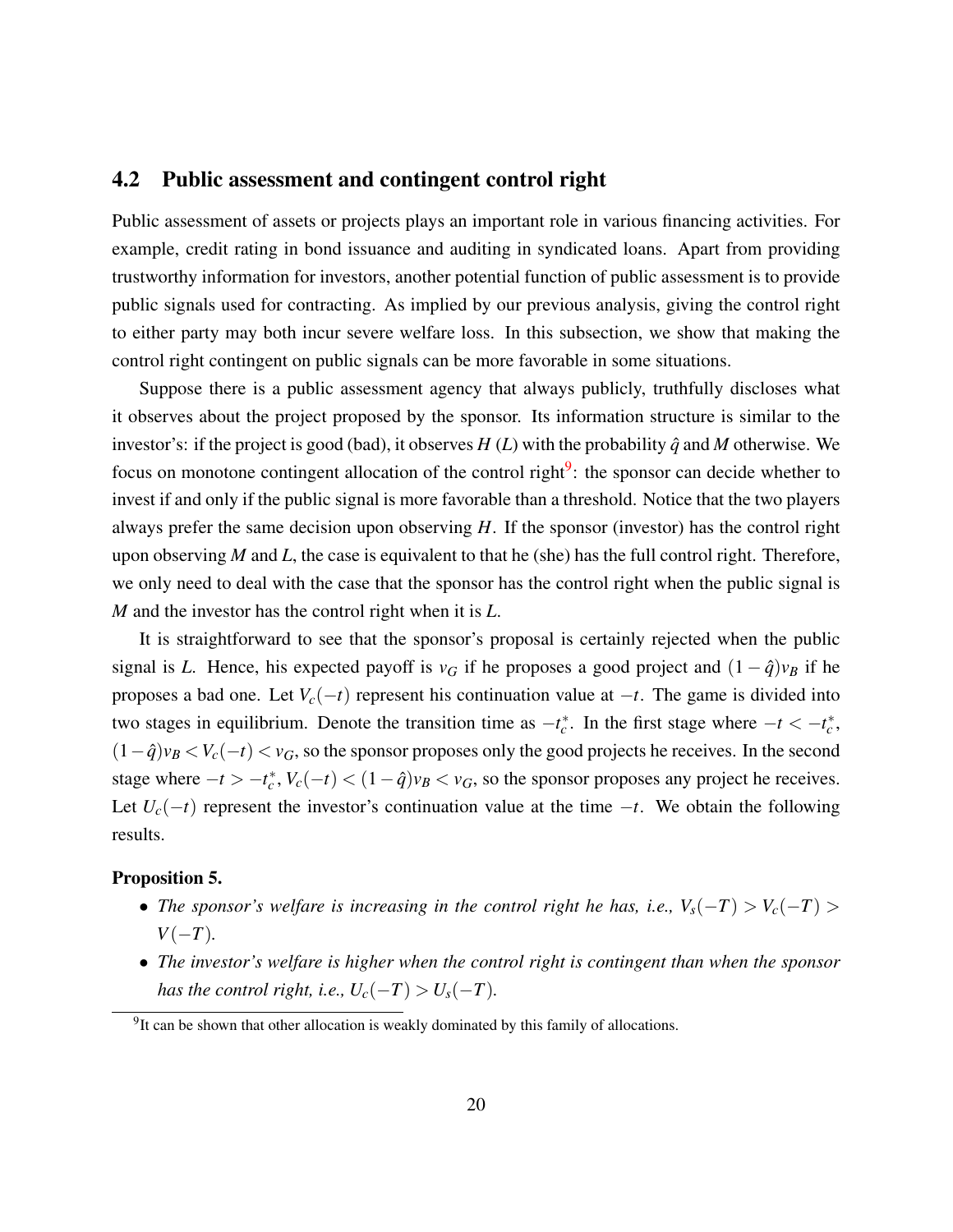## 4.2 Public assessment and contingent control right

Public assessment of assets or projects plays an important role in various financing activities. For example, credit rating in bond issuance and auditing in syndicated loans. Apart from providing trustworthy information for investors, another potential function of public assessment is to provide public signals used for contracting. As implied by our previous analysis, giving the control right to either party may both incur severe welfare loss. In this subsection, we show that making the control right contingent on public signals can be more favorable in some situations.

Suppose there is a public assessment agency that always publicly, truthfully discloses what it observes about the project proposed by the sponsor. Its information structure is similar to the investor's: if the project is good (bad), it observes $H$ ($L$) with the probability $\hat{q}$ and $M$ otherwise. We focus on monotone contingent allocation of the control right[9]: the sponsor can decide whether to invest if and only if the public signal is more favorable than a threshold. Notice that the two players always prefer the same decision upon observing $H$. If the sponsor (investor) has the control right upon observing $M$ and $L$, the case is equivalent to that he (she) has the full control right. Therefore, we only need to deal with the case that the sponsor has the control right when the public signal is $M$ and the investor has the control right when it is $L$.

It is straightforward to see that the sponsor's proposal is certainly rejected when the public signal is $L$. Hence, his expected payoff is $v_G$ if he proposes a good project and $(1-\hat{q})v_B$ if he proposes a bad one. Let $V_c(-t)$ represent his continuation value at $-t$. The game is divided into two stages in equilibrium. Denote the transition time as $-t_c^*$. In the first stage where $-t < -t_c^*$, $(1-\hat{q})v_B < V_c(-t) < v_G$, so the sponsor proposes only the good projects he receives. In the second stage where $-t > -t_c^*$, $V_c(-t) < (1-\hat{q})v_B < v_G$, so the sponsor proposes any project he receives. Let $U_c(-t)$ represent the investor's continuation value at the time $-t$. We obtain the following results.

**Proposition 5.**

- *The sponsor's welfare is increasing in the control right he has, i.e.,* $V_s(-T) > V_c(-T) > V(-T)$.
- *The investor's welfare is higher when the control right is contingent than when the sponsor has the control right, i.e.,* $U_c(-T) > U_s(-T)$.

[9] It can be shown that other allocation is weakly dominated by this family of allocations.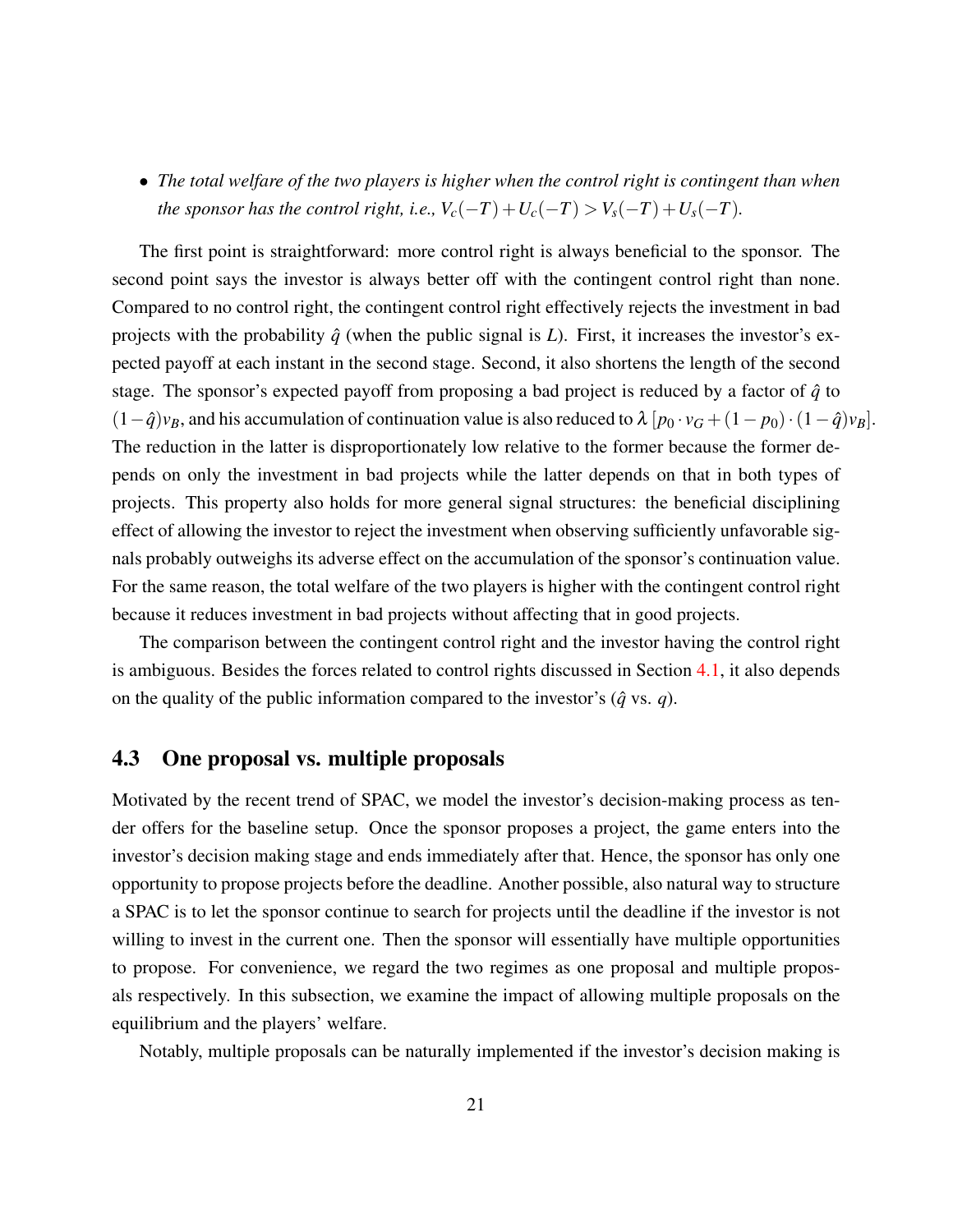- *The total welfare of the two players is higher when the control right is contingent than when the sponsor has the control right, i.e.,* $V_c(-T) + U_c(-T) > V_s(-T) + U_s(-T)$.

The first point is straightforward: more control right is always beneficial to the sponsor. The second point says the investor is always better off with the contingent control right than none. Compared to no control right, the contingent control right effectively rejects the investment in bad projects with the probability $\hat{q}$ (when the public signal is $L$). First, it increases the investor's expected payoff at each instant in the second stage. Second, it also shortens the length of the second stage. The sponsor's expected payoff from proposing a bad project is reduced by a factor of $\hat{q}$ to $(1-\hat{q})v_B$, and his accumulation of continuation value is also reduced to $\lambda\,[p_0 \cdot v_G + (1-p_0)\cdot(1-\hat{q})v_B]$. The reduction in the latter is disproportionately low relative to the former because the former depends on only the investment in bad projects while the latter depends on that in both types of projects. This property also holds for more general signal structures: the beneficial disciplining effect of allowing the investor to reject the investment when observing sufficiently unfavorable signals probably outweighs its adverse effect on the accumulation of the sponsor's continuation value. For the same reason, the total welfare of the two players is higher with the contingent control right because it reduces investment in bad projects without affecting that in good projects.

The comparison between the contingent control right and the investor having the control right is ambiguous. Besides the forces related to control rights discussed in Section 4.1, it also depends on the quality of the public information compared to the investor's ($\hat{q}$ vs. $q$).

## 4.3 One proposal vs. multiple proposals

Motivated by the recent trend of SPAC, we model the investor's decision-making process as tender offers for the baseline setup. Once the sponsor proposes a project, the game enters into the investor's decision making stage and ends immediately after that. Hence, the sponsor has only one opportunity to propose projects before the deadline. Another possible, also natural way to structure a SPAC is to let the sponsor continue to search for projects until the deadline if the investor is not willing to invest in the current one. Then the sponsor will essentially have multiple opportunities to propose. For convenience, we regard the two regimes as one proposal and multiple proposals respectively. In this subsection, we examine the impact of allowing multiple proposals on the equilibrium and the players' welfare.

Notably, multiple proposals can be naturally implemented if the investor's decision making is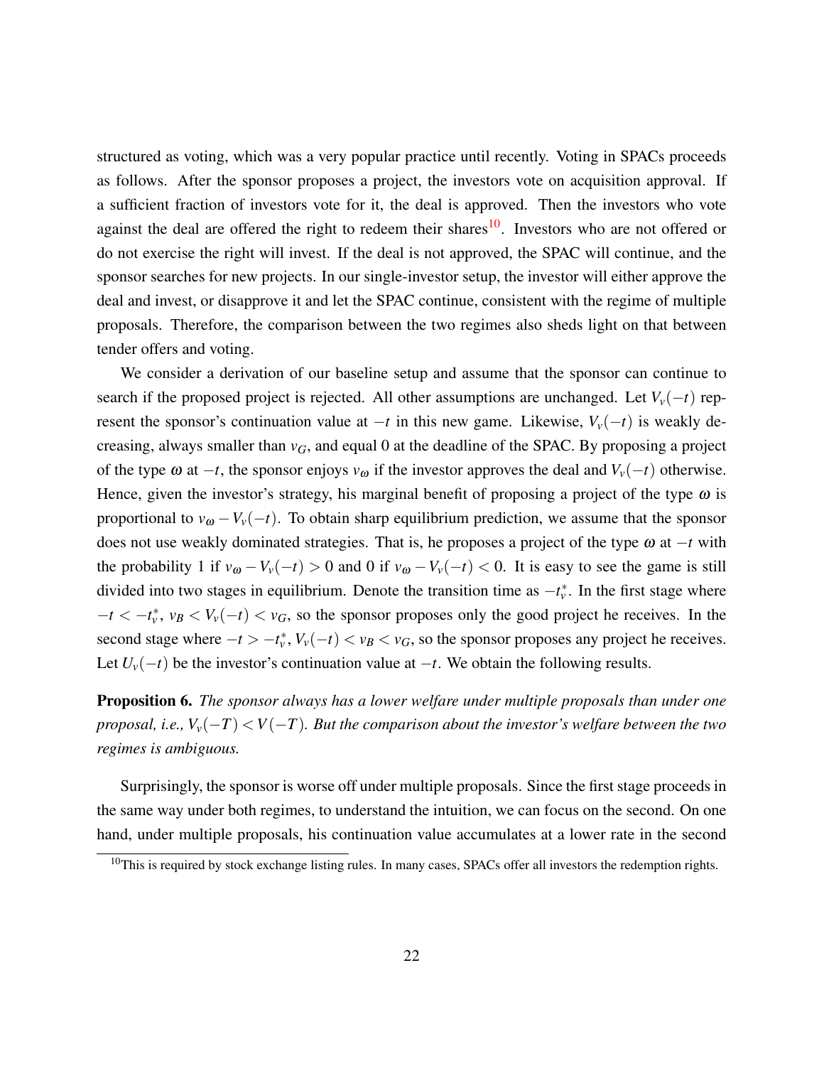structured as voting, which was a very popular practice until recently. Voting in SPACs proceeds as follows. After the sponsor proposes a project, the investors vote on acquisition approval. If a sufficient fraction of investors vote for it, the deal is approved. Then the investors who vote against the deal are offered the right to redeem their shares[10]. Investors who are not offered or do not exercise the right will invest. If the deal is not approved, the SPAC will continue, and the sponsor searches for new projects. In our single-investor setup, the investor will either approve the deal and invest, or disapprove it and let the SPAC continue, consistent with the regime of multiple proposals. Therefore, the comparison between the two regimes also sheds light on that between tender offers and voting.

We consider a derivation of our baseline setup and assume that the sponsor can continue to search if the proposed project is rejected. All other assumptions are unchanged. Let $V_v(-t)$ represent the sponsor's continuation value at $-t$ in this new game. Likewise, $V_v(-t)$ is weakly decreasing, always smaller than $v_G$, and equal 0 at the deadline of the SPAC. By proposing a project of the type $\omega$ at $-t$, the sponsor enjoys $v_\omega$ if the investor approves the deal and $V_v(-t)$ otherwise. Hence, given the investor's strategy, his marginal benefit of proposing a project of the type $\omega$ is proportional to $v_\omega - V_v(-t)$. To obtain sharp equilibrium prediction, we assume that the sponsor does not use weakly dominated strategies. That is, he proposes a project of the type $\omega$ at $-t$ with the probability 1 if $v_\omega - V_v(-t) > 0$ and 0 if $v_\omega - V_v(-t) < 0$. It is easy to see the game is still divided into two stages in equilibrium. Denote the transition time as $-t_v^*$. In the first stage where $-t < -t_v^*$, $v_B < V_v(-t) < v_G$, so the sponsor proposes only the good project he receives. In the second stage where $-t > -t_v^*$, $V_v(-t) < v_B < v_G$, so the sponsor proposes any project he receives. Let $U_v(-t)$ be the investor's continuation value at $-t$. We obtain the following results.

**Proposition 6.** *The sponsor always has a lower welfare under multiple proposals than under one proposal, i.e.,* $V_v(-T) < V(-T)$*. But the comparison about the investor's welfare between the two regimes is ambiguous.*

Surprisingly, the sponsor is worse off under multiple proposals. Since the first stage proceeds in the same way under both regimes, to understand the intuition, we can focus on the second. On one hand, under multiple proposals, his continuation value accumulates at a lower rate in the second

[10] This is required by stock exchange listing rules. In many cases, SPACs offer all investors the redemption rights.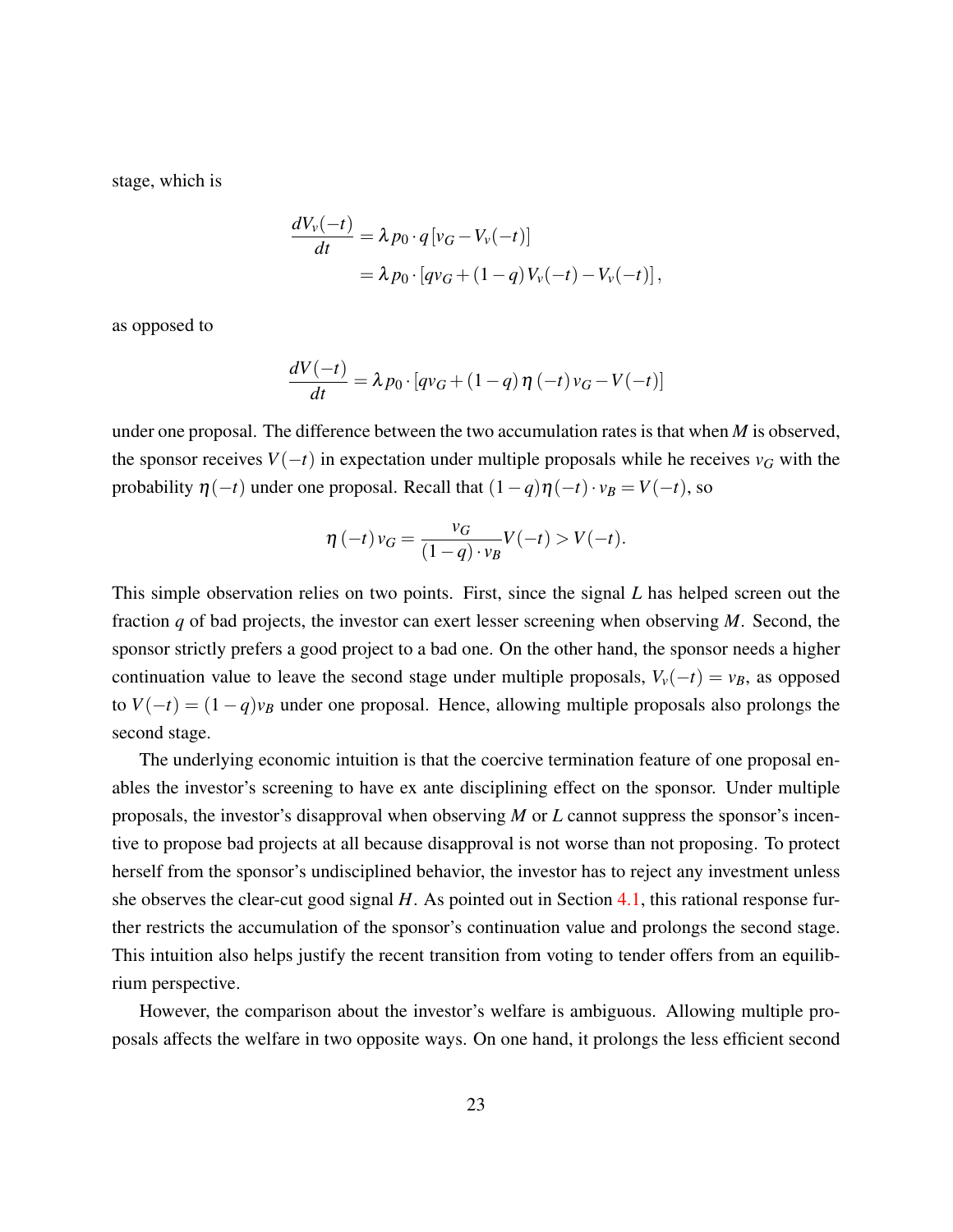stage, which is

$$
\begin{aligned}
\frac{dV_v(-t)}{dt} &= \lambda p_0 \cdot q \left[v_G - V_v(-t)\right] \\
&= \lambda p_0 \cdot \left[q v_G + (1-q) V_v(-t) - V_v(-t)\right],
\end{aligned}
$$

as opposed to

$$
\frac{dV(-t)}{dt} = \lambda p_0 \cdot \left[q v_G + (1-q)\, \eta\,(-t)\, v_G - V(-t)\right]
$$

under one proposal. The difference between the two accumulation rates is that when $M$ is observed, the sponsor receives $V(-t)$ in expectation under multiple proposals while he receives $v_G$ with the probability $\eta(-t)$ under one proposal. Recall that $(1-q)\eta(-t) \cdot v_B = V(-t)$, so

$$
\eta\,(-t)\, v_G = \frac{v_G}{(1-q) \cdot v_B} V(-t) > V(-t).
$$

This simple observation relies on two points. First, since the signal $L$ has helped screen out the fraction $q$ of bad projects, the investor can exert lesser screening when observing $M$. Second, the sponsor strictly prefers a good project to a bad one. On the other hand, the sponsor needs a higher continuation value to leave the second stage under multiple proposals, $V_v(-t) = v_B$, as opposed to $V(-t) = (1-q)v_B$ under one proposal. Hence, allowing multiple proposals also prolongs the second stage.

The underlying economic intuition is that the coercive termination feature of one proposal enables the investor's screening to have ex ante disciplining effect on the sponsor. Under multiple proposals, the investor's disapproval when observing $M$ or $L$ cannot suppress the sponsor's incentive to propose bad projects at all because disapproval is not worse than not proposing. To protect herself from the sponsor's undisciplined behavior, the investor has to reject any investment unless she observes the clear-cut good signal $H$. As pointed out in Section 4.1, this rational response further restricts the accumulation of the sponsor's continuation value and prolongs the second stage. This intuition also helps justify the recent transition from voting to tender offers from an equilibrium perspective.

However, the comparison about the investor's welfare is ambiguous. Allowing multiple proposals affects the welfare in two opposite ways. On one hand, it prolongs the less efficient second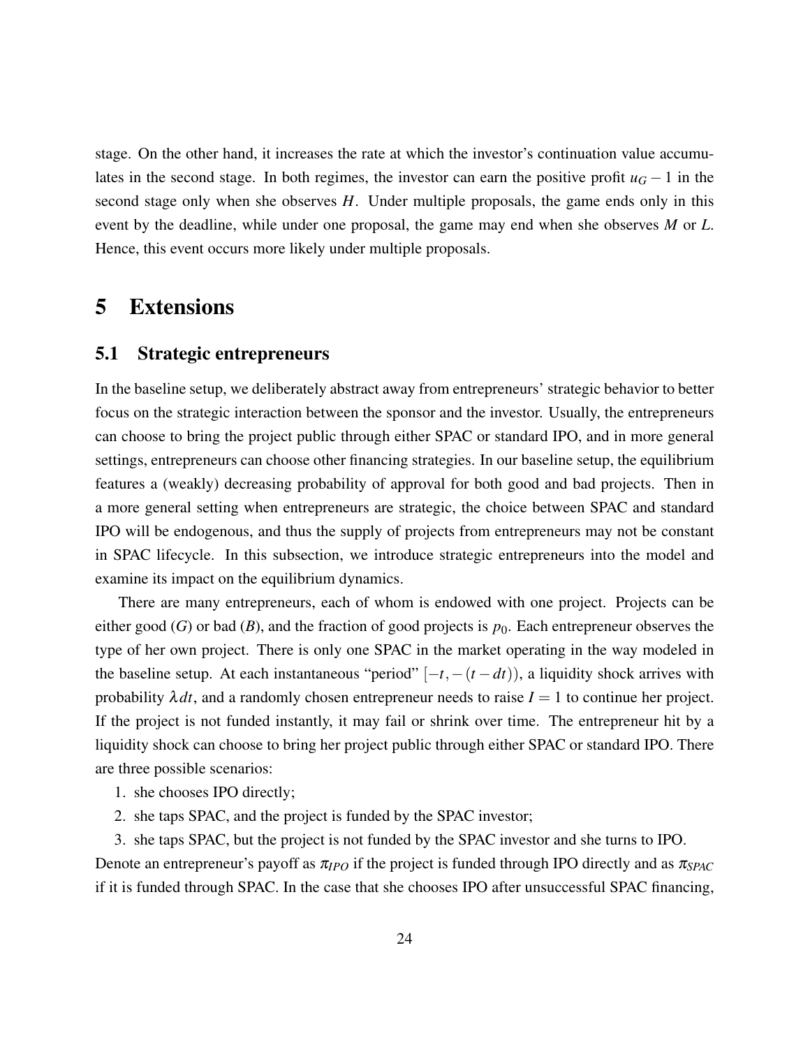stage. On the other hand, it increases the rate at which the investor's continuation value accumulates in the second stage. In both regimes, the investor can earn the positive profit $u_G - 1$ in the second stage only when she observes $H$. Under multiple proposals, the game ends only in this event by the deadline, while under one proposal, the game may end when she observes $M$ or $L$. Hence, this event occurs more likely under multiple proposals.

# 5 Extensions

## 5.1 Strategic entrepreneurs

In the baseline setup, we deliberately abstract away from entrepreneurs' strategic behavior to better focus on the strategic interaction between the sponsor and the investor. Usually, the entrepreneurs can choose to bring the project public through either SPAC or standard IPO, and in more general settings, entrepreneurs can choose other financing strategies. In our baseline setup, the equilibrium features a (weakly) decreasing probability of approval for both good and bad projects. Then in a more general setting when entrepreneurs are strategic, the choice between SPAC and standard IPO will be endogenous, and thus the supply of projects from entrepreneurs may not be constant in SPAC lifecycle. In this subsection, we introduce strategic entrepreneurs into the model and examine its impact on the equilibrium dynamics.

There are many entrepreneurs, each of whom is endowed with one project. Projects can be either good ($G$) or bad ($B$), and the fraction of good projects is $p_0$. Each entrepreneur observes the type of her own project. There is only one SPAC in the market operating in the way modeled in the baseline setup. At each instantaneous "period" $[-t, -(t-dt))$, a liquidity shock arrives with probability $\lambda dt$, and a randomly chosen entrepreneur needs to raise $I = 1$ to continue her project. If the project is not funded instantly, it may fail or shrink over time. The entrepreneur hit by a liquidity shock can choose to bring her project public through either SPAC or standard IPO. There are three possible scenarios:

1. she chooses IPO directly;
2. she taps SPAC, and the project is funded by the SPAC investor;
3. she taps SPAC, but the project is not funded by the SPAC investor and she turns to IPO.

Denote an entrepreneur's payoff as $\pi_{IPO}$ if the project is funded through IPO directly and as $\pi_{SPAC}$ if it is funded through SPAC. In the case that she chooses IPO after unsuccessful SPAC financing,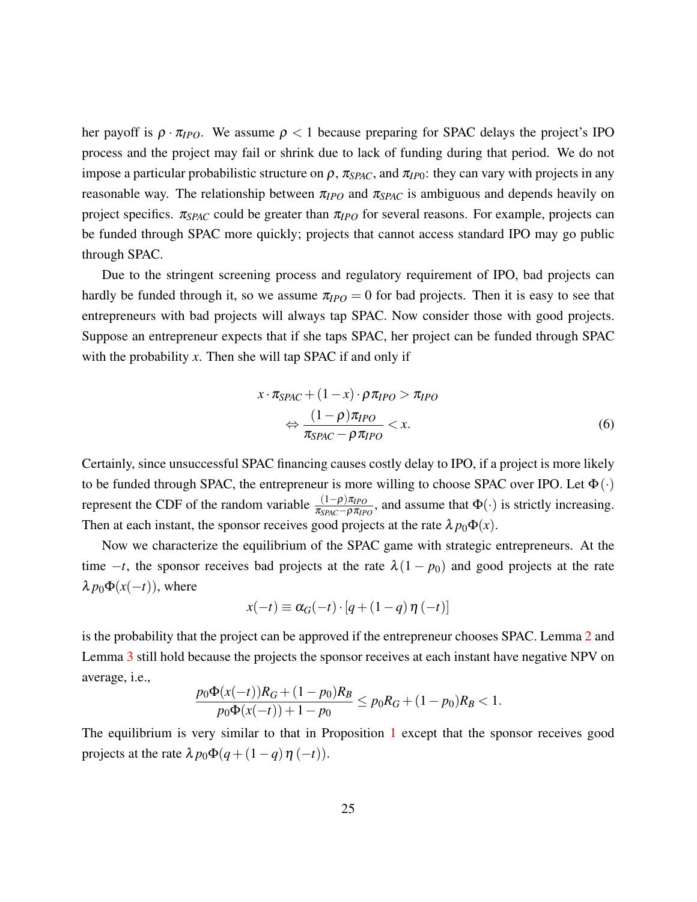her payoff is $\rho \cdot \pi_{IPO}$. We assume $\rho < 1$ because preparing for SPAC delays the project's IPO process and the project may fail or shrink due to lack of funding during that period. We do not impose a particular probabilistic structure on $\rho$, $\pi_{SPAC}$, and $\pi_{IP0}$: they can vary with projects in any reasonable way. The relationship between $\pi_{IPO}$ and $\pi_{SPAC}$ is ambiguous and depends heavily on project specifics. $\pi_{SPAC}$ could be greater than $\pi_{IPO}$ for several reasons. For example, projects can be funded through SPAC more quickly; projects that cannot access standard IPO may go public through SPAC.

Due to the stringent screening process and regulatory requirement of IPO, bad projects can hardly be funded through it, so we assume $\pi_{IPO} = 0$ for bad projects. Then it is easy to see that entrepreneurs with bad projects will always tap SPAC. Now consider those with good projects. Suppose an entrepreneur expects that if she taps SPAC, her project can be funded through SPAC with the probability $x$. Then she will tap SPAC if and only if

$$
\begin{aligned}
x \cdot \pi_{SPAC} + (1-x) \cdot \rho \pi_{IPO} &> \pi_{IPO} \\
\Leftrightarrow \frac{(1-\rho)\pi_{IPO}}{\pi_{SPAC} - \rho \pi_{IPO}} &< x.
\end{aligned}
\tag{6}
$$

Certainly, since unsuccessful SPAC financing causes costly delay to IPO, if a project is more likely to be funded through SPAC, the entrepreneur is more willing to choose SPAC over IPO. Let $\Phi(\cdot)$ represent the CDF of the random variable $\frac{(1-\rho)\pi_{IPO}}{\pi_{SPAC} - \rho \pi_{IPO}}$, and assume that $\Phi(\cdot)$ is strictly increasing. Then at each instant, the sponsor receives good projects at the rate $\lambda p_0 \Phi(x)$.

Now we characterize the equilibrium of the SPAC game with strategic entrepreneurs. At the time $-t$, the sponsor receives bad projects at the rate $\lambda(1-p_0)$ and good projects at the rate $\lambda p_0 \Phi(x(-t))$, where

$$
x(-t) \equiv \alpha_G(-t) \cdot [q + (1-q)\,\eta\,(-t)]
$$

is the probability that the project can be approved if the entrepreneur chooses SPAC. Lemma 2 and Lemma 3 still hold because the projects the sponsor receives at each instant have negative NPV on average, i.e.,

$$
\frac{p_0 \Phi(x(-t)) R_G + (1-p_0) R_B}{p_0 \Phi(x(-t)) + 1 - p_0} \leq p_0 R_G + (1-p_0) R_B < 1.
$$

The equilibrium is very similar to that in Proposition 1 except that the sponsor receives good projects at the rate $\lambda p_0 \Phi(q + (1-q)\,\eta\,(-t))$.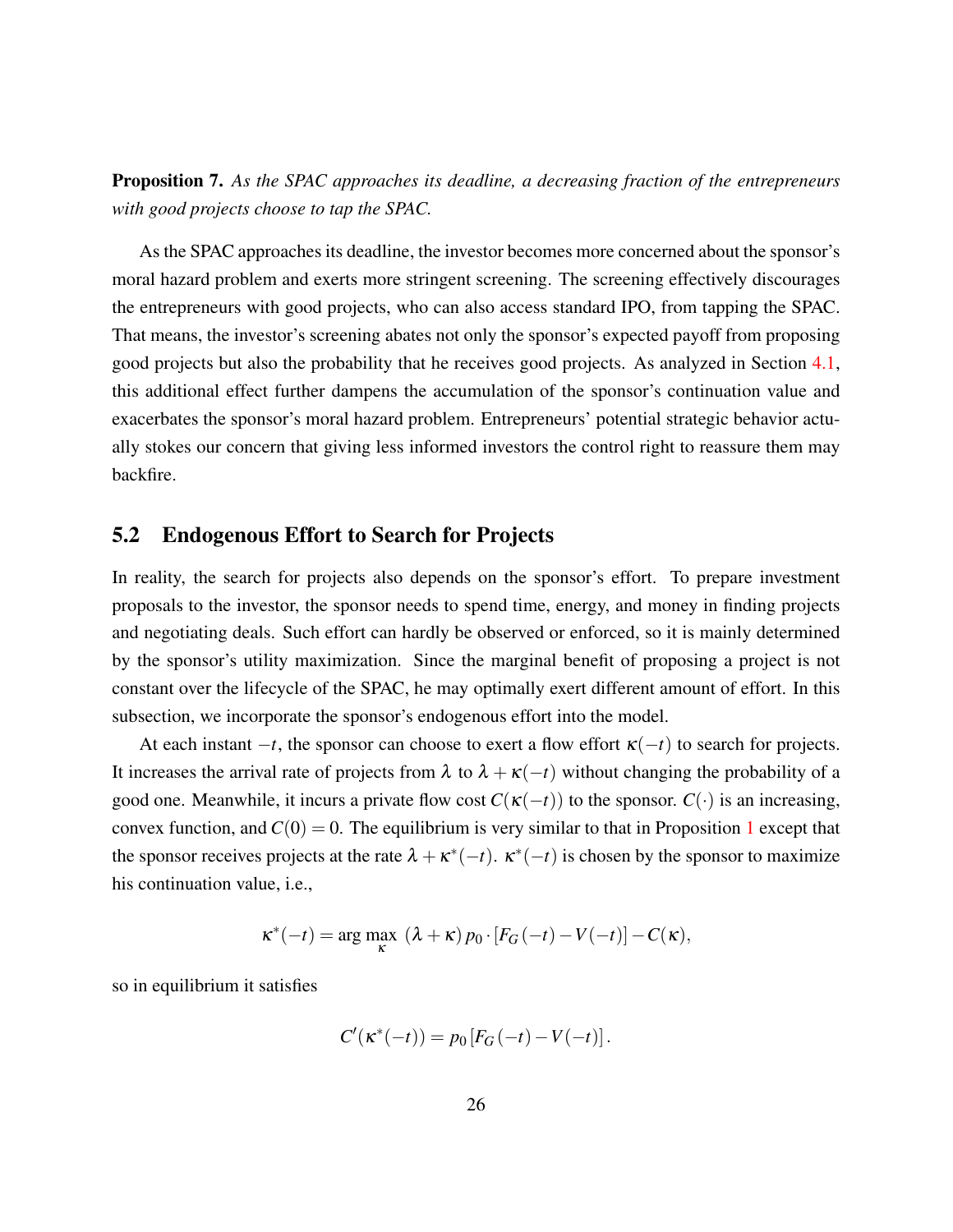**Proposition 7.** *As the SPAC approaches its deadline, a decreasing fraction of the entrepreneurs with good projects choose to tap the SPAC.*

As the SPAC approaches its deadline, the investor becomes more concerned about the sponsor's moral hazard problem and exerts more stringent screening. The screening effectively discourages the entrepreneurs with good projects, who can also access standard IPO, from tapping the SPAC. That means, the investor's screening abates not only the sponsor's expected payoff from proposing good projects but also the probability that he receives good projects. As analyzed in Section 4.1, this additional effect further dampens the accumulation of the sponsor's continuation value and exacerbates the sponsor's moral hazard problem. Entrepreneurs' potential strategic behavior actually stokes our concern that giving less informed investors the control right to reassure them may backfire.

## 5.2 Endogenous Effort to Search for Projects

In reality, the search for projects also depends on the sponsor's effort. To prepare investment proposals to the investor, the sponsor needs to spend time, energy, and money in finding projects and negotiating deals. Such effort can hardly be observed or enforced, so it is mainly determined by the sponsor's utility maximization. Since the marginal benefit of proposing a project is not constant over the lifecycle of the SPAC, he may optimally exert different amount of effort. In this subsection, we incorporate the sponsor's endogenous effort into the model.

At each instant $-t$, the sponsor can choose to exert a flow effort $\kappa(-t)$ to search for projects. It increases the arrival rate of projects from $\lambda$ to $\lambda + \kappa(-t)$ without changing the probability of a good one. Meanwhile, it incurs a private flow cost $C(\kappa(-t))$ to the sponsor. $C(\cdot)$ is an increasing, convex function, and $C(0) = 0$. The equilibrium is very similar to that in Proposition 1 except that the sponsor receives projects at the rate $\lambda + \kappa^*(-t)$. $\kappa^*(-t)$ is chosen by the sponsor to maximize his continuation value, i.e.,

$$\kappa^*(-t) = \arg\max_{\kappa} \; (\lambda + \kappa)\, p_0 \cdot [F_G(-t) - V(-t)] - C(\kappa),$$

so in equilibrium it satisfies

$$C'(\kappa^*(-t)) = p_0 \left[ F_G(-t) - V(-t) \right].$$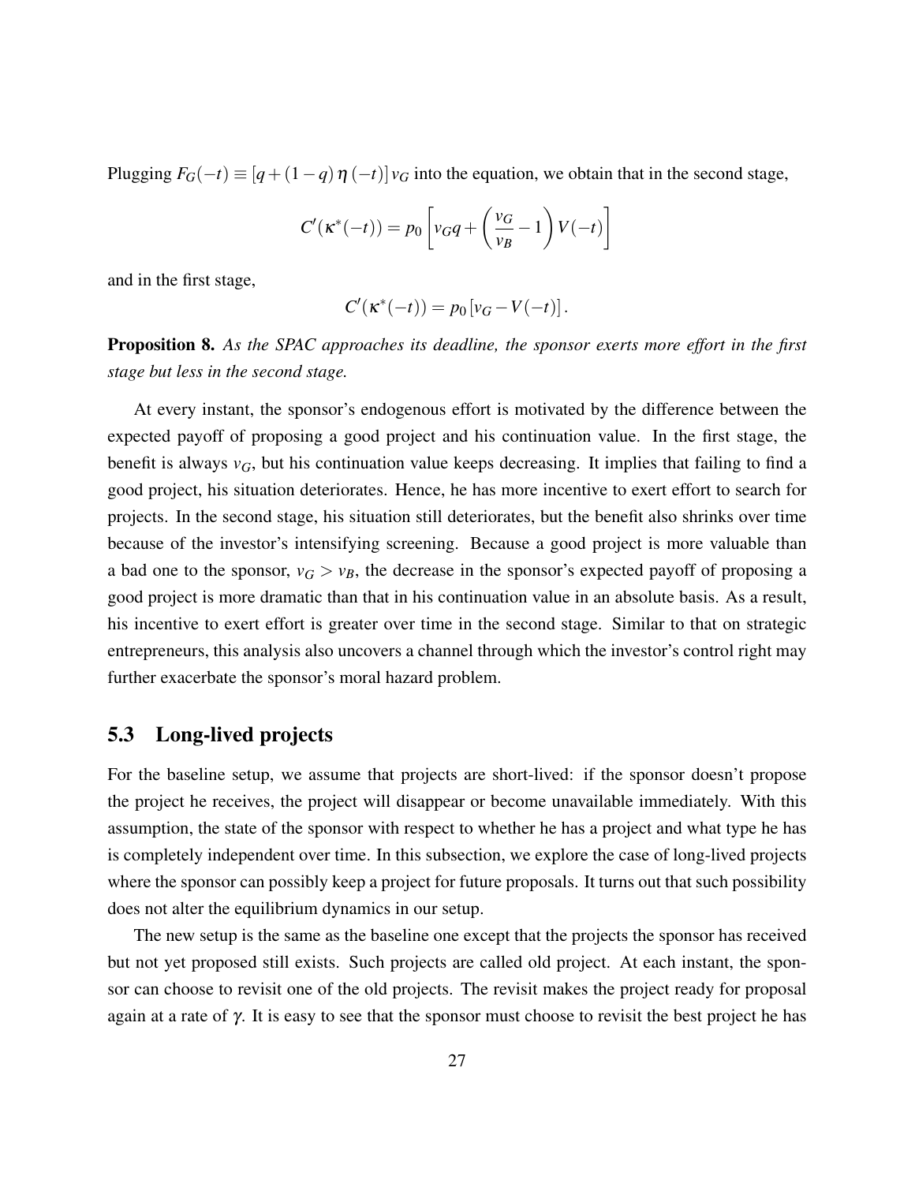Plugging $F_G(-t) \equiv [q + (1-q)\,\eta\,(-t)]\,v_G$ into the equation, we obtain that in the second stage,

$$C'(\kappa^*(-t)) = p_0 \left[ v_G q + \left( \frac{v_G}{v_B} - 1 \right) V(-t) \right]$$

and in the first stage,

$$C'(\kappa^*(-t)) = p_0 \left[ v_G - V(-t) \right].$$

**Proposition 8.** *As the SPAC approaches its deadline, the sponsor exerts more effort in the first stage but less in the second stage.*

At every instant, the sponsor's endogenous effort is motivated by the difference between the expected payoff of proposing a good project and his continuation value. In the first stage, the benefit is always $v_G$, but his continuation value keeps decreasing. It implies that failing to find a good project, his situation deteriorates. Hence, he has more incentive to exert effort to search for projects. In the second stage, his situation still deteriorates, but the benefit also shrinks over time because of the investor's intensifying screening. Because a good project is more valuable than a bad one to the sponsor, $v_G > v_B$, the decrease in the sponsor's expected payoff of proposing a good project is more dramatic than that in his continuation value in an absolute basis. As a result, his incentive to exert effort is greater over time in the second stage. Similar to that on strategic entrepreneurs, this analysis also uncovers a channel through which the investor's control right may further exacerbate the sponsor's moral hazard problem.

## 5.3 Long-lived projects

For the baseline setup, we assume that projects are short-lived: if the sponsor doesn't propose the project he receives, the project will disappear or become unavailable immediately. With this assumption, the state of the sponsor with respect to whether he has a project and what type he has is completely independent over time. In this subsection, we explore the case of long-lived projects where the sponsor can possibly keep a project for future proposals. It turns out that such possibility does not alter the equilibrium dynamics in our setup.

The new setup is the same as the baseline one except that the projects the sponsor has received but not yet proposed still exists. Such projects are called old project. At each instant, the sponsor can choose to revisit one of the old projects. The revisit makes the project ready for proposal again at a rate of $\gamma$. It is easy to see that the sponsor must choose to revisit the best project he has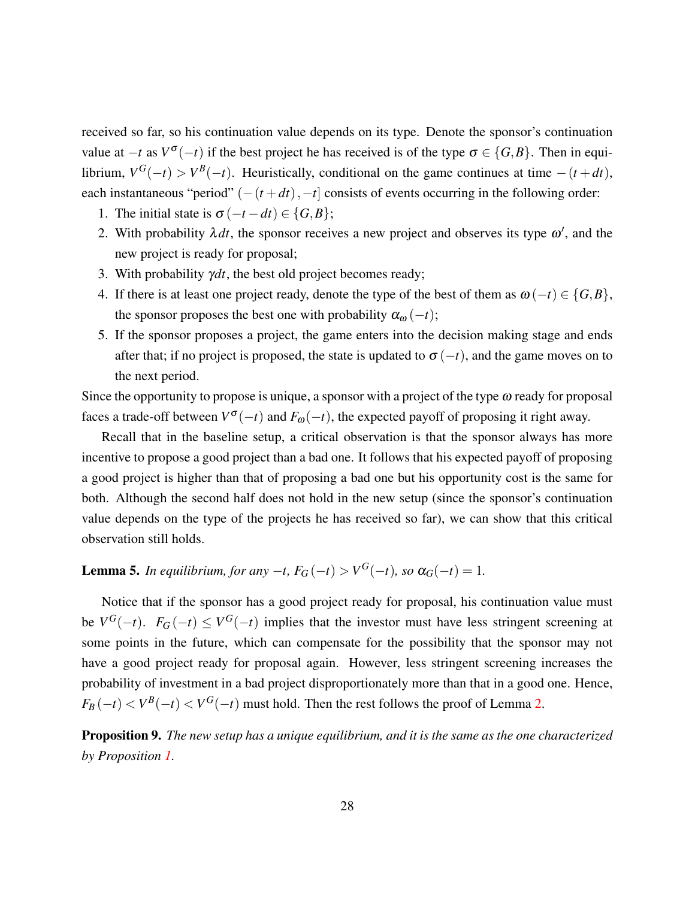received so far, so his continuation value depends on its type. Denote the sponsor's continuation value at $-t$ as $V^{\sigma}(-t)$ if the best project he has received is of the type $\sigma \in \{G, B\}$. Then in equilibrium, $V^G(-t) > V^B(-t)$. Heuristically, conditional on the game continues at time $-(t+dt)$, each instantaneous "period" $(-(t+dt), -t]$ consists of events occurring in the following order:

1. The initial state is $\sigma(-t-dt) \in \{G, B\}$;
2. With probability $\lambda dt$, the sponsor receives a new project and observes its type $\omega'$, and the new project is ready for proposal;
3. With probability $\gamma dt$, the best old project becomes ready;
4. If there is at least one project ready, denote the type of the best of them as $\omega(-t) \in \{G, B\}$, the sponsor proposes the best one with probability $\alpha_{\omega}(-t)$;
5. If the sponsor proposes a project, the game enters into the decision making stage and ends after that; if no project is proposed, the state is updated to $\sigma(-t)$, and the game moves on to the next period.

Since the opportunity to propose is unique, a sponsor with a project of the type $\omega$ ready for proposal faces a trade-off between $V^{\sigma}(-t)$ and $F_{\omega}(-t)$, the expected payoff of proposing it right away.

Recall that in the baseline setup, a critical observation is that the sponsor always has more incentive to propose a good project than a bad one. It follows that his expected payoff of proposing a good project is higher than that of proposing a bad one but his opportunity cost is the same for both. Although the second half does not hold in the new setup (since the sponsor's continuation value depends on the type of the projects he has received so far), we can show that this critical observation still holds.

**Lemma 5.** *In equilibrium, for any $-t$, $F_G(-t) > V^G(-t)$, so $\alpha_G(-t) = 1$.*

Notice that if the sponsor has a good project ready for proposal, his continuation value must be $V^G(-t)$. $F_G(-t) \leq V^G(-t)$ implies that the investor must have less stringent screening at some points in the future, which can compensate for the possibility that the sponsor may not have a good project ready for proposal again. However, less stringent screening increases the probability of investment in a bad project disproportionately more than that in a good one. Hence, $F_B(-t) < V^B(-t) < V^G(-t)$ must hold. Then the rest follows the proof of Lemma 2.

**Proposition 9.** *The new setup has a unique equilibrium, and it is the same as the one characterized by Proposition 1.*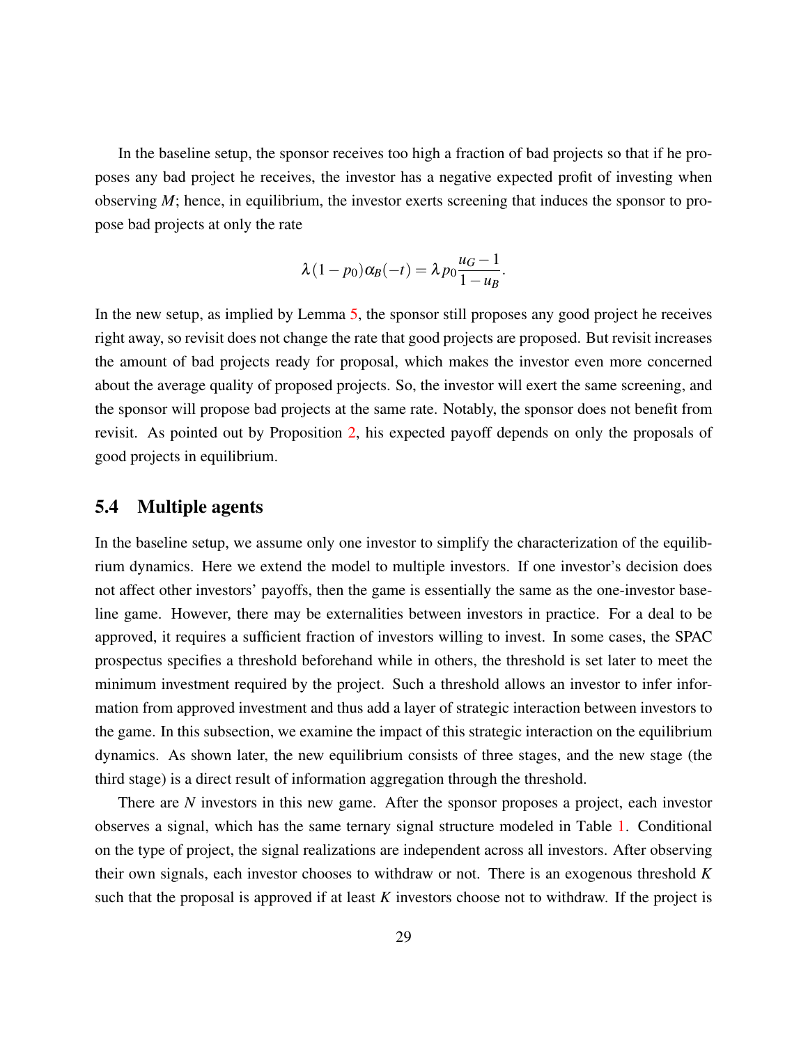In the baseline setup, the sponsor receives too high a fraction of bad projects so that if he proposes any bad project he receives, the investor has a negative expected profit of investing when observing $M$; hence, in equilibrium, the investor exerts screening that induces the sponsor to propose bad projects at only the rate

$$\lambda(1-p_0)\alpha_B(-t) = \lambda p_0 \frac{u_G - 1}{1 - u_B}.$$

In the new setup, as implied by Lemma 5, the sponsor still proposes any good project he receives right away, so revisit does not change the rate that good projects are proposed. But revisit increases the amount of bad projects ready for proposal, which makes the investor even more concerned about the average quality of proposed projects. So, the investor will exert the same screening, and the sponsor will propose bad projects at the same rate. Notably, the sponsor does not benefit from revisit. As pointed out by Proposition 2, his expected payoff depends on only the proposals of good projects in equilibrium.

## 5.4 Multiple agents

In the baseline setup, we assume only one investor to simplify the characterization of the equilibrium dynamics. Here we extend the model to multiple investors. If one investor's decision does not affect other investors' payoffs, then the game is essentially the same as the one-investor baseline game. However, there may be externalities between investors in practice. For a deal to be approved, it requires a sufficient fraction of investors willing to invest. In some cases, the SPAC prospectus specifies a threshold beforehand while in others, the threshold is set later to meet the minimum investment required by the project. Such a threshold allows an investor to infer information from approved investment and thus add a layer of strategic interaction between investors to the game. In this subsection, we examine the impact of this strategic interaction on the equilibrium dynamics. As shown later, the new equilibrium consists of three stages, and the new stage (the third stage) is a direct result of information aggregation through the threshold.

There are $N$ investors in this new game. After the sponsor proposes a project, each investor observes a signal, which has the same ternary signal structure modeled in Table 1. Conditional on the type of project, the signal realizations are independent across all investors. After observing their own signals, each investor chooses to withdraw or not. There is an exogenous threshold $K$ such that the proposal is approved if at least $K$ investors choose not to withdraw. If the project is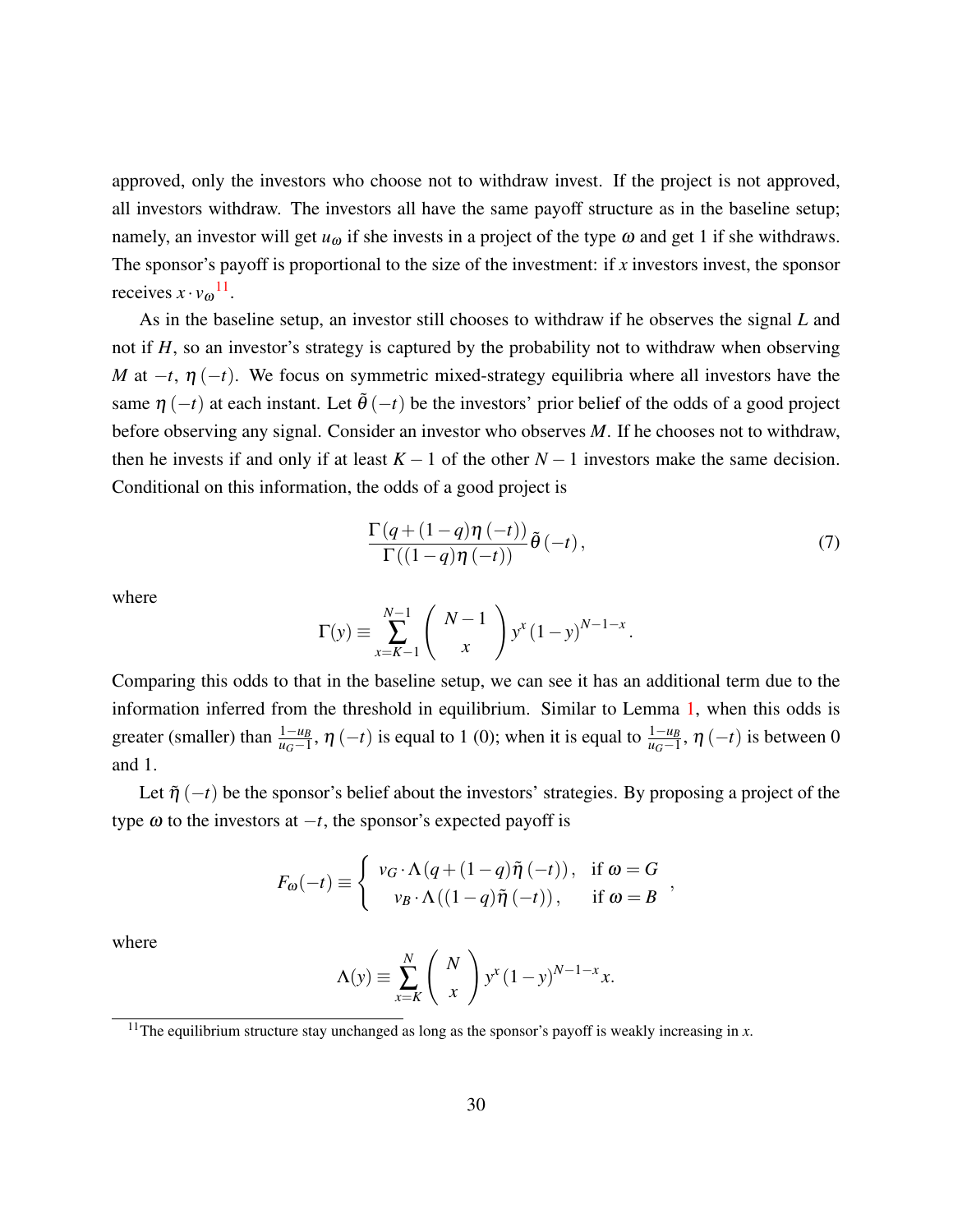approved, only the investors who choose not to withdraw invest. If the project is not approved, all investors withdraw. The investors all have the same payoff structure as in the baseline setup; namely, an investor will get $u_\omega$ if she invests in a project of the type $\omega$ and get 1 if she withdraws. The sponsor's payoff is proportional to the size of the investment: if $x$ investors invest, the sponsor receives $x \cdot v_\omega$[11].

As in the baseline setup, an investor still chooses to withdraw if he observes the signal $L$ and not if $H$, so an investor's strategy is captured by the probability not to withdraw when observing $M$ at $-t$, $\eta(-t)$. We focus on symmetric mixed-strategy equilibria where all investors have the same $\eta(-t)$ at each instant. Let $\tilde{\theta}(-t)$ be the investors' prior belief of the odds of a good project before observing any signal. Consider an investor who observes $M$. If he chooses not to withdraw, then he invests if and only if at least $K-1$ of the other $N-1$ investors make the same decision. Conditional on this information, the odds of a good project is

$$\frac{\Gamma(q+(1-q)\eta(-t))}{\Gamma((1-q)\eta(-t))}\tilde{\theta}(-t), \tag{7}$$

where

$$\Gamma(y) \equiv \sum_{x=K-1}^{N-1} \binom{N-1}{x} y^x (1-y)^{N-1-x}.$$

Comparing this odds to that in the baseline setup, we can see it has an additional term due to the information inferred from the threshold in equilibrium. Similar to Lemma 1, when this odds is greater (smaller) than $\frac{1-u_B}{u_G-1}$, $\eta(-t)$ is equal to 1 (0); when it is equal to $\frac{1-u_B}{u_G-1}$, $\eta(-t)$ is between 0 and 1.

Let $\tilde{\eta}(-t)$ be the sponsor's belief about the investors' strategies. By proposing a project of the type $\omega$ to the investors at $-t$, the sponsor's expected payoff is

$$F_\omega(-t) \equiv \begin{cases} v_G \cdot \Lambda(q+(1-q)\tilde{\eta}(-t)), & \text{if } \omega = G \\ v_B \cdot \Lambda((1-q)\tilde{\eta}(-t)), & \text{if } \omega = B \end{cases},$$

where

$$\Lambda(y) \equiv \sum_{x=K}^{N} \binom{N}{x} y^x (1-y)^{N-1-x} x.$$

[11] The equilibrium structure stay unchanged as long as the sponsor's payoff is weakly increasing in $x$.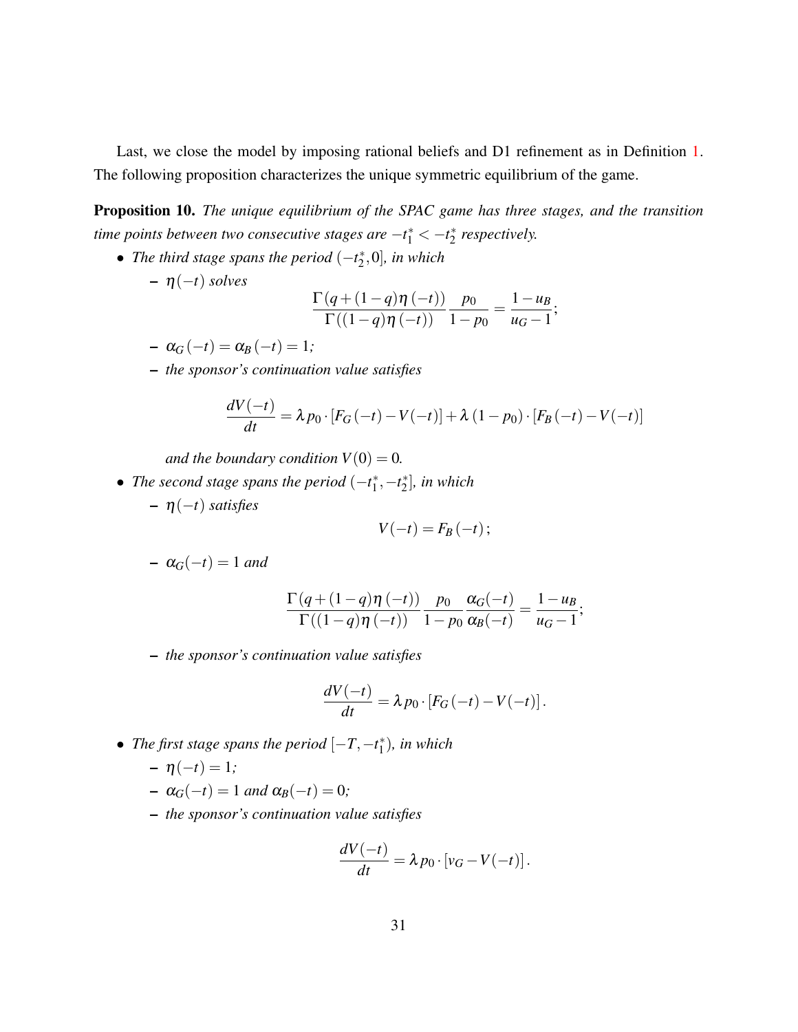Last, we close the model by imposing rational beliefs and D1 refinement as in Definition 1. The following proposition characterizes the unique symmetric equilibrium of the game.

**Proposition 10.** *The unique equilibrium of the SPAC game has three stages, and the transition time points between two consecutive stages are $-t_1^* < -t_2^*$ respectively.*

- *The third stage spans the period $(-t_2^*, 0]$, in which*
  - $\eta(-t)$ *solves*
  $$\frac{\Gamma(q+(1-q)\eta(-t))}{\Gamma((1-q)\eta(-t))}\frac{p_0}{1-p_0} = \frac{1-u_B}{u_G-1};$$
  - $\alpha_G(-t) = \alpha_B(-t) = 1$*;*
  - *the sponsor's continuation value satisfies*
  $$\frac{dV(-t)}{dt} = \lambda p_0 \cdot [F_G(-t) - V(-t)] + \lambda(1-p_0) \cdot [F_B(-t) - V(-t)]$$

    *and the boundary condition $V(0) = 0$.*
- *The second stage spans the period $(-t_1^*, -t_2^*]$, in which*
  - $\eta(-t)$ *satisfies*
  $$V(-t) = F_B(-t);$$
  - $\alpha_G(-t) = 1$ *and*
  $$\frac{\Gamma(q+(1-q)\eta(-t))}{\Gamma((1-q)\eta(-t))}\frac{p_0}{1-p_0}\frac{\alpha_G(-t)}{\alpha_B(-t)} = \frac{1-u_B}{u_G-1};$$
  - *the sponsor's continuation value satisfies*
  $$\frac{dV(-t)}{dt} = \lambda p_0 \cdot [F_G(-t) - V(-t)].$$
- *The first stage spans the period $[-T, -t_1^*)$, in which*
  - $\eta(-t) = 1$*;*
  - $\alpha_G(-t) = 1$ *and* $\alpha_B(-t) = 0$*;*
  - *the sponsor's continuation value satisfies*
  $$\frac{dV(-t)}{dt} = \lambda p_0 \cdot [v_G - V(-t)].$$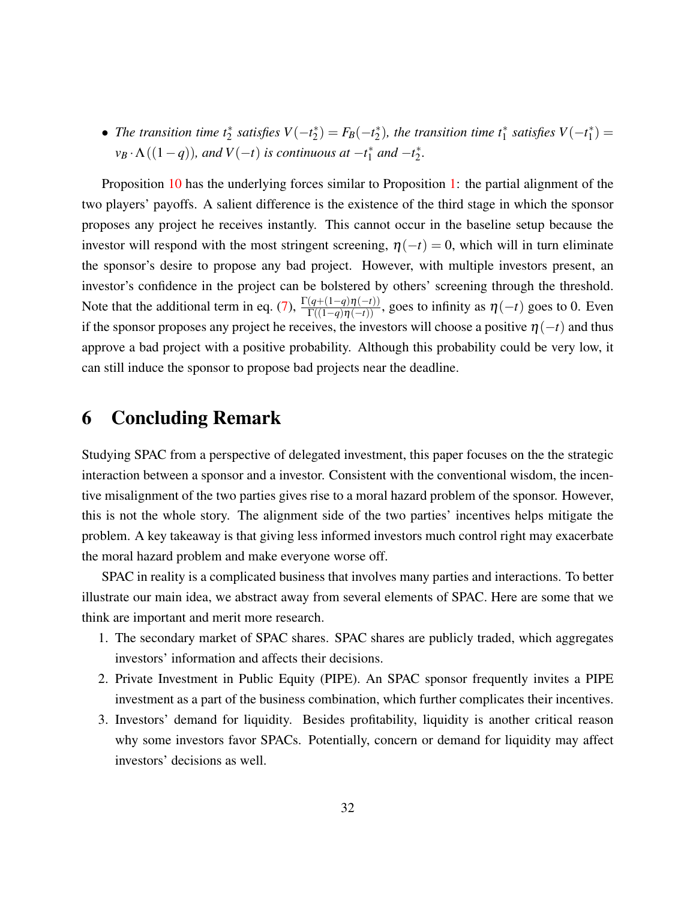- *The transition time $t_2^*$ satisfies $V(-t_2^*) = F_B(-t_2^*)$, the transition time $t_1^*$ satisfies $V(-t_1^*) = v_B \cdot \Lambda((1-q))$, and $V(-t)$ is continuous at $-t_1^*$ and $-t_2^*$.*

Proposition 10 has the underlying forces similar to Proposition 1: the partial alignment of the two players' payoffs. A salient difference is the existence of the third stage in which the sponsor proposes any project he receives instantly. This cannot occur in the baseline setup because the investor will respond with the most stringent screening, $\eta(-t) = 0$, which will in turn eliminate the sponsor's desire to propose any bad project. However, with multiple investors present, an investor's confidence in the project can be bolstered by others' screening through the threshold. Note that the additional term in eq. (7), $\frac{\Gamma(q+(1-q)\eta(-t))}{\Gamma((1-q)\eta(-t))}$, goes to infinity as $\eta(-t)$ goes to 0. Even if the sponsor proposes any project he receives, the investors will choose a positive $\eta(-t)$ and thus approve a bad project with a positive probability. Although this probability could be very low, it can still induce the sponsor to propose bad projects near the deadline.

# 6 Concluding Remark

Studying SPAC from a perspective of delegated investment, this paper focuses on the the strategic interaction between a sponsor and a investor. Consistent with the conventional wisdom, the incentive misalignment of the two parties gives rise to a moral hazard problem of the sponsor. However, this is not the whole story. The alignment side of the two parties' incentives helps mitigate the problem. A key takeaway is that giving less informed investors much control right may exacerbate the moral hazard problem and make everyone worse off.

SPAC in reality is a complicated business that involves many parties and interactions. To better illustrate our main idea, we abstract away from several elements of SPAC. Here are some that we think are important and merit more research.

1. The secondary market of SPAC shares. SPAC shares are publicly traded, which aggregates investors' information and affects their decisions.
2. Private Investment in Public Equity (PIPE). An SPAC sponsor frequently invites a PIPE investment as a part of the business combination, which further complicates their incentives.
3. Investors' demand for liquidity. Besides profitability, liquidity is another critical reason why some investors favor SPACs. Potentially, concern or demand for liquidity may affect investors' decisions as well.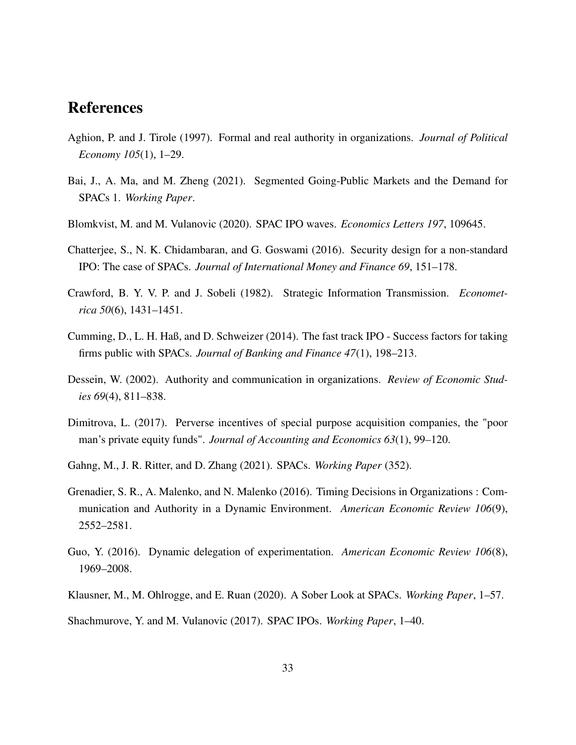# References

Aghion, P. and J. Tirole (1997). Formal and real authority in organizations. *Journal of Political Economy 105*(1), 1–29.

Bai, J., A. Ma, and M. Zheng (2021). Segmented Going-Public Markets and the Demand for SPACs 1. *Working Paper*.

Blomkvist, M. and M. Vulanovic (2020). SPAC IPO waves. *Economics Letters 197*, 109645.

Chatterjee, S., N. K. Chidambaran, and G. Goswami (2016). Security design for a non-standard IPO: The case of SPACs. *Journal of International Money and Finance 69*, 151–178.

Crawford, B. Y. V. P. and J. Sobeli (1982). Strategic Information Transmission. *Econometrica 50*(6), 1431–1451.

Cumming, D., L. H. Haß, and D. Schweizer (2014). The fast track IPO - Success factors for taking firms public with SPACs. *Journal of Banking and Finance 47*(1), 198–213.

Dessein, W. (2002). Authority and communication in organizations. *Review of Economic Studies 69*(4), 811–838.

Dimitrova, L. (2017). Perverse incentives of special purpose acquisition companies, the "poor man's private equity funds". *Journal of Accounting and Economics 63*(1), 99–120.

Gahng, M., J. R. Ritter, and D. Zhang (2021). SPACs. *Working Paper* (352).

Grenadier, S. R., A. Malenko, and N. Malenko (2016). Timing Decisions in Organizations : Communication and Authority in a Dynamic Environment. *American Economic Review 106*(9), 2552–2581.

Guo, Y. (2016). Dynamic delegation of experimentation. *American Economic Review 106*(8), 1969–2008.

Klausner, M., M. Ohlrogge, and E. Ruan (2020). A Sober Look at SPACs. *Working Paper*, 1–57.

Shachmurove, Y. and M. Vulanovic (2017). SPAC IPOs. *Working Paper*, 1–40.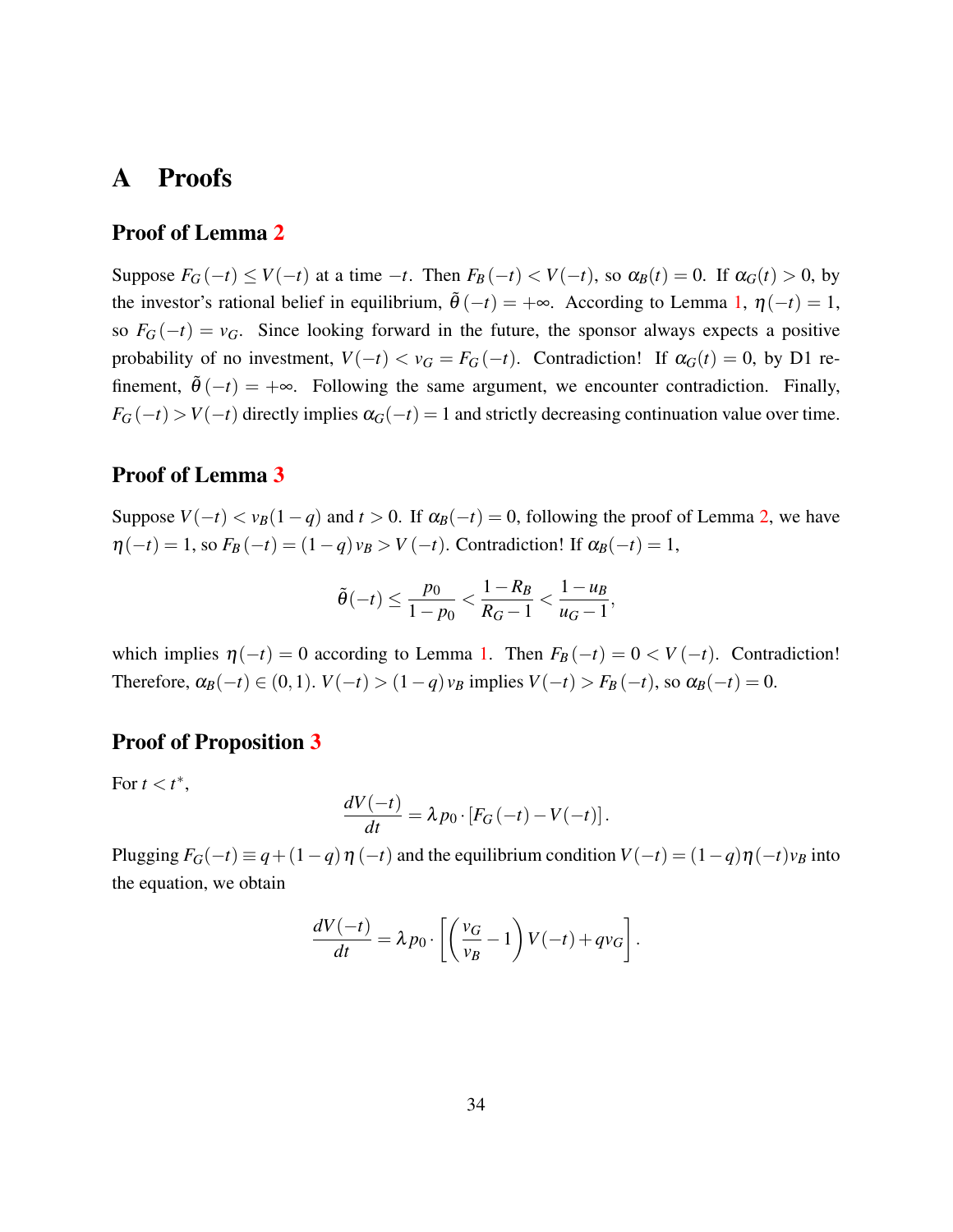# A Proofs

### Proof of Lemma 2

Suppose $F_G(-t) \leq V(-t)$ at a time $-t$. Then $F_B(-t) < V(-t)$, so $\alpha_B(t) = 0$. If $\alpha_G(t) > 0$, by the investor's rational belief in equilibrium, $\tilde{\theta}(-t) = +\infty$. According to Lemma 1, $\eta(-t) = 1$, so $F_G(-t) = v_G$. Since looking forward in the future, the sponsor always expects a positive probability of no investment, $V(-t) < v_G = F_G(-t)$. Contradiction! If $\alpha_G(t) = 0$, by D1 refinement, $\tilde{\theta}(-t) = +\infty$. Following the same argument, we encounter contradiction. Finally, $F_G(-t) > V(-t)$ directly implies $\alpha_G(-t) = 1$ and strictly decreasing continuation value over time.

### Proof of Lemma 3

Suppose $V(-t) < v_B(1-q)$ and $t > 0$. If $\alpha_B(-t) = 0$, following the proof of Lemma 2, we have $\eta(-t) = 1$, so $F_B(-t) = (1-q)v_B > V(-t)$. Contradiction! If $\alpha_B(-t) = 1$,

$$
\tilde{\theta}(-t) \leq \frac{p_0}{1-p_0} < \frac{1-R_B}{R_G-1} < \frac{1-u_B}{u_G-1},
$$

which implies $\eta(-t) = 0$ according to Lemma 1. Then $F_B(-t) = 0 < V(-t)$. Contradiction! Therefore, $\alpha_B(-t) \in (0,1)$. $V(-t) > (1-q)v_B$ implies $V(-t) > F_B(-t)$, so $\alpha_B(-t) = 0$.

### Proof of Proposition 3

For $t < t^*$,

$$
\frac{dV(-t)}{dt} = \lambda p_0 \cdot [F_G(-t) - V(-t)].
$$

Plugging $F_G(-t) \equiv q + (1-q)\eta(-t)$ and the equilibrium condition $V(-t) = (1-q)\eta(-t)v_B$ into the equation, we obtain

$$
\frac{dV(-t)}{dt} = \lambda p_0 \cdot \left[ \left( \frac{v_G}{v_B} - 1 \right) V(-t) + q v_G \right].
$$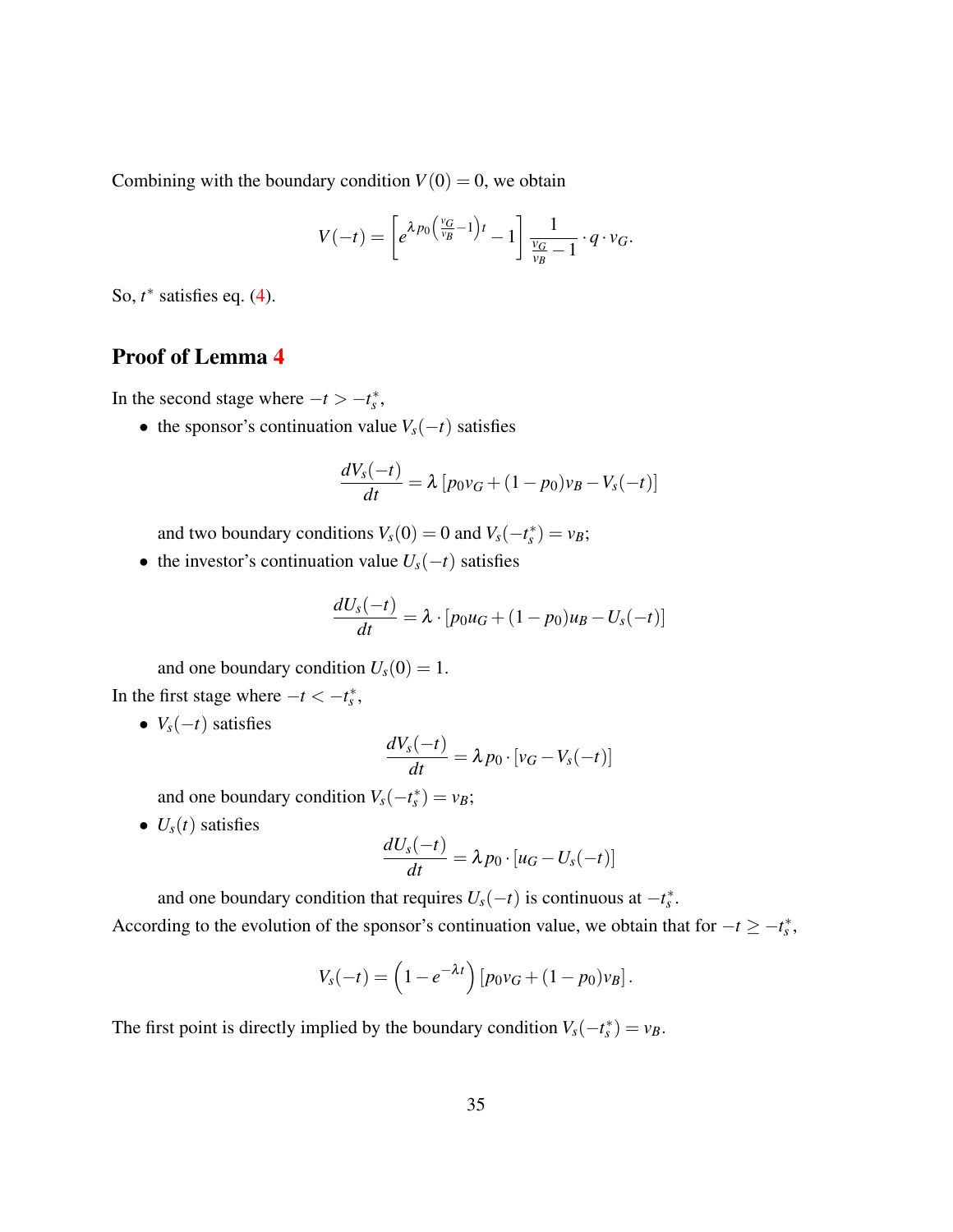Combining with the boundary condition $V(0) = 0$, we obtain

$$V(-t) = \left[ e^{\lambda p_0 \left( \frac{v_G}{v_B} - 1 \right) t} - 1 \right] \frac{1}{\frac{v_G}{v_B} - 1} \cdot q \cdot v_G.$$

So, $t^*$ satisfies eq. (4).

## Proof of Lemma 4

In the second stage where $-t > -t_s^*$,

- the sponsor's continuation value $V_s(-t)$ satisfies

$$\frac{dV_s(-t)}{dt} = \lambda \left[ p_0 v_G + (1 - p_0) v_B - V_s(-t) \right]$$

  and two boundary conditions $V_s(0) = 0$ and $V_s(-t_s^*) = v_B$;

- the investor's continuation value $U_s(-t)$ satisfies

$$\frac{dU_s(-t)}{dt} = \lambda \cdot \left[ p_0 u_G + (1 - p_0) u_B - U_s(-t) \right]$$

  and one boundary condition $U_s(0) = 1$.

In the first stage where $-t < -t_s^*$,

- $V_s(-t)$ satisfies

$$\frac{dV_s(-t)}{dt} = \lambda p_0 \cdot \left[ v_G - V_s(-t) \right]$$

  and one boundary condition $V_s(-t_s^*) = v_B$;

- $U_s(t)$ satisfies

$$\frac{dU_s(-t)}{dt} = \lambda p_0 \cdot \left[ u_G - U_s(-t) \right]$$

  and one boundary condition that requires $U_s(-t)$ is continuous at $-t_s^*$.

According to the evolution of the sponsor's continuation value, we obtain that for $-t \geq -t_s^*$,

$$V_s(-t) = \left( 1 - e^{-\lambda t} \right) \left[ p_0 v_G + (1 - p_0) v_B \right].$$

The first point is directly implied by the boundary condition $V_s(-t_s^*) = v_B$.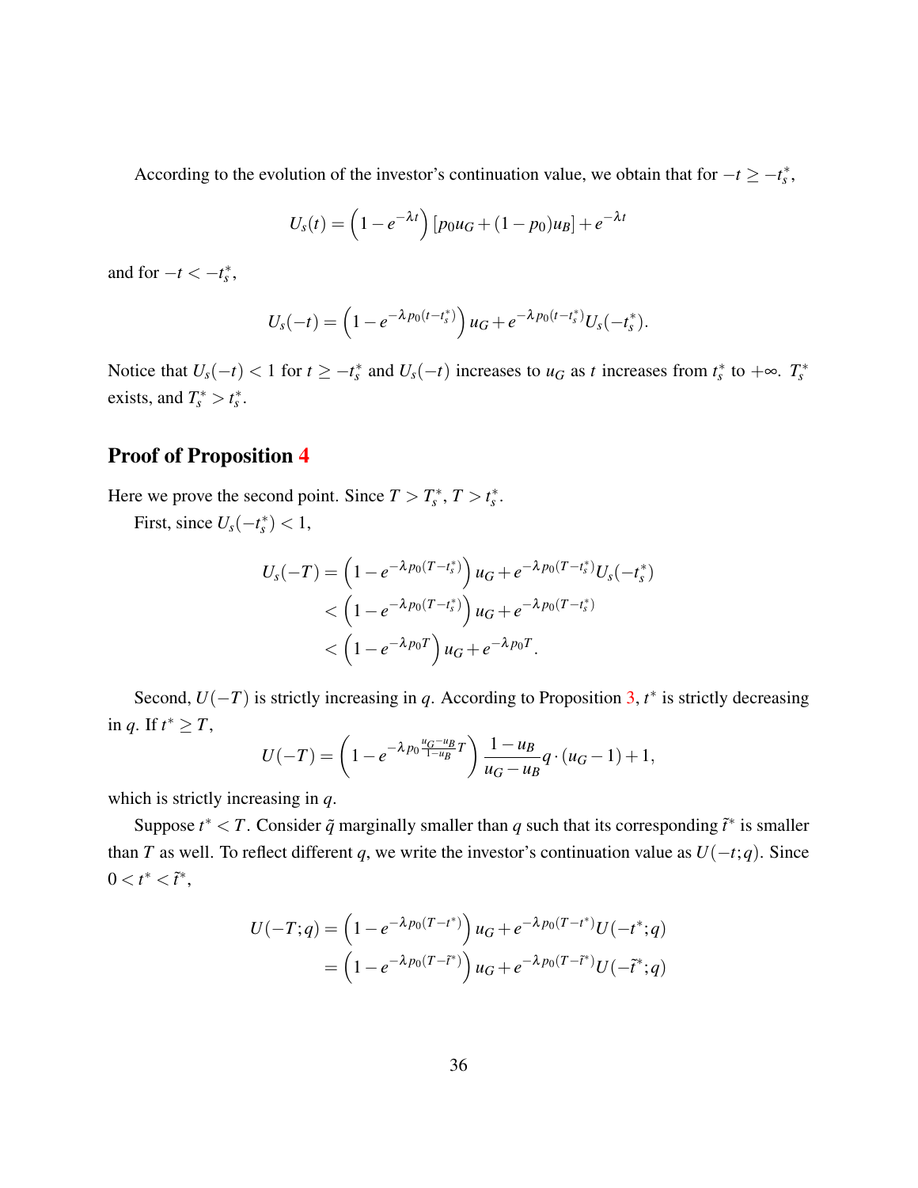According to the evolution of the investor's continuation value, we obtain that for $-t \geq -t_s^*$,

$$U_s(t) = \left(1 - e^{-\lambda t}\right)[p_0 u_G + (1-p_0)u_B] + e^{-\lambda t}$$

and for $-t < -t_s^*$,

$$U_s(-t) = \left(1 - e^{-\lambda p_0 (t - t_s^*)}\right) u_G + e^{-\lambda p_0 (t-t_s^*)} U_s(-t_s^*).$$

Notice that $U_s(-t) < 1$ for $t \geq -t_s^*$ and $U_s(-t)$ increases to $u_G$ as $t$ increases from $t_s^*$ to $+\infty$. $T_s^*$ exists, and $T_s^* > t_s^*$.

## Proof of Proposition 4

Here we prove the second point. Since $T > T_s^*$, $T > t_s^*$.

First, since $U_s(-t_s^*) < 1$,

$$\begin{aligned}
U_s(-T) &= \left(1 - e^{-\lambda p_0 (T - t_s^*)}\right) u_G + e^{-\lambda p_0 (T-t_s^*)} U_s(-t_s^*) \\
&< \left(1 - e^{-\lambda p_0 (T - t_s^*)}\right) u_G + e^{-\lambda p_0 (T-t_s^*)} \\
&< \left(1 - e^{-\lambda p_0 T}\right) u_G + e^{-\lambda p_0 T}.
\end{aligned}$$

Second, $U(-T)$ is strictly increasing in $q$. According to Proposition 3, $t^*$ is strictly decreasing in $q$. If $t^* \geq T$,

$$U(-T) = \left(1 - e^{-\lambda p_0 \frac{u_G - u_B}{1 - u_B} T}\right) \frac{1 - u_B}{u_G - u_B} q \cdot (u_G - 1) + 1,$$

which is strictly increasing in $q$.

Suppose $t^* < T$. Consider $\tilde{q}$ marginally smaller than $q$ such that its corresponding $\tilde{t}^*$ is smaller than $T$ as well. To reflect different $q$, we write the investor's continuation value as $U(-t;q)$. Since $0 < t^* < \tilde{t}^*$,

$$\begin{aligned}
U(-T;q) &= \left(1 - e^{-\lambda p_0 (T - t^*)}\right) u_G + e^{-\lambda p_0 (T-t^*)} U(-t^*;q) \\
&= \left(1 - e^{-\lambda p_0 (T - \tilde{t}^*)}\right) u_G + e^{-\lambda p_0 (T-\tilde{t}^*)} U(-\tilde{t}^*;q)
\end{aligned}$$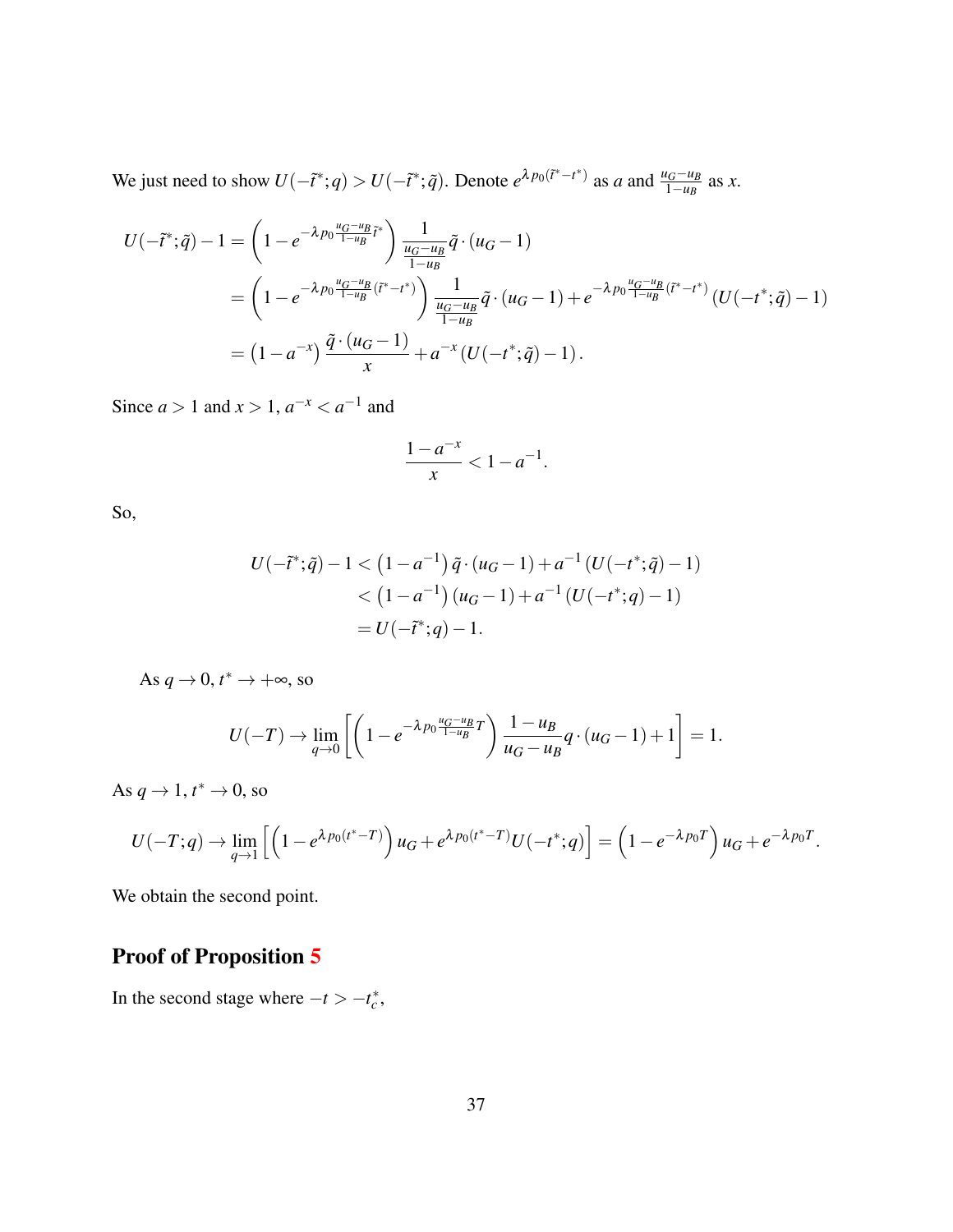We just need to show $U(-\tilde{t}^*;q) > U(-\tilde{t}^*;\tilde{q})$. Denote $e^{\lambda p_0(\tilde{t}^*-t^*)}$ as $a$ and $\frac{u_G-u_B}{1-u_B}$ as $x$.

$$
\begin{aligned}
U(-\tilde{t}^*;\tilde{q})-1 &= \left(1-e^{-\lambda p_0 \frac{u_G-u_B}{1-u_B}\tilde{t}^*}\right)\frac{1}{\frac{u_G-u_B}{1-u_B}}\tilde{q}\cdot(u_G-1) \\
&= \left(1-e^{-\lambda p_0 \frac{u_G-u_B}{1-u_B}(\tilde{t}^*-t^*)}\right)\frac{1}{\frac{u_G-u_B}{1-u_B}}\tilde{q}\cdot(u_G-1)+e^{-\lambda p_0 \frac{u_G-u_B}{1-u_B}(\tilde{t}^*-t^*)}\left(U(-t^*;\tilde{q})-1\right) \\
&= \left(1-a^{-x}\right)\frac{\tilde{q}\cdot(u_G-1)}{x}+a^{-x}\left(U(-t^*;\tilde{q})-1\right).
\end{aligned}
$$

Since $a>1$ and $x>1$, $a^{-x}<a^{-1}$ and

$$
\frac{1-a^{-x}}{x} < 1-a^{-1}.
$$

So,

$$
\begin{aligned}
U(-\tilde{t}^*;\tilde{q})-1 &< \left(1-a^{-1}\right)\tilde{q}\cdot(u_G-1)+a^{-1}\left(U(-t^*;\tilde{q})-1\right) \\
&< \left(1-a^{-1}\right)(u_G-1)+a^{-1}\left(U(-t^*;q)-1\right) \\
&= U(-\tilde{t}^*;q)-1.
\end{aligned}
$$

As $q\to 0$, $t^*\to+\infty$, so

$$
U(-T)\to \lim_{q\to 0}\left[\left(1-e^{-\lambda p_0 \frac{u_G-u_B}{1-u_B}T}\right)\frac{1-u_B}{u_G-u_B}q\cdot(u_G-1)+1\right]=1.
$$

As $q\to 1$, $t^*\to 0$, so

$$
U(-T;q)\to \lim_{q\to 1}\left[\left(1-e^{\lambda p_0(t^*-T)}\right)u_G+e^{\lambda p_0(t^*-T)}U(-t^*;q)\right]=\left(1-e^{-\lambda p_0 T}\right)u_G+e^{-\lambda p_0 T}.
$$

We obtain the second point.

## Proof of Proposition 5

In the second stage where $-t > -t_c^*$,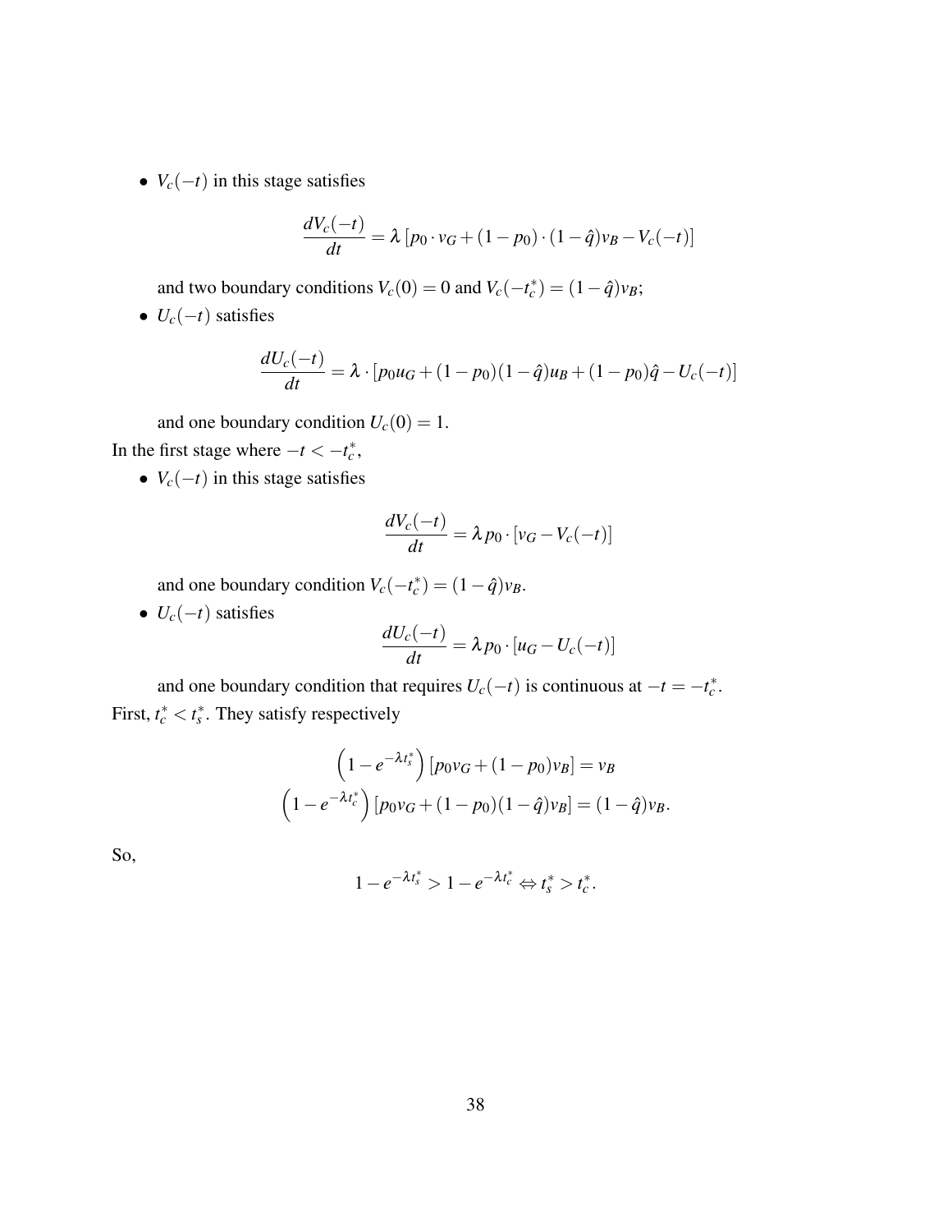- $V_c(-t)$ in this stage satisfies

$$\frac{dV_c(-t)}{dt} = \lambda \left[ p_0 \cdot v_G + (1-p_0) \cdot (1-\hat{q}) v_B - V_c(-t) \right]$$

  and two boundary conditions $V_c(0) = 0$ and $V_c(-t_c^*) = (1-\hat{q})v_B$;

- $U_c(-t)$ satisfies

$$\frac{dU_c(-t)}{dt} = \lambda \cdot \left[ p_0 u_G + (1-p_0)(1-\hat{q}) u_B + (1-p_0)\hat{q} - U_c(-t) \right]$$

  and one boundary condition $U_c(0) = 1$.

In the first stage where $-t < -t_c^*$,

- $V_c(-t)$ in this stage satisfies

$$\frac{dV_c(-t)}{dt} = \lambda p_0 \cdot \left[ v_G - V_c(-t) \right]$$

  and one boundary condition $V_c(-t_c^*) = (1-\hat{q})v_B$.

- $U_c(-t)$ satisfies

$$\frac{dU_c(-t)}{dt} = \lambda p_0 \cdot \left[ u_G - U_c(-t) \right]$$

  and one boundary condition that requires $U_c(-t)$ is continuous at $-t = -t_c^*$.

First, $t_c^* < t_s^*$. They satisfy respectively

$$\left(1 - e^{-\lambda t_s^*}\right) \left[ p_0 v_G + (1-p_0) v_B \right] = v_B$$
$$\left(1 - e^{-\lambda t_c^*}\right) \left[ p_0 v_G + (1-p_0)(1-\hat{q}) v_B \right] = (1-\hat{q}) v_B.$$

So,

$$1 - e^{-\lambda t_s^*} > 1 - e^{-\lambda t_c^*} \Leftrightarrow t_s^* > t_c^*.$$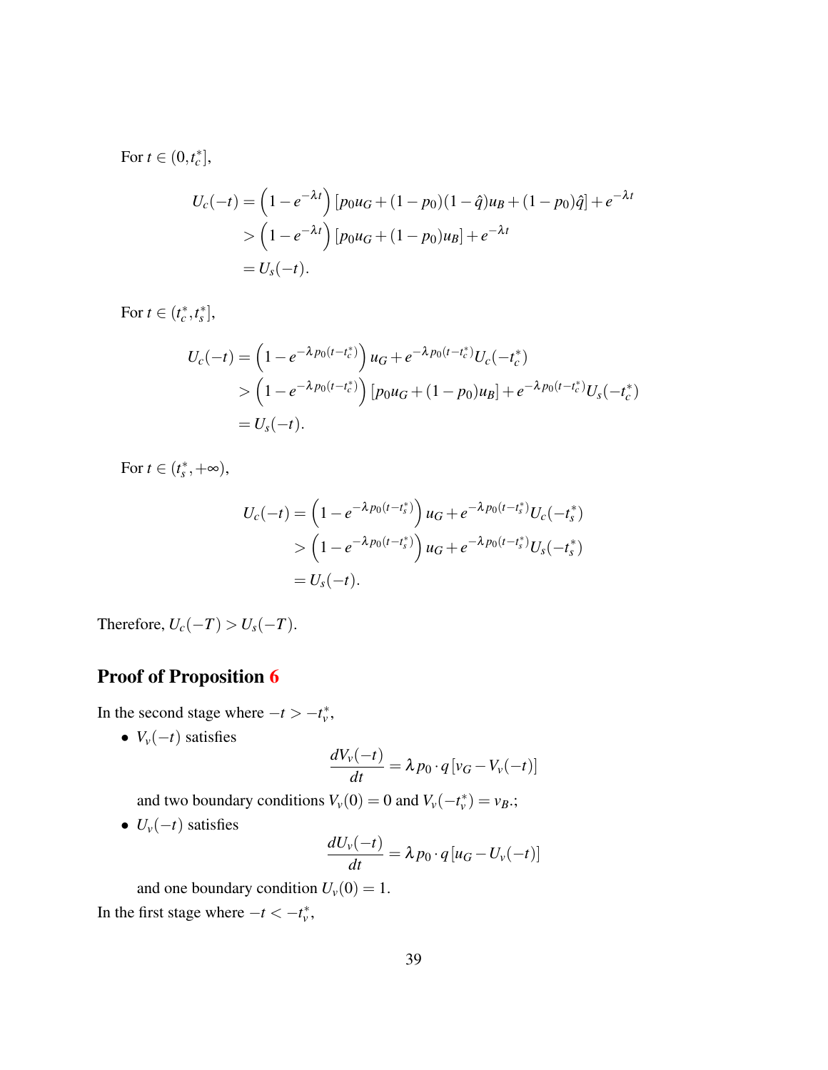For $t \in (0, t_c^*]$,

$$
\begin{aligned}
U_c(-t) &= \left(1 - e^{-\lambda t}\right)\left[p_0 u_G + (1-p_0)(1-\hat{q})u_B + (1-p_0)\hat{q}\right] + e^{-\lambda t} \\
&> \left(1 - e^{-\lambda t}\right)\left[p_0 u_G + (1-p_0)u_B\right] + e^{-\lambda t} \\
&= U_s(-t).
\end{aligned}
$$

For $t \in (t_c^*, t_s^*]$,

$$
\begin{aligned}
U_c(-t) &= \left(1 - e^{-\lambda p_0 (t - t_c^*)}\right) u_G + e^{-\lambda p_0 (t - t_c^*)} U_c(-t_c^*) \\
&> \left(1 - e^{-\lambda p_0 (t - t_c^*)}\right)\left[p_0 u_G + (1-p_0)u_B\right] + e^{-\lambda p_0 (t - t_c^*)} U_s(-t_c^*) \\
&= U_s(-t).
\end{aligned}
$$

For $t \in (t_s^*, +\infty)$,

$$
\begin{aligned}
U_c(-t) &= \left(1 - e^{-\lambda p_0 (t - t_s^*)}\right) u_G + e^{-\lambda p_0 (t - t_s^*)} U_c(-t_s^*) \\
&> \left(1 - e^{-\lambda p_0 (t - t_s^*)}\right) u_G + e^{-\lambda p_0 (t - t_s^*)} U_s(-t_s^*) \\
&= U_s(-t).
\end{aligned}
$$

Therefore, $U_c(-T) > U_s(-T)$.

## Proof of Proposition 6

In the second stage where $-t > -t_v^*$,

- $V_v(-t)$ satisfies
$$
\frac{dV_v(-t)}{dt} = \lambda p_0 \cdot q \left[v_G - V_v(-t)\right]
$$
and two boundary conditions $V_v(0) = 0$ and $V_v(-t_v^*) = v_B$.;
- $U_v(-t)$ satisfies
$$
\frac{dU_v(-t)}{dt} = \lambda p_0 \cdot q \left[u_G - U_v(-t)\right]
$$
and one boundary condition $U_v(0) = 1$.

In the first stage where $-t < -t_v^*$,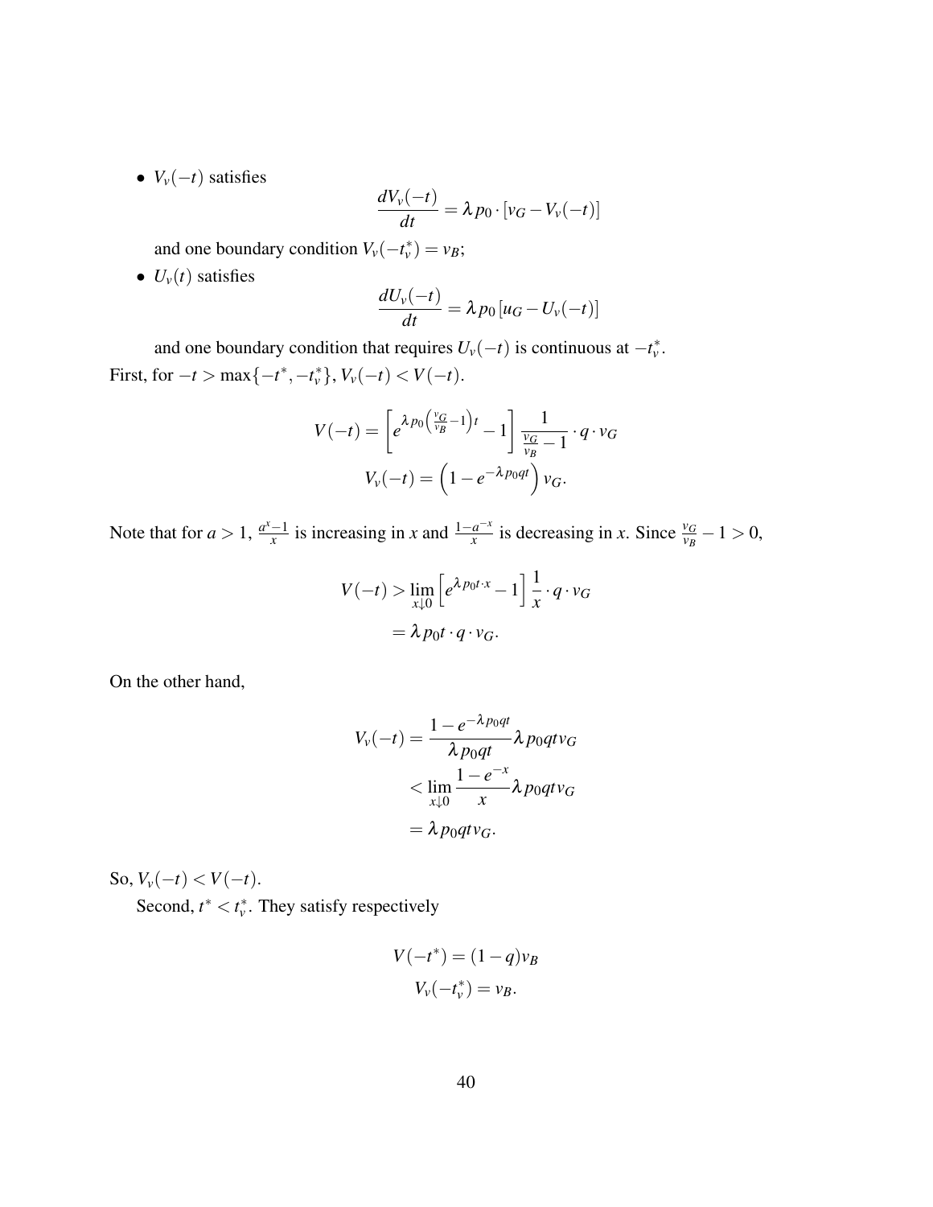- $V_v(-t)$ satisfies

$$\frac{dV_v(-t)}{dt} = \lambda p_0 \cdot [v_G - V_v(-t)]$$

  and one boundary condition $V_v(-t_v^*) = v_B$;

- $U_v(t)$ satisfies

$$\frac{dU_v(-t)}{dt} = \lambda p_0 [u_G - U_v(-t)]$$

  and one boundary condition that requires $U_v(-t)$ is continuous at $-t_v^*$.

First, for $-t > \max\{-t^*, -t_v^*\}$, $V_v(-t) < V(-t)$.

$$V(-t) = \left[ e^{\lambda p_0 \left( \frac{v_G}{v_B} - 1 \right) t} - 1 \right] \frac{1}{\frac{v_G}{v_B} - 1} \cdot q \cdot v_G$$

$$V_v(-t) = \left( 1 - e^{-\lambda p_0 q t} \right) v_G.$$

Note that for $a > 1$, $\frac{a^x - 1}{x}$ is increasing in $x$ and $\frac{1 - a^{-x}}{x}$ is decreasing in $x$. Since $\frac{v_G}{v_B} - 1 > 0$,

$$V(-t) > \lim_{x \downarrow 0} \left[ e^{\lambda p_0 t \cdot x} - 1 \right] \frac{1}{x} \cdot q \cdot v_G$$

$$= \lambda p_0 t \cdot q \cdot v_G.$$

On the other hand,

$$V_v(-t) = \frac{1 - e^{-\lambda p_0 q t}}{\lambda p_0 q t} \lambda p_0 q t v_G$$

$$< \lim_{x \downarrow 0} \frac{1 - e^{-x}}{x} \lambda p_0 q t v_G$$

$$= \lambda p_0 q t v_G.$$

So, $V_v(-t) < V(-t)$.

Second, $t^* < t_v^*$. They satisfy respectively

$$V(-t^*) = (1 - q) v_B$$

$$V_v(-t_v^*) = v_B.$$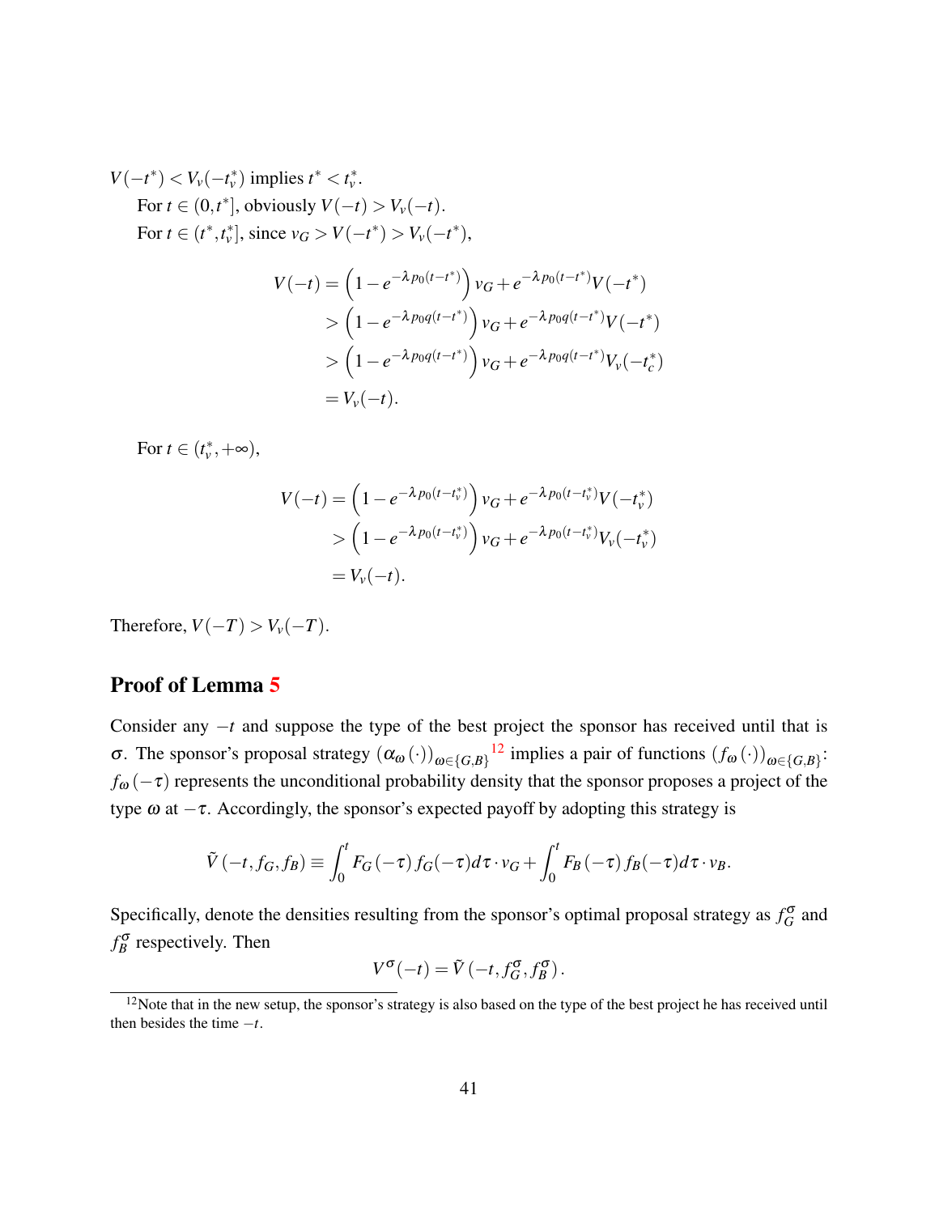$V(-t^*) < V_v(-t_v^*)$ implies $t^* < t_v^*$.

For $t \in (0, t^*]$, obviously $V(-t) > V_v(-t)$.

For $t \in (t^*, t_v^*]$, since $v_G > V(-t^*) > V_v(-t^*)$,

$$
\begin{aligned}
V(-t) &= \left(1 - e^{-\lambda p_0 (t-t^*)}\right) v_G + e^{-\lambda p_0 (t-t^*)} V(-t^*) \\
&> \left(1 - e^{-\lambda p_0 q (t-t^*)}\right) v_G + e^{-\lambda p_0 q (t-t^*)} V(-t^*) \\
&> \left(1 - e^{-\lambda p_0 q (t-t^*)}\right) v_G + e^{-\lambda p_0 q (t-t^*)} V_v(-t_c^*) \\
&= V_v(-t).
\end{aligned}
$$

For $t \in (t_v^*, +\infty)$,

$$
\begin{aligned}
V(-t) &= \left(1 - e^{-\lambda p_0 (t-t_v^*)}\right) v_G + e^{-\lambda p_0 (t-t_v^*)} V(-t_v^*) \\
&> \left(1 - e^{-\lambda p_0 (t-t_v^*)}\right) v_G + e^{-\lambda p_0 (t-t_v^*)} V_v(-t_v^*) \\
&= V_v(-t).
\end{aligned}
$$

Therefore, $V(-T) > V_v(-T)$.

## Proof of Lemma 5

Consider any $-t$ and suppose the type of the best project the sponsor has received until that is $\sigma$. The sponsor's proposal strategy $\left(\alpha_\omega(\cdot)\right)_{\omega \in \{G,B\}}$[12] implies a pair of functions $\left(f_\omega(\cdot)\right)_{\omega \in \{G,B\}}$: $f_\omega(-\tau)$ represents the unconditional probability density that the sponsor proposes a project of the type $\omega$ at $-\tau$. Accordingly, the sponsor's expected payoff by adopting this strategy is

$$
\tilde{V}(-t, f_G, f_B) \equiv \int_0^t F_G(-\tau) f_G(-\tau) d\tau \cdot v_G + \int_0^t F_B(-\tau) f_B(-\tau) d\tau \cdot v_B.
$$

Specifically, denote the densities resulting from the sponsor's optimal proposal strategy as $f_G^\sigma$ and $f_B^\sigma$ respectively. Then

$$
V^\sigma(-t) = \tilde{V}(-t, f_G^\sigma, f_B^\sigma).
$$

[12] Note that in the new setup, the sponsor's strategy is also based on the type of the best project he has received until then besides the time $-t$.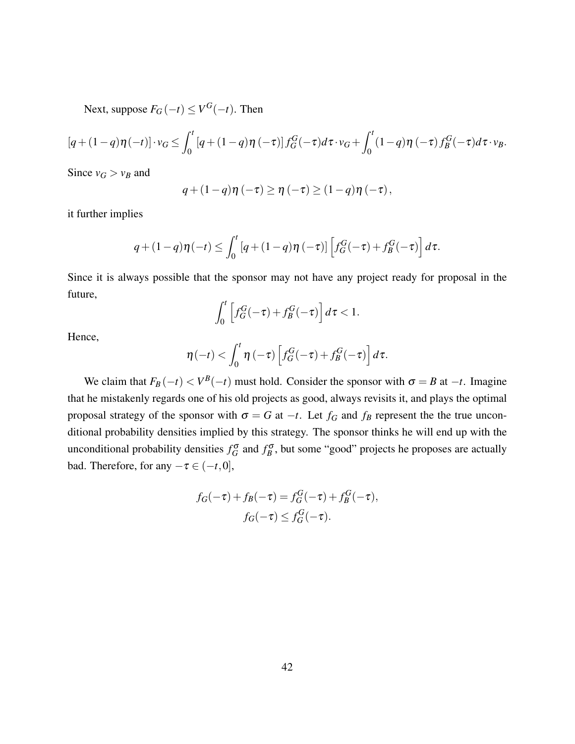Next, suppose $F_G(-t) \le V^G(-t)$. Then

$$[q+(1-q)\eta(-t)] \cdot v_G \le \int_0^t [q+(1-q)\eta(-\tau)] f_G^G(-\tau) d\tau \cdot v_G + \int_0^t (1-q)\eta(-\tau) f_B^G(-\tau) d\tau \cdot v_B.$$

Since $v_G > v_B$ and

$$q+(1-q)\eta(-\tau) \ge \eta(-\tau) \ge (1-q)\eta(-\tau),$$

it further implies

$$q+(1-q)\eta(-t) \le \int_0^t [q+(1-q)\eta(-\tau)] \left[ f_G^G(-\tau) + f_B^G(-\tau) \right] d\tau.$$

Since it is always possible that the sponsor may not have any project ready for proposal in the future,

$$\int_0^t \left[ f_G^G(-\tau) + f_B^G(-\tau) \right] d\tau < 1.$$

Hence,

$$\eta(-t) < \int_0^t \eta(-\tau) \left[ f_G^G(-\tau) + f_B^G(-\tau) \right] d\tau.$$

We claim that $F_B(-t) < V^B(-t)$ must hold. Consider the sponsor with $\sigma = B$ at $-t$. Imagine that he mistakenly regards one of his old projects as good, always revisits it, and plays the optimal proposal strategy of the sponsor with $\sigma = G$ at $-t$. Let $f_G$ and $f_B$ represent the the true unconditional probability densities implied by this strategy. The sponsor thinks he will end up with the unconditional probability densities $f_G^\sigma$ and $f_B^\sigma$, but some "good" projects he proposes are actually bad. Therefore, for any $-\tau \in (-t, 0]$,

$$f_G(-\tau) + f_B(-\tau) = f_G^G(-\tau) + f_B^G(-\tau),$$
$$f_G(-\tau) \le f_G^G(-\tau).$$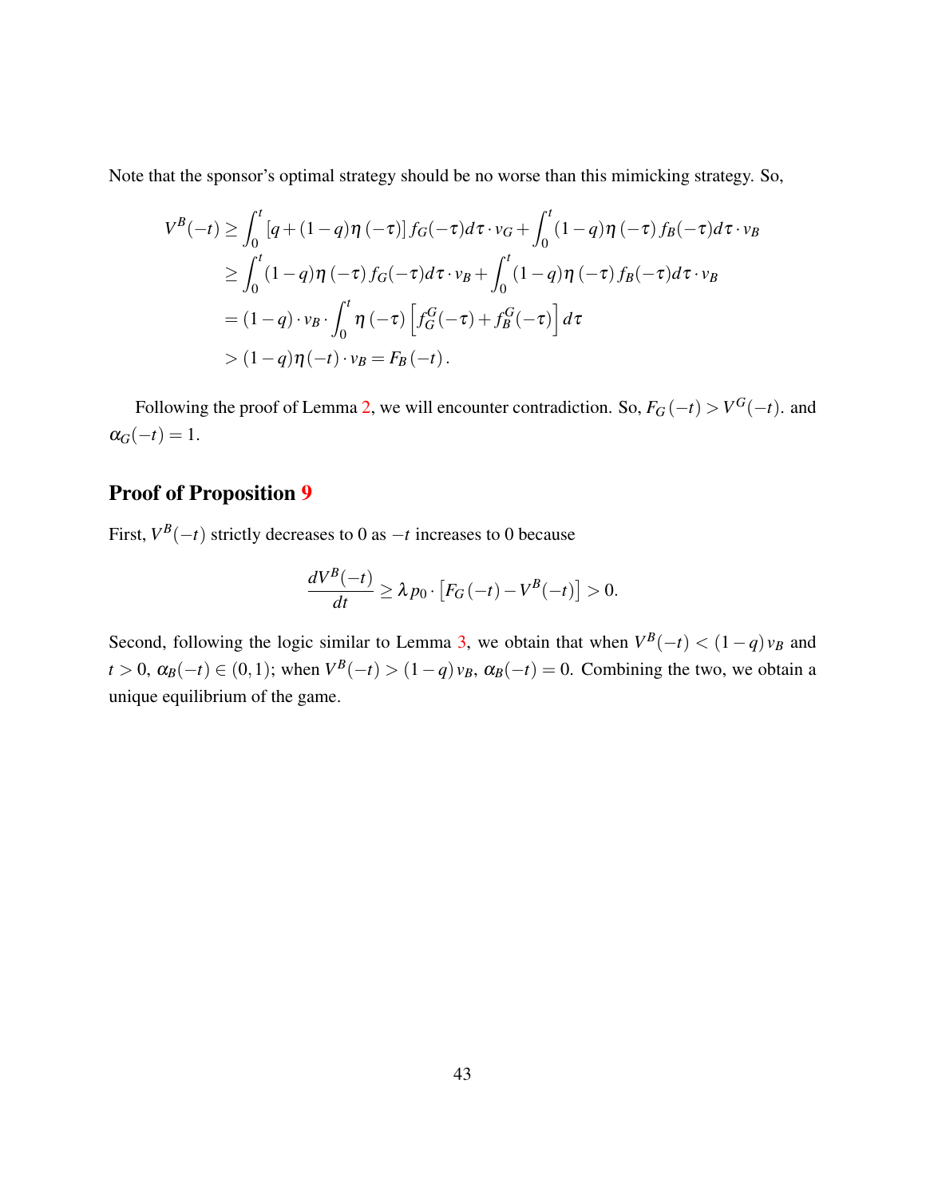Note that the sponsor's optimal strategy should be no worse than this mimicking strategy. So,

$$
\begin{aligned}
V^B(-t) &\geq \int_0^t [q + (1-q)\eta(-\tau)] f_G(-\tau) d\tau \cdot v_G + \int_0^t (1-q)\eta(-\tau) f_B(-\tau) d\tau \cdot v_B \\
&\geq \int_0^t (1-q)\eta(-\tau) f_G(-\tau) d\tau \cdot v_B + \int_0^t (1-q)\eta(-\tau) f_B(-\tau) d\tau \cdot v_B \\
&= (1-q) \cdot v_B \cdot \int_0^t \eta(-\tau) \left[ f_G^G(-\tau) + f_B^G(-\tau) \right] d\tau \\
&> (1-q)\eta(-t) \cdot v_B = F_B(-t).
\end{aligned}
$$

Following the proof of Lemma 2, we will encounter contradiction. So, $F_G(-t) > V^G(-t)$. and $\alpha_G(-t) = 1$.

## Proof of Proposition 9

First, $V^B(-t)$ strictly decreases to 0 as $-t$ increases to 0 because

$$
\frac{dV^B(-t)}{dt} \geq \lambda p_0 \cdot \left[ F_G(-t) - V^B(-t) \right] > 0.
$$

Second, following the logic similar to Lemma 3, we obtain that when $V^B(-t) < (1-q)v_B$ and $t > 0$, $\alpha_B(-t) \in (0,1)$; when $V^B(-t) > (1-q)v_B$, $\alpha_B(-t) = 0$. Combining the two, we obtain a unique equilibrium of the game.